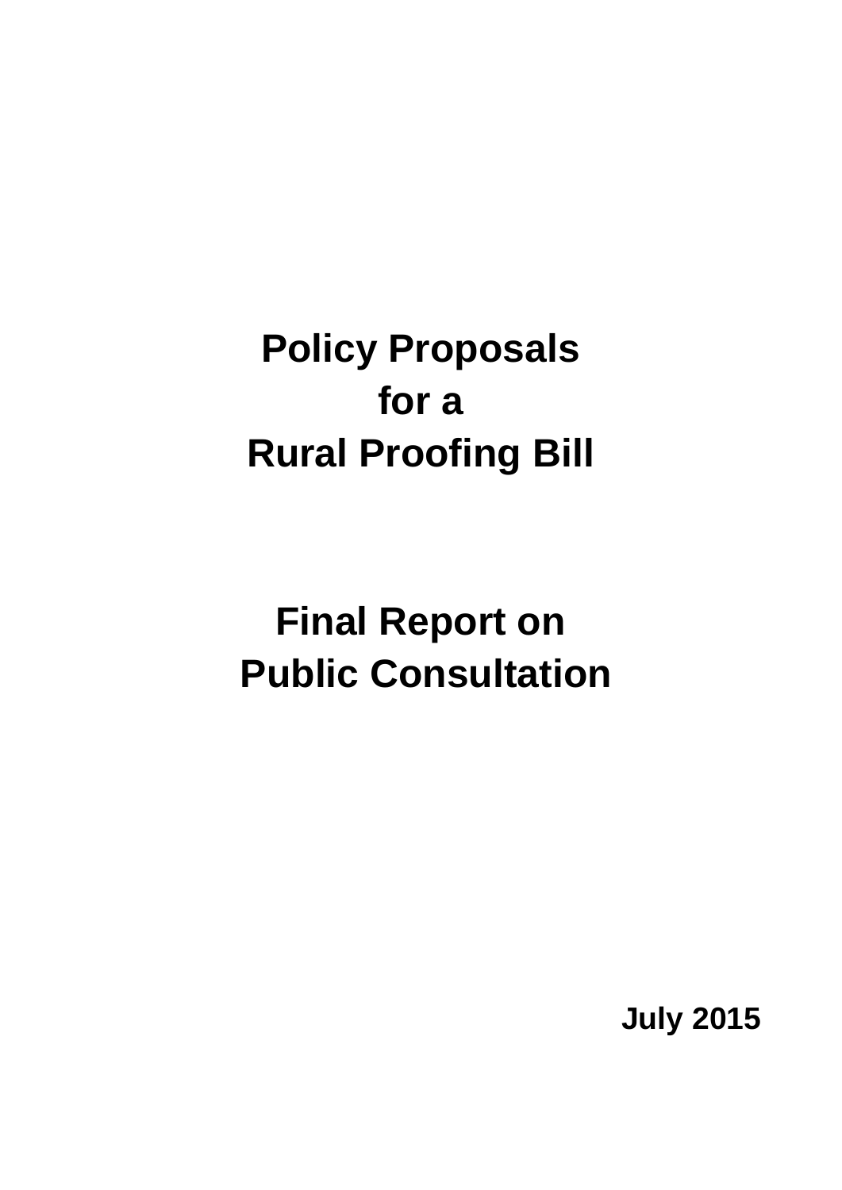# Policy Proposals for a Rural Proofing Bill

# Final Report on Public Consultation

**July 2015**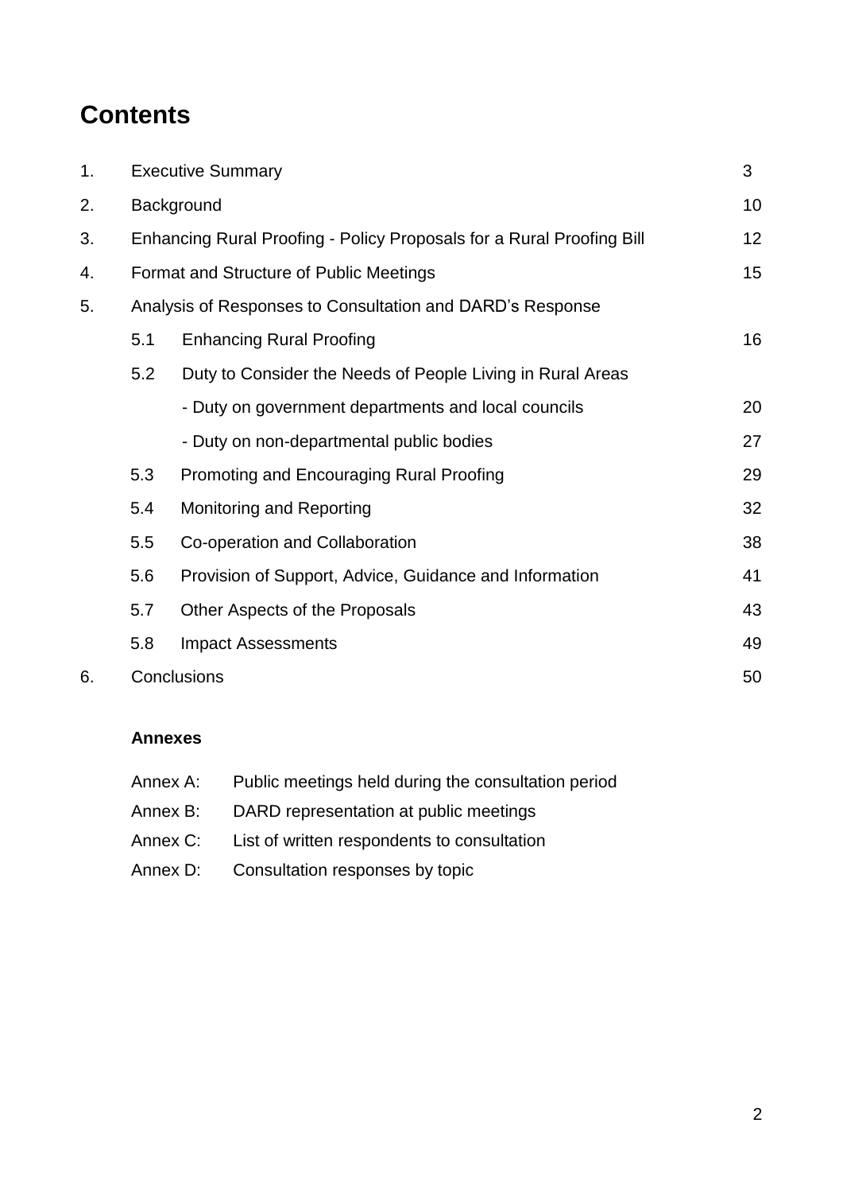# Contents

| | | | |
|---|---|---|---|
| 1. | Executive Summary | | 3 |
| 2. | Background | | 10 |
| 3. | Enhancing Rural Proofing - Policy Proposals for a Rural Proofing Bill | | 12 |
| 4. | Format and Structure of Public Meetings | | 15 |
| 5. | Analysis of Responses to Consultation and DARD's Response | | |
| | 5.1 | Enhancing Rural Proofing | 16 |
| | 5.2 | Duty to Consider the Needs of People Living in Rural Areas | |
| | | - Duty on government departments and local councils | 20 |
| | | - Duty on non-departmental public bodies | 27 |
| | 5.3 | Promoting and Encouraging Rural Proofing | 29 |
| | 5.4 | Monitoring and Reporting | 32 |
| | 5.5 | Co-operation and Collaboration | 38 |
| | 5.6 | Provision of Support, Advice, Guidance and Information | 41 |
| | 5.7 | Other Aspects of the Proposals | 43 |
| | 5.8 | Impact Assessments | 49 |
| 6. | Conclusions | | 50 |

**Annexes**

Annex A: Public meetings held during the consultation period

Annex B: DARD representation at public meetings

Annex C: List of written respondents to consultation

Annex D: Consultation responses by topic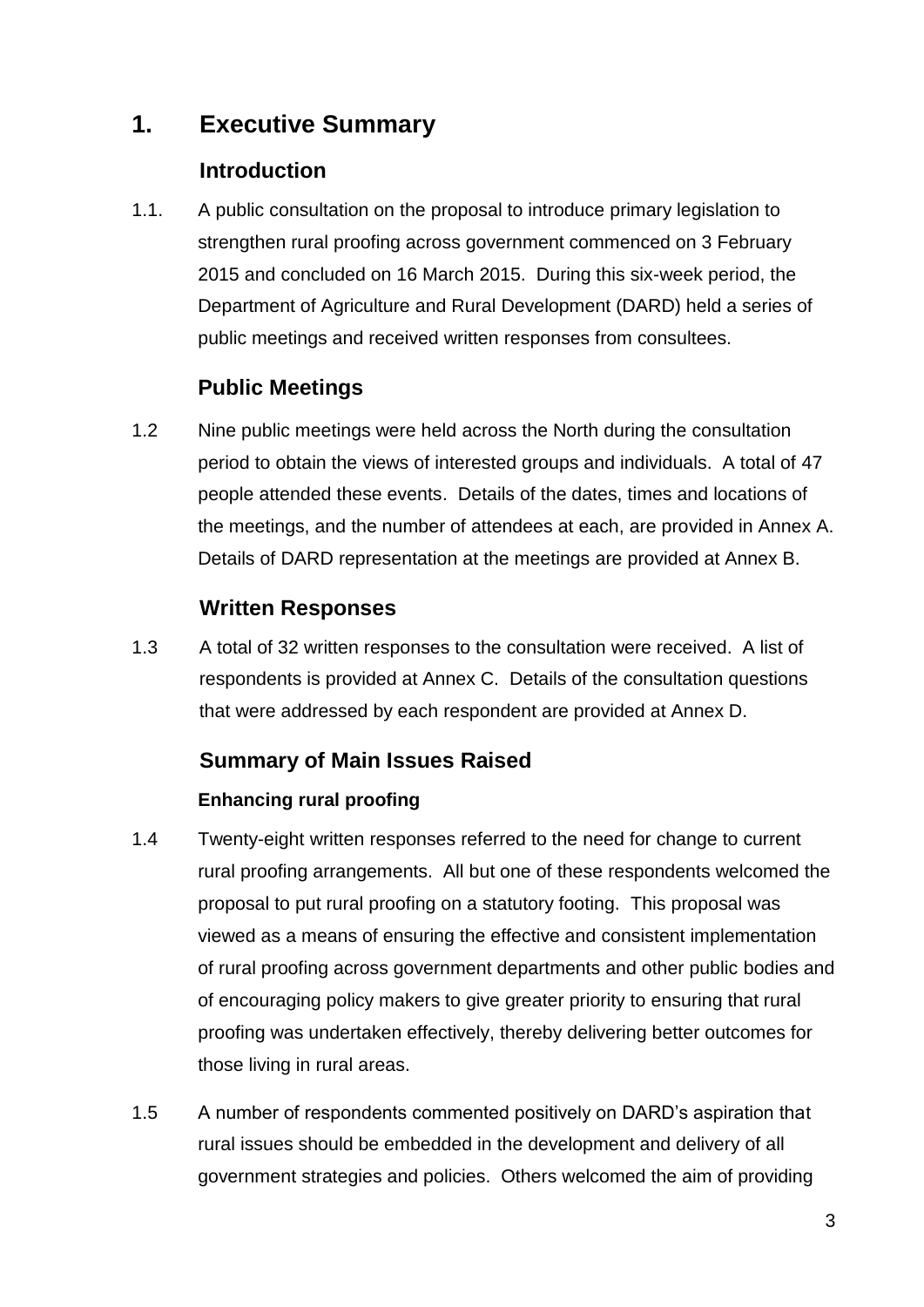# 1. Executive Summary

## Introduction

1.1. A public consultation on the proposal to introduce primary legislation to strengthen rural proofing across government commenced on 3 February 2015 and concluded on 16 March 2015. During this six-week period, the Department of Agriculture and Rural Development (DARD) held a series of public meetings and received written responses from consultees.

## Public Meetings

1.2 Nine public meetings were held across the North during the consultation period to obtain the views of interested groups and individuals. A total of 47 people attended these events. Details of the dates, times and locations of the meetings, and the number of attendees at each, are provided in Annex A. Details of DARD representation at the meetings are provided at Annex B.

## Written Responses

1.3 A total of 32 written responses to the consultation were received. A list of respondents is provided at Annex C. Details of the consultation questions that were addressed by each respondent are provided at Annex D.

## Summary of Main Issues Raised

### Enhancing rural proofing

1.4 Twenty-eight written responses referred to the need for change to current rural proofing arrangements. All but one of these respondents welcomed the proposal to put rural proofing on a statutory footing. This proposal was viewed as a means of ensuring the effective and consistent implementation of rural proofing across government departments and other public bodies and of encouraging policy makers to give greater priority to ensuring that rural proofing was undertaken effectively, thereby delivering better outcomes for those living in rural areas.

1.5 A number of respondents commented positively on DARD's aspiration that rural issues should be embedded in the development and delivery of all government strategies and policies. Others welcomed the aim of providing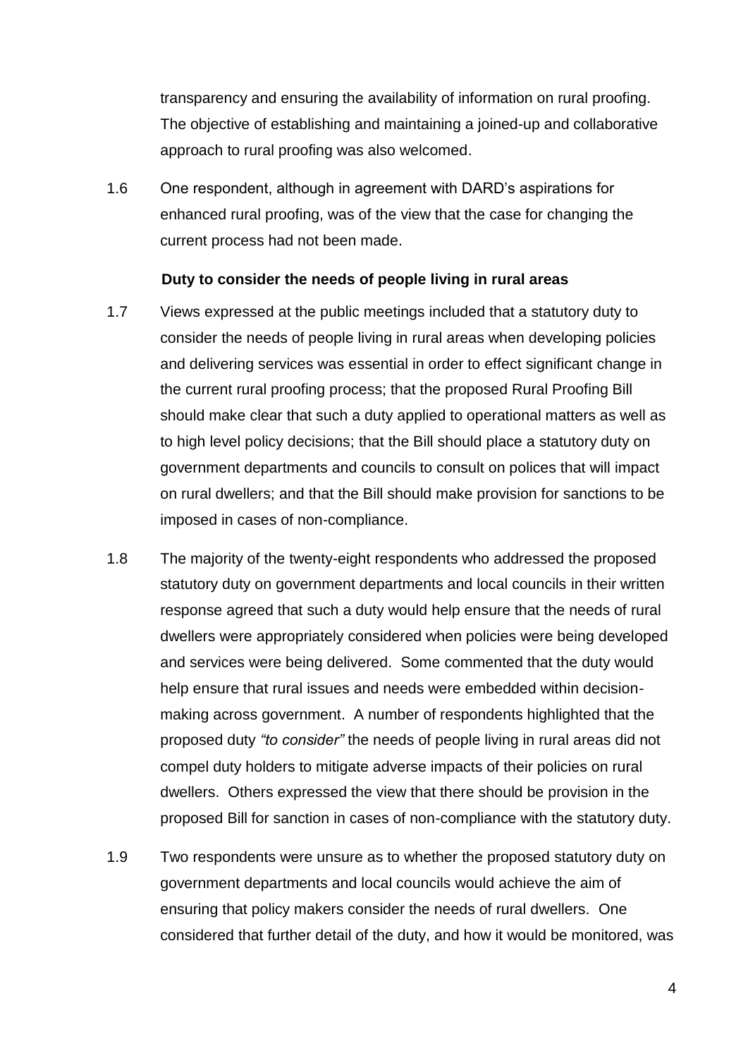transparency and ensuring the availability of information on rural proofing. The objective of establishing and maintaining a joined-up and collaborative approach to rural proofing was also welcomed.

1.6 One respondent, although in agreement with DARD's aspirations for enhanced rural proofing, was of the view that the case for changing the current process had not been made.

**Duty to consider the needs of people living in rural areas**

1.7 Views expressed at the public meetings included that a statutory duty to consider the needs of people living in rural areas when developing policies and delivering services was essential in order to effect significant change in the current rural proofing process; that the proposed Rural Proofing Bill should make clear that such a duty applied to operational matters as well as to high level policy decisions; that the Bill should place a statutory duty on government departments and councils to consult on polices that will impact on rural dwellers; and that the Bill should make provision for sanctions to be imposed in cases of non-compliance.

1.8 The majority of the twenty-eight respondents who addressed the proposed statutory duty on government departments and local councils in their written response agreed that such a duty would help ensure that the needs of rural dwellers were appropriately considered when policies were being developed and services were being delivered. Some commented that the duty would help ensure that rural issues and needs were embedded within decision-making across government. A number of respondents highlighted that the proposed duty *"to consider"* the needs of people living in rural areas did not compel duty holders to mitigate adverse impacts of their policies on rural dwellers. Others expressed the view that there should be provision in the proposed Bill for sanction in cases of non-compliance with the statutory duty.

1.9 Two respondents were unsure as to whether the proposed statutory duty on government departments and local councils would achieve the aim of ensuring that policy makers consider the needs of rural dwellers. One considered that further detail of the duty, and how it would be monitored, was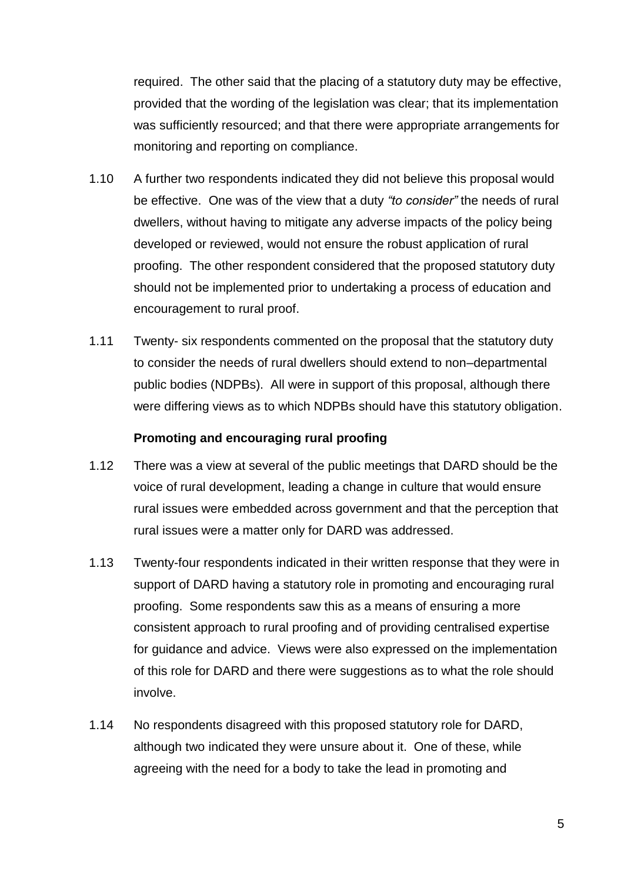required. The other said that the placing of a statutory duty may be effective, provided that the wording of the legislation was clear; that its implementation was sufficiently resourced; and that there were appropriate arrangements for monitoring and reporting on compliance.

1.10 A further two respondents indicated they did not believe this proposal would be effective. One was of the view that a duty *"to consider"* the needs of rural dwellers, without having to mitigate any adverse impacts of the policy being developed or reviewed, would not ensure the robust application of rural proofing. The other respondent considered that the proposed statutory duty should not be implemented prior to undertaking a process of education and encouragement to rural proof.

1.11 Twenty- six respondents commented on the proposal that the statutory duty to consider the needs of rural dwellers should extend to non–departmental public bodies (NDPBs). All were in support of this proposal, although there were differing views as to which NDPBs should have this statutory obligation.

**Promoting and encouraging rural proofing**

1.12 There was a view at several of the public meetings that DARD should be the voice of rural development, leading a change in culture that would ensure rural issues were embedded across government and that the perception that rural issues were a matter only for DARD was addressed.

1.13 Twenty-four respondents indicated in their written response that they were in support of DARD having a statutory role in promoting and encouraging rural proofing. Some respondents saw this as a means of ensuring a more consistent approach to rural proofing and of providing centralised expertise for guidance and advice. Views were also expressed on the implementation of this role for DARD and there were suggestions as to what the role should involve.

1.14 No respondents disagreed with this proposed statutory role for DARD, although two indicated they were unsure about it. One of these, while agreeing with the need for a body to take the lead in promoting and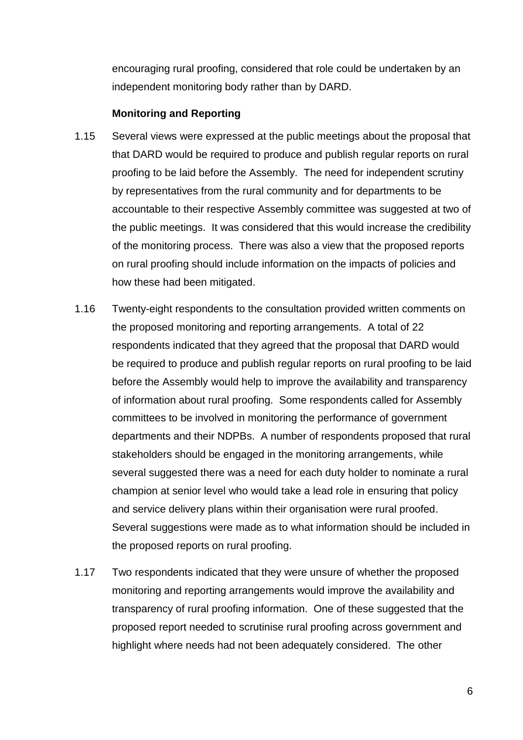encouraging rural proofing, considered that role could be undertaken by an independent monitoring body rather than by DARD.

**Monitoring and Reporting**

1.15 Several views were expressed at the public meetings about the proposal that that DARD would be required to produce and publish regular reports on rural proofing to be laid before the Assembly. The need for independent scrutiny by representatives from the rural community and for departments to be accountable to their respective Assembly committee was suggested at two of the public meetings. It was considered that this would increase the credibility of the monitoring process. There was also a view that the proposed reports on rural proofing should include information on the impacts of policies and how these had been mitigated.

1.16 Twenty-eight respondents to the consultation provided written comments on the proposed monitoring and reporting arrangements. A total of 22 respondents indicated that they agreed that the proposal that DARD would be required to produce and publish regular reports on rural proofing to be laid before the Assembly would help to improve the availability and transparency of information about rural proofing. Some respondents called for Assembly committees to be involved in monitoring the performance of government departments and their NDPBs. A number of respondents proposed that rural stakeholders should be engaged in the monitoring arrangements, while several suggested there was a need for each duty holder to nominate a rural champion at senior level who would take a lead role in ensuring that policy and service delivery plans within their organisation were rural proofed. Several suggestions were made as to what information should be included in the proposed reports on rural proofing.

1.17 Two respondents indicated that they were unsure of whether the proposed monitoring and reporting arrangements would improve the availability and transparency of rural proofing information. One of these suggested that the proposed report needed to scrutinise rural proofing across government and highlight where needs had not been adequately considered. The other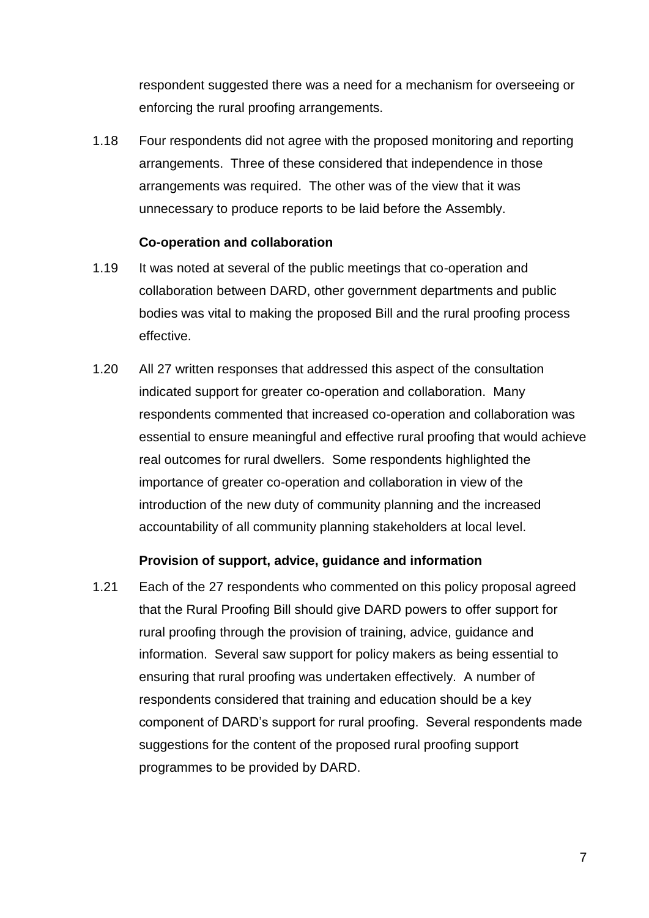respondent suggested there was a need for a mechanism for overseeing or enforcing the rural proofing arrangements.

1.18 Four respondents did not agree with the proposed monitoring and reporting arrangements. Three of these considered that independence in those arrangements was required. The other was of the view that it was unnecessary to produce reports to be laid before the Assembly.

**Co-operation and collaboration**

1.19 It was noted at several of the public meetings that co-operation and collaboration between DARD, other government departments and public bodies was vital to making the proposed Bill and the rural proofing process effective.

1.20 All 27 written responses that addressed this aspect of the consultation indicated support for greater co-operation and collaboration. Many respondents commented that increased co-operation and collaboration was essential to ensure meaningful and effective rural proofing that would achieve real outcomes for rural dwellers. Some respondents highlighted the importance of greater co-operation and collaboration in view of the introduction of the new duty of community planning and the increased accountability of all community planning stakeholders at local level.

**Provision of support, advice, guidance and information**

1.21 Each of the 27 respondents who commented on this policy proposal agreed that the Rural Proofing Bill should give DARD powers to offer support for rural proofing through the provision of training, advice, guidance and information. Several saw support for policy makers as being essential to ensuring that rural proofing was undertaken effectively. A number of respondents considered that training and education should be a key component of DARD's support for rural proofing. Several respondents made suggestions for the content of the proposed rural proofing support programmes to be provided by DARD.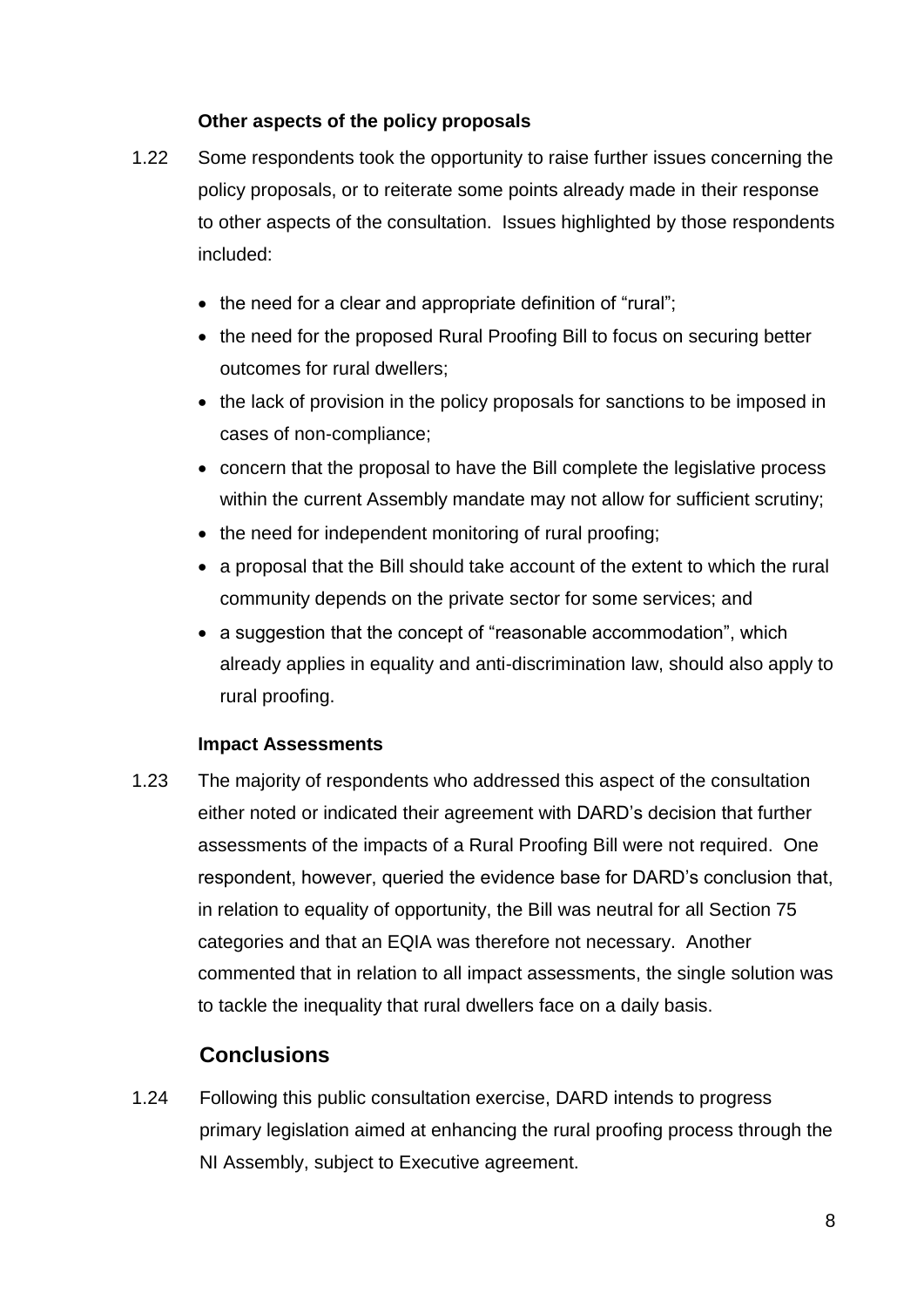**Other aspects of the policy proposals**

1.22 Some respondents took the opportunity to raise further issues concerning the policy proposals, or to reiterate some points already made in their response to other aspects of the consultation. Issues highlighted by those respondents included:

- the need for a clear and appropriate definition of "rural";
- the need for the proposed Rural Proofing Bill to focus on securing better outcomes for rural dwellers;
- the lack of provision in the policy proposals for sanctions to be imposed in cases of non-compliance;
- concern that the proposal to have the Bill complete the legislative process within the current Assembly mandate may not allow for sufficient scrutiny;
- the need for independent monitoring of rural proofing;
- a proposal that the Bill should take account of the extent to which the rural community depends on the private sector for some services; and
- a suggestion that the concept of "reasonable accommodation", which already applies in equality and anti-discrimination law, should also apply to rural proofing.

**Impact Assessments**

1.23 The majority of respondents who addressed this aspect of the consultation either noted or indicated their agreement with DARD's decision that further assessments of the impacts of a Rural Proofing Bill were not required. One respondent, however, queried the evidence base for DARD's conclusion that, in relation to equality of opportunity, the Bill was neutral for all Section 75 categories and that an EQIA was therefore not necessary. Another commented that in relation to all impact assessments, the single solution was to tackle the inequality that rural dwellers face on a daily basis.

## Conclusions

1.24 Following this public consultation exercise, DARD intends to progress primary legislation aimed at enhancing the rural proofing process through the NI Assembly, subject to Executive agreement.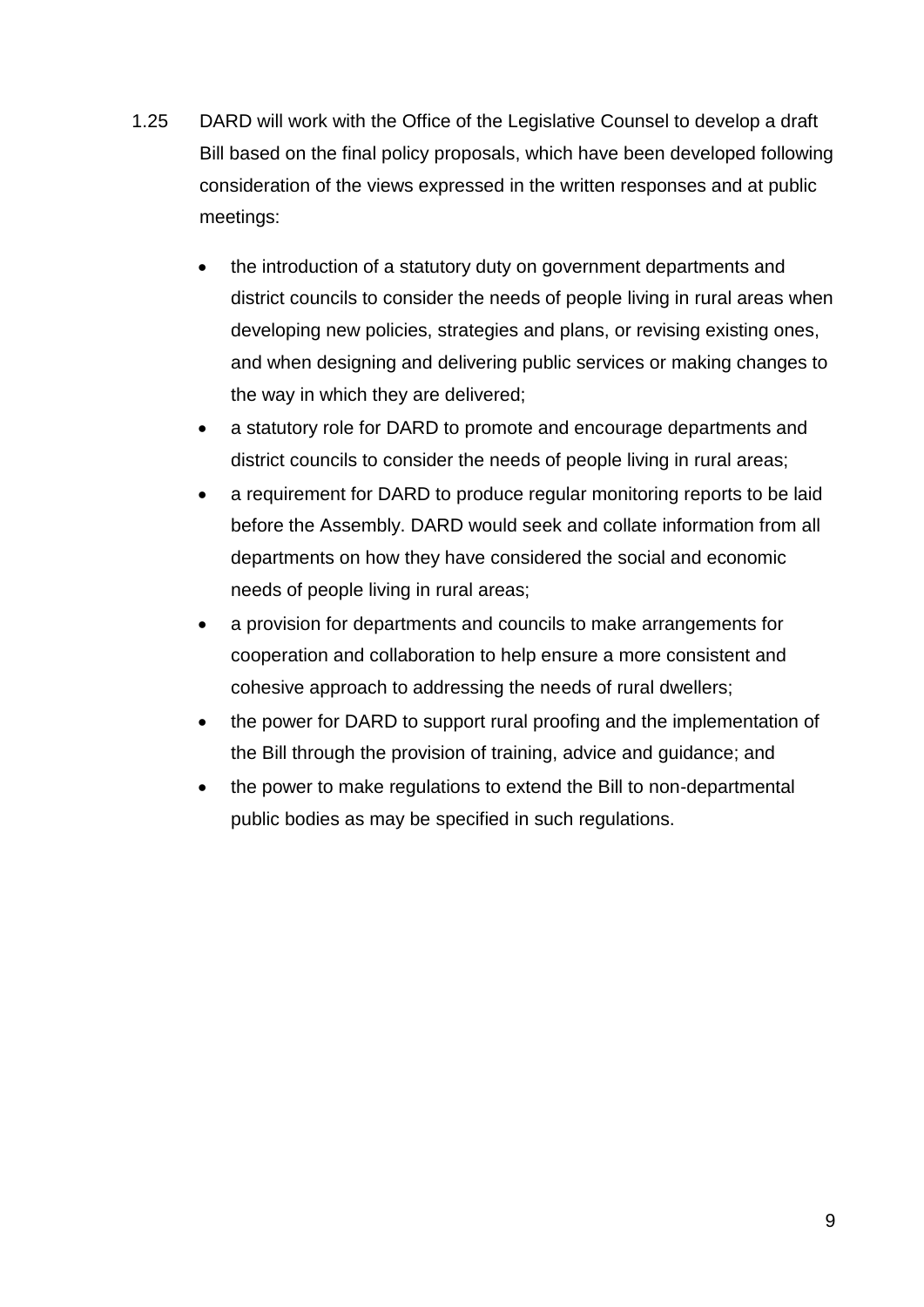1.25 DARD will work with the Office of the Legislative Counsel to develop a draft Bill based on the final policy proposals, which have been developed following consideration of the views expressed in the written responses and at public meetings:

- the introduction of a statutory duty on government departments and district councils to consider the needs of people living in rural areas when developing new policies, strategies and plans, or revising existing ones, and when designing and delivering public services or making changes to the way in which they are delivered;
- a statutory role for DARD to promote and encourage departments and district councils to consider the needs of people living in rural areas;
- a requirement for DARD to produce regular monitoring reports to be laid before the Assembly. DARD would seek and collate information from all departments on how they have considered the social and economic needs of people living in rural areas;
- a provision for departments and councils to make arrangements for cooperation and collaboration to help ensure a more consistent and cohesive approach to addressing the needs of rural dwellers;
- the power for DARD to support rural proofing and the implementation of the Bill through the provision of training, advice and guidance; and
- the power to make regulations to extend the Bill to non-departmental public bodies as may be specified in such regulations.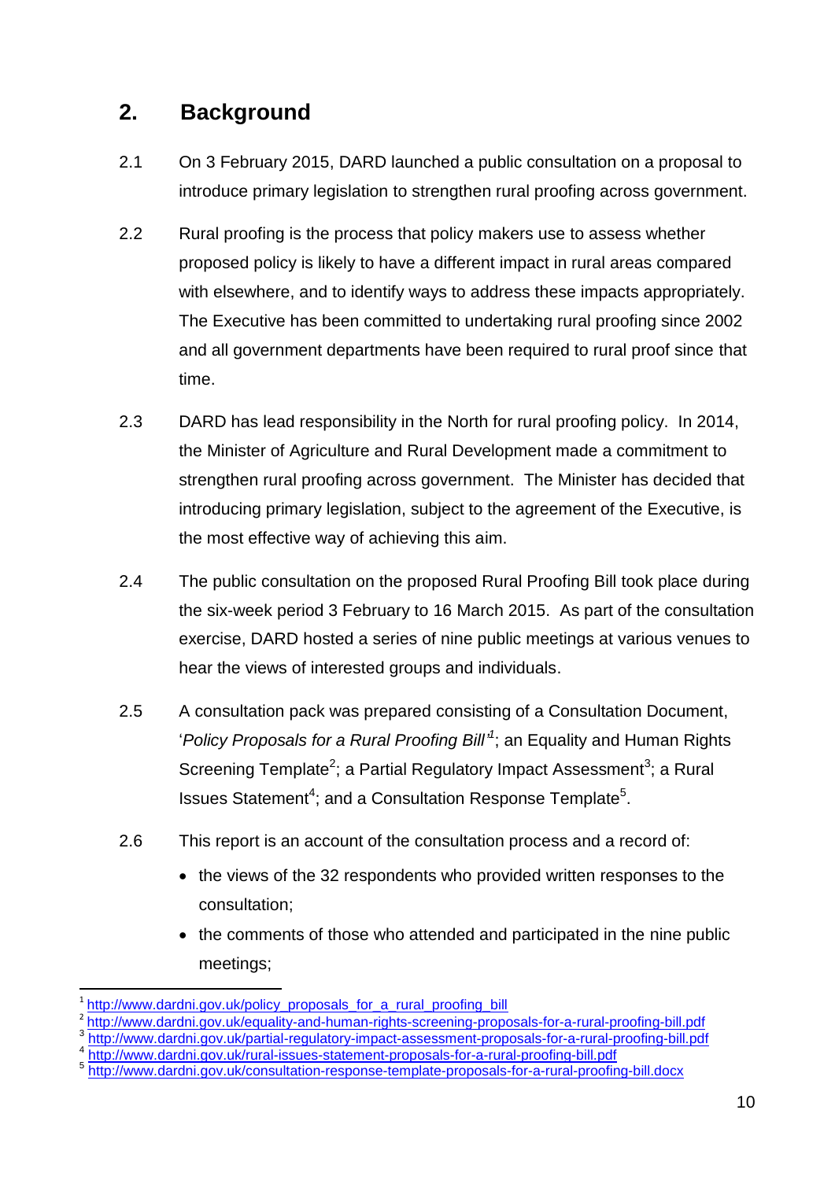## 2. Background

2.1 On 3 February 2015, DARD launched a public consultation on a proposal to introduce primary legislation to strengthen rural proofing across government.

2.2 Rural proofing is the process that policy makers use to assess whether proposed policy is likely to have a different impact in rural areas compared with elsewhere, and to identify ways to address these impacts appropriately. The Executive has been committed to undertaking rural proofing since 2002 and all government departments have been required to rural proof since that time.

2.3 DARD has lead responsibility in the North for rural proofing policy. In 2014, the Minister of Agriculture and Rural Development made a commitment to strengthen rural proofing across government. The Minister has decided that introducing primary legislation, subject to the agreement of the Executive, is the most effective way of achieving this aim.

2.4 The public consultation on the proposed Rural Proofing Bill took place during the six-week period 3 February to 16 March 2015. As part of the consultation exercise, DARD hosted a series of nine public meetings at various venues to hear the views of interested groups and individuals.

2.5 A consultation pack was prepared consisting of a Consultation Document, '*Policy Proposals for a Rural Proofing Bill*'[1]; an Equality and Human Rights Screening Template[2]; a Partial Regulatory Impact Assessment[3]; a Rural Issues Statement[4]; and a Consultation Response Template[5].

2.6 This report is an account of the consultation process and a record of:

- the views of the 32 respondents who provided written responses to the consultation;
- the comments of those who attended and participated in the nine public meetings;

---

[1] http://www.dardni.gov.uk/policy_proposals_for_a_rural_proofing_bill
[2] http://www.dardni.gov.uk/equality-and-human-rights-screening-proposals-for-a-rural-proofing-bill.pdf
[3] http://www.dardni.gov.uk/partial-regulatory-impact-assessment-proposals-for-a-rural-proofing-bill.pdf
[4] http://www.dardni.gov.uk/rural-issues-statement-proposals-for-a-rural-proofing-bill.pdf
[5] http://www.dardni.gov.uk/consultation-response-template-proposals-for-a-rural-proofing-bill.docx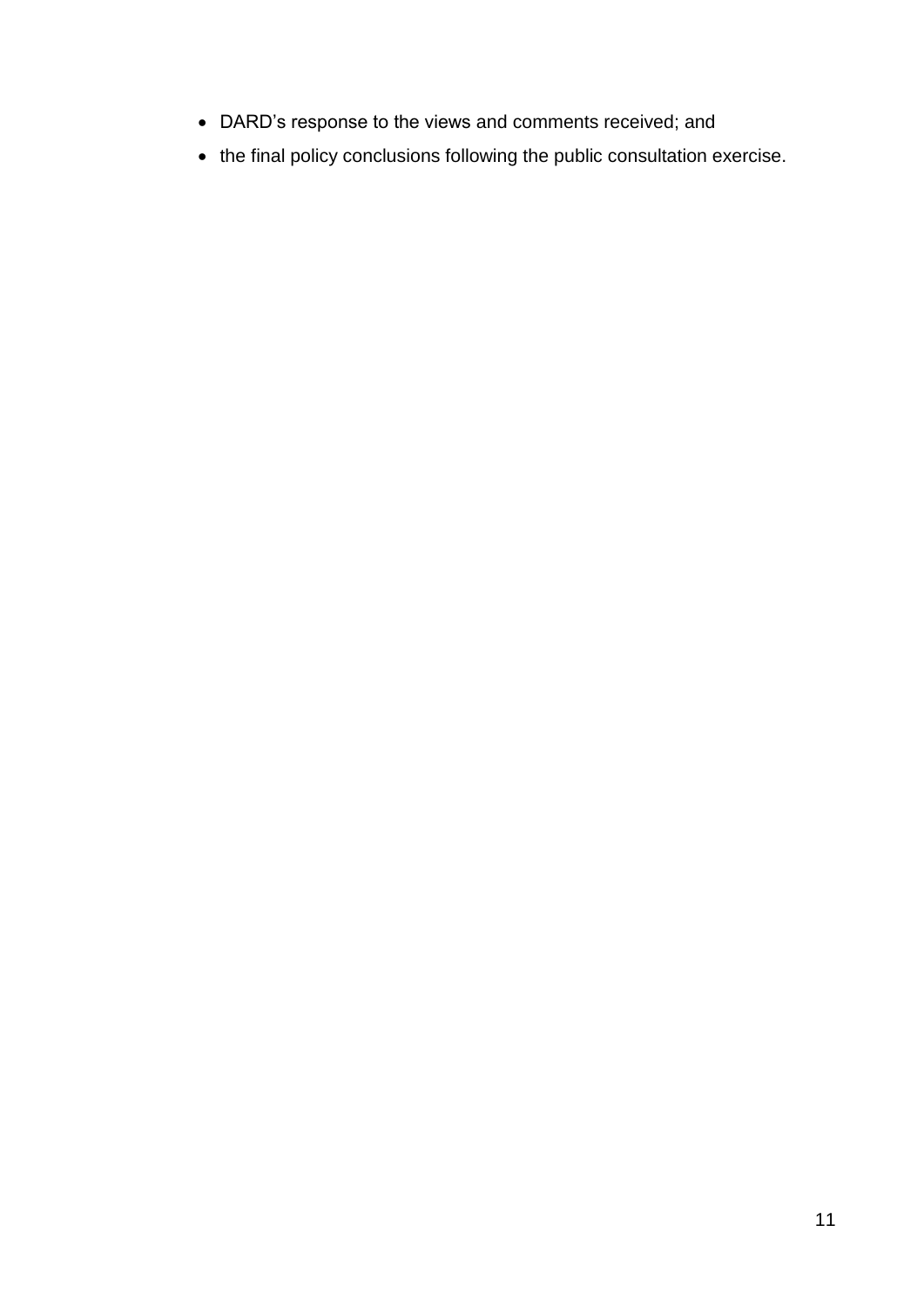- DARD’s response to the views and comments received; and
- the final policy conclusions following the public consultation exercise.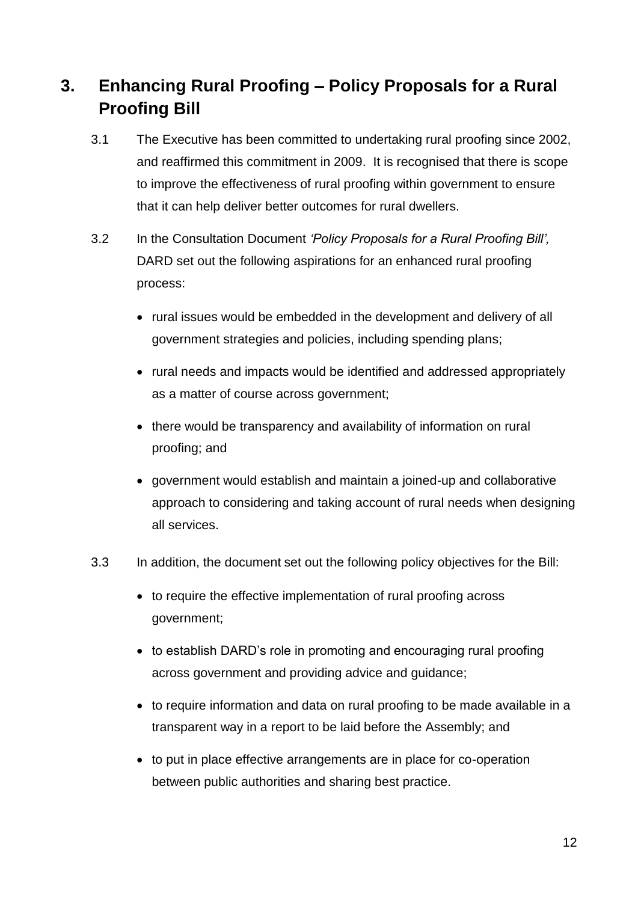## 3. Enhancing Rural Proofing – Policy Proposals for a Rural Proofing Bill

3.1 The Executive has been committed to undertaking rural proofing since 2002, and reaffirmed this commitment in 2009. It is recognised that there is scope to improve the effectiveness of rural proofing within government to ensure that it can help deliver better outcomes for rural dwellers.

3.2 In the Consultation Document *'Policy Proposals for a Rural Proofing Bill',* DARD set out the following aspirations for an enhanced rural proofing process:

- rural issues would be embedded in the development and delivery of all government strategies and policies, including spending plans;
- rural needs and impacts would be identified and addressed appropriately as a matter of course across government;
- there would be transparency and availability of information on rural proofing; and
- government would establish and maintain a joined-up and collaborative approach to considering and taking account of rural needs when designing all services.

3.3 In addition, the document set out the following policy objectives for the Bill:

- to require the effective implementation of rural proofing across government;
- to establish DARD's role in promoting and encouraging rural proofing across government and providing advice and guidance;
- to require information and data on rural proofing to be made available in a transparent way in a report to be laid before the Assembly; and
- to put in place effective arrangements are in place for co-operation between public authorities and sharing best practice.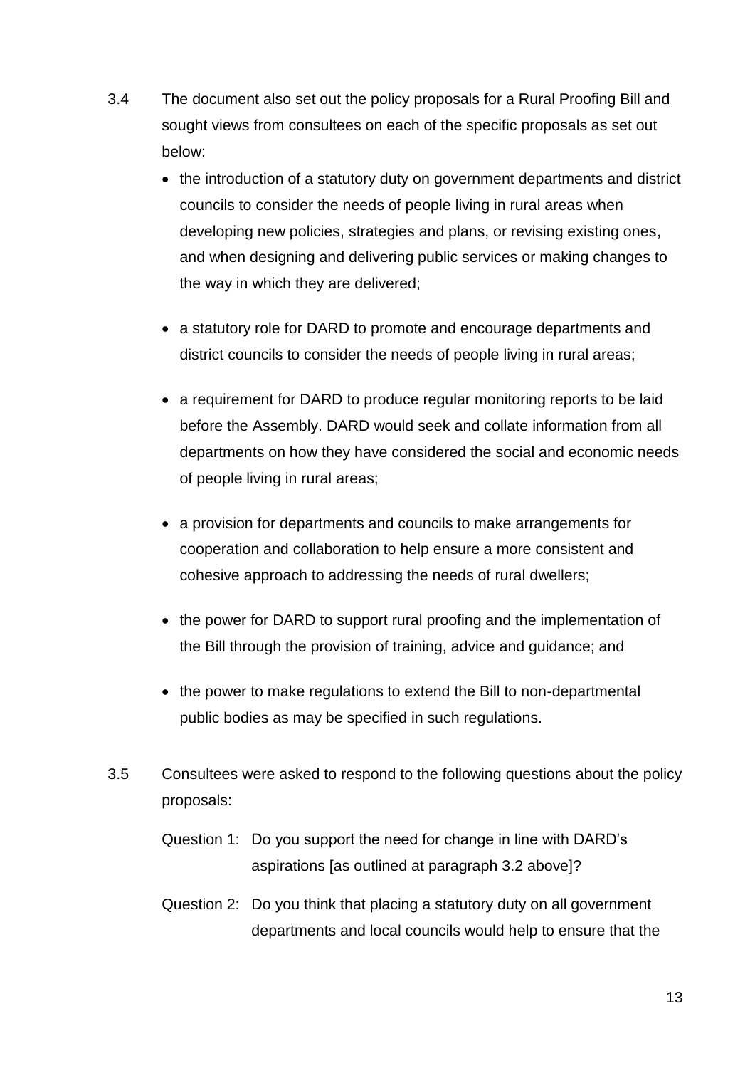3.4 The document also set out the policy proposals for a Rural Proofing Bill and sought views from consultees on each of the specific proposals as set out below:

- the introduction of a statutory duty on government departments and district councils to consider the needs of people living in rural areas when developing new policies, strategies and plans, or revising existing ones, and when designing and delivering public services or making changes to the way in which they are delivered;
- a statutory role for DARD to promote and encourage departments and district councils to consider the needs of people living in rural areas;
- a requirement for DARD to produce regular monitoring reports to be laid before the Assembly. DARD would seek and collate information from all departments on how they have considered the social and economic needs of people living in rural areas;
- a provision for departments and councils to make arrangements for cooperation and collaboration to help ensure a more consistent and cohesive approach to addressing the needs of rural dwellers;
- the power for DARD to support rural proofing and the implementation of the Bill through the provision of training, advice and guidance; and
- the power to make regulations to extend the Bill to non-departmental public bodies as may be specified in such regulations.

3.5 Consultees were asked to respond to the following questions about the policy proposals:

Question 1: Do you support the need for change in line with DARD's aspirations [as outlined at paragraph 3.2 above]?

Question 2: Do you think that placing a statutory duty on all government departments and local councils would help to ensure that the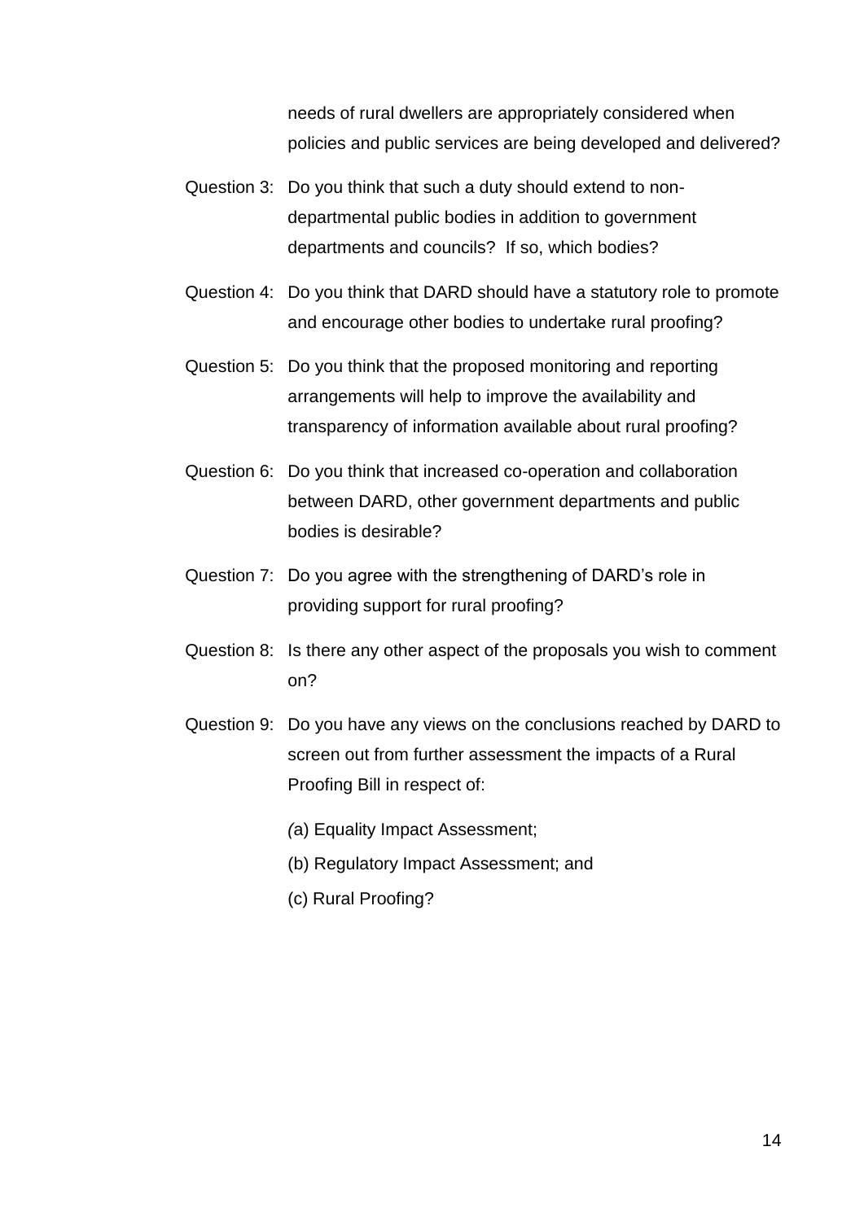needs of rural dwellers are appropriately considered when policies and public services are being developed and delivered?

Question 3: Do you think that such a duty should extend to non-departmental public bodies in addition to government departments and councils? If so, which bodies?

Question 4: Do you think that DARD should have a statutory role to promote and encourage other bodies to undertake rural proofing?

Question 5: Do you think that the proposed monitoring and reporting arrangements will help to improve the availability and transparency of information available about rural proofing?

Question 6: Do you think that increased co-operation and collaboration between DARD, other government departments and public bodies is desirable?

Question 7: Do you agree with the strengthening of DARD's role in providing support for rural proofing?

Question 8: Is there any other aspect of the proposals you wish to comment on?

Question 9: Do you have any views on the conclusions reached by DARD to screen out from further assessment the impacts of a Rural Proofing Bill in respect of:

(a) Equality Impact Assessment;

(b) Regulatory Impact Assessment; and

(c) Rural Proofing?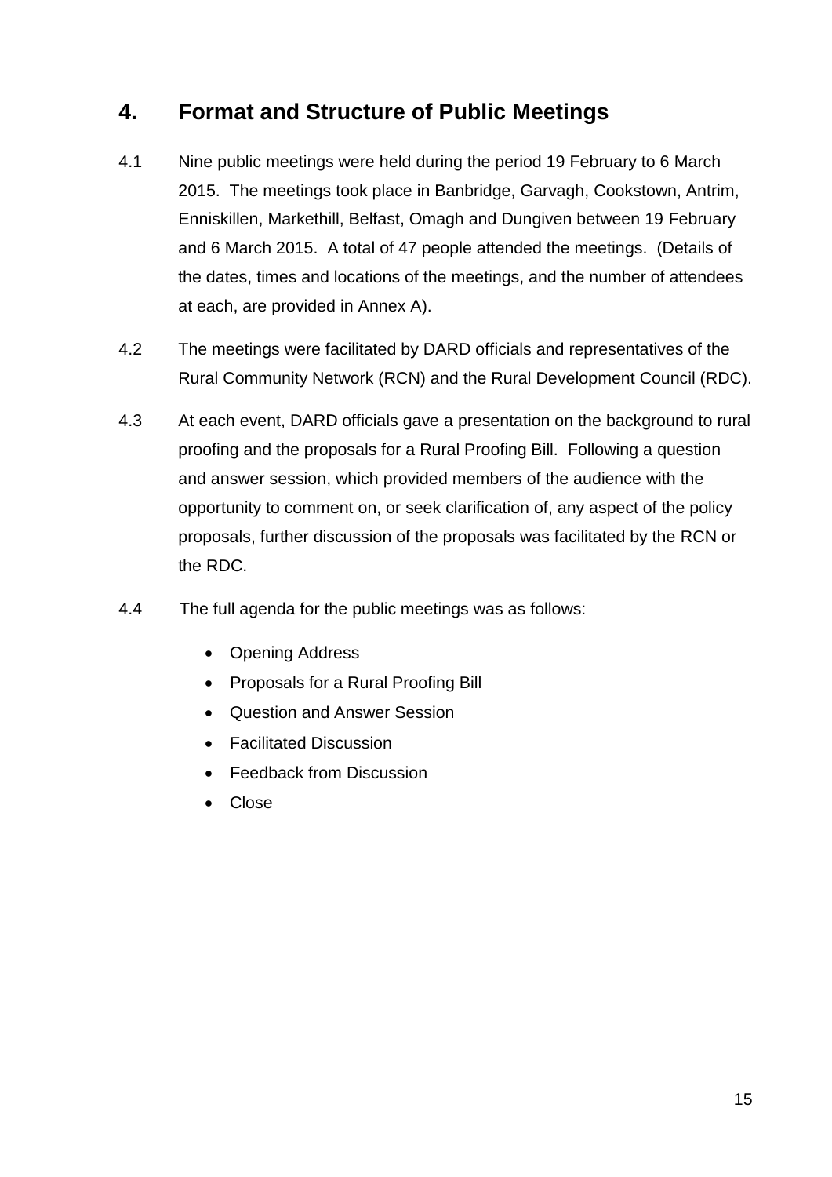## 4. Format and Structure of Public Meetings

4.1 Nine public meetings were held during the period 19 February to 6 March 2015. The meetings took place in Banbridge, Garvagh, Cookstown, Antrim, Enniskillen, Markethill, Belfast, Omagh and Dungiven between 19 February and 6 March 2015. A total of 47 people attended the meetings. (Details of the dates, times and locations of the meetings, and the number of attendees at each, are provided in Annex A).

4.2 The meetings were facilitated by DARD officials and representatives of the Rural Community Network (RCN) and the Rural Development Council (RDC).

4.3 At each event, DARD officials gave a presentation on the background to rural proofing and the proposals for a Rural Proofing Bill. Following a question and answer session, which provided members of the audience with the opportunity to comment on, or seek clarification of, any aspect of the policy proposals, further discussion of the proposals was facilitated by the RCN or the RDC.

4.4 The full agenda for the public meetings was as follows:

- Opening Address
- Proposals for a Rural Proofing Bill
- Question and Answer Session
- Facilitated Discussion
- Feedback from Discussion
- Close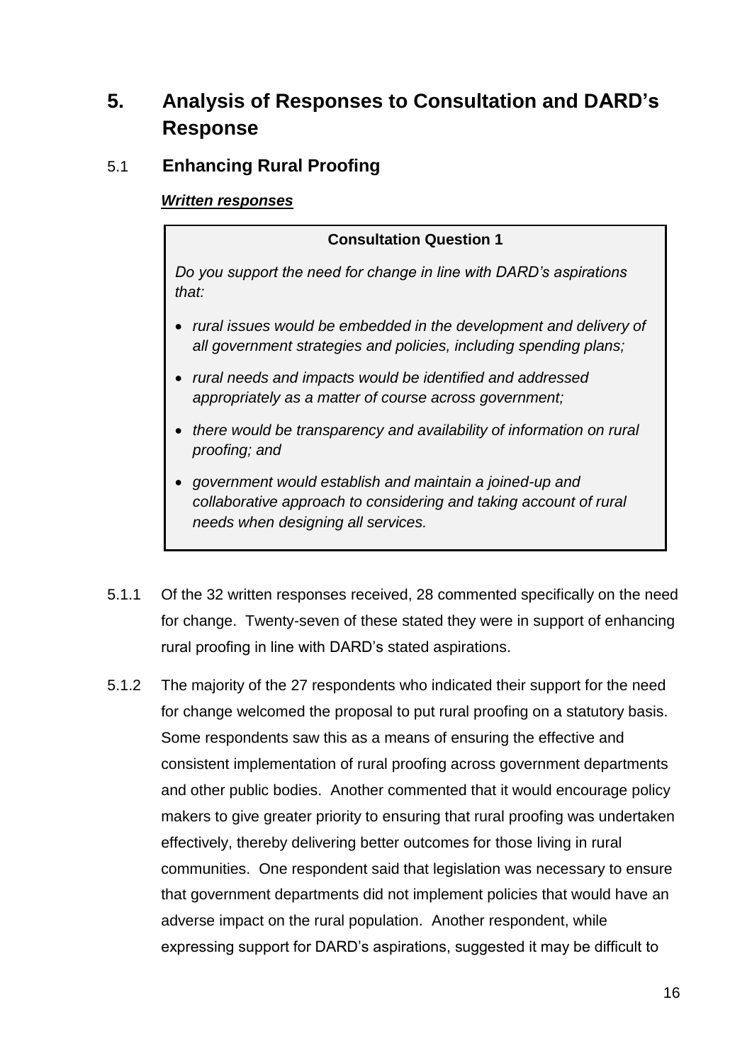# 5. Analysis of Responses to Consultation and DARD's Response

## 5.1 Enhancing Rural Proofing

***Written responses***

> **Consultation Question 1**
>
> *Do you support the need for change in line with DARD's aspirations that:*
>
> - *rural issues would be embedded in the development and delivery of all government strategies and policies, including spending plans;*
> - *rural needs and impacts would be identified and addressed appropriately as a matter of course across government;*
> - *there would be transparency and availability of information on rural proofing; and*
> - *government would establish and maintain a joined-up and collaborative approach to considering and taking account of rural needs when designing all services.*

5.1.1 Of the 32 written responses received, 28 commented specifically on the need for change. Twenty-seven of these stated they were in support of enhancing rural proofing in line with DARD's stated aspirations.

5.1.2 The majority of the 27 respondents who indicated their support for the need for change welcomed the proposal to put rural proofing on a statutory basis. Some respondents saw this as a means of ensuring the effective and consistent implementation of rural proofing across government departments and other public bodies. Another commented that it would encourage policy makers to give greater priority to ensuring that rural proofing was undertaken effectively, thereby delivering better outcomes for those living in rural communities. One respondent said that legislation was necessary to ensure that government departments did not implement policies that would have an adverse impact on the rural population. Another respondent, while expressing support for DARD's aspirations, suggested it may be difficult to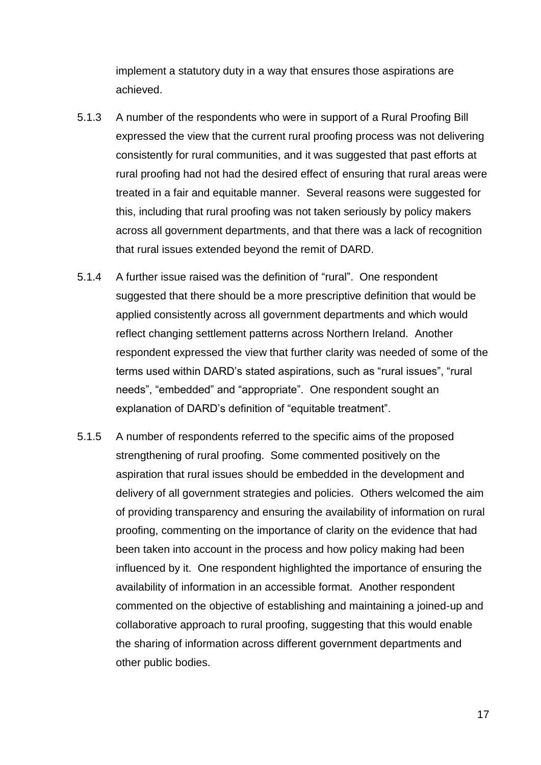implement a statutory duty in a way that ensures those aspirations are achieved.

5.1.3 A number of the respondents who were in support of a Rural Proofing Bill expressed the view that the current rural proofing process was not delivering consistently for rural communities, and it was suggested that past efforts at rural proofing had not had the desired effect of ensuring that rural areas were treated in a fair and equitable manner. Several reasons were suggested for this, including that rural proofing was not taken seriously by policy makers across all government departments, and that there was a lack of recognition that rural issues extended beyond the remit of DARD.

5.1.4 A further issue raised was the definition of "rural". One respondent suggested that there should be a more prescriptive definition that would be applied consistently across all government departments and which would reflect changing settlement patterns across Northern Ireland. Another respondent expressed the view that further clarity was needed of some of the terms used within DARD's stated aspirations, such as "rural issues", "rural needs", "embedded" and "appropriate". One respondent sought an explanation of DARD's definition of "equitable treatment".

5.1.5 A number of respondents referred to the specific aims of the proposed strengthening of rural proofing. Some commented positively on the aspiration that rural issues should be embedded in the development and delivery of all government strategies and policies. Others welcomed the aim of providing transparency and ensuring the availability of information on rural proofing, commenting on the importance of clarity on the evidence that had been taken into account in the process and how policy making had been influenced by it. One respondent highlighted the importance of ensuring the availability of information in an accessible format. Another respondent commented on the objective of establishing and maintaining a joined-up and collaborative approach to rural proofing, suggesting that this would enable the sharing of information across different government departments and other public bodies.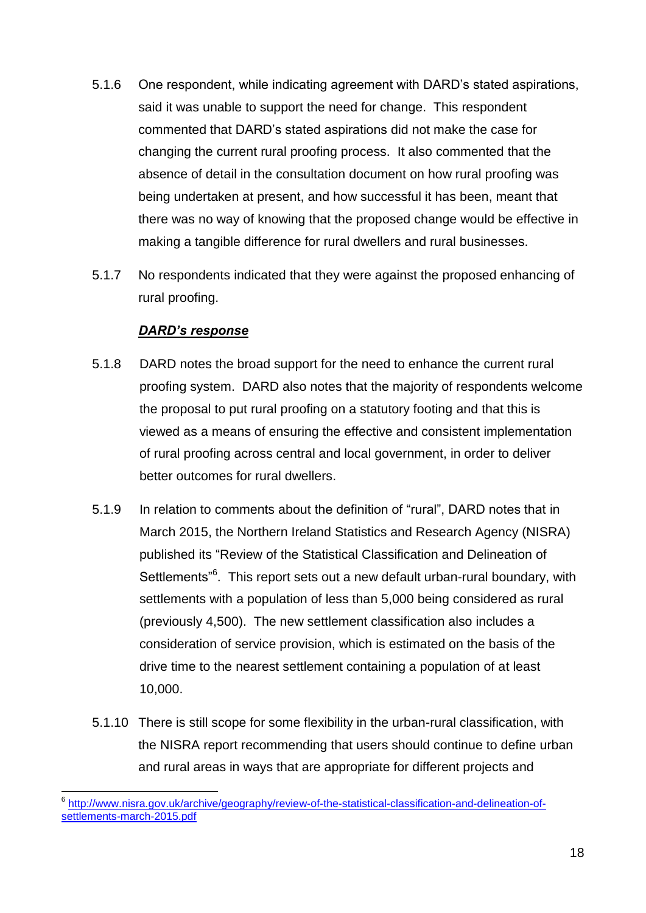5.1.6 One respondent, while indicating agreement with DARD's stated aspirations, said it was unable to support the need for change. This respondent commented that DARD's stated aspirations did not make the case for changing the current rural proofing process. It also commented that the absence of detail in the consultation document on how rural proofing was being undertaken at present, and how successful it has been, meant that there was no way of knowing that the proposed change would be effective in making a tangible difference for rural dwellers and rural businesses.

5.1.7 No respondents indicated that they were against the proposed enhancing of rural proofing.

***DARD's response***

5.1.8 DARD notes the broad support for the need to enhance the current rural proofing system. DARD also notes that the majority of respondents welcome the proposal to put rural proofing on a statutory footing and that this is viewed as a means of ensuring the effective and consistent implementation of rural proofing across central and local government, in order to deliver better outcomes for rural dwellers.

5.1.9 In relation to comments about the definition of "rural", DARD notes that in March 2015, the Northern Ireland Statistics and Research Agency (NISRA) published its "Review of the Statistical Classification and Delineation of Settlements"[6]. This report sets out a new default urban-rural boundary, with settlements with a population of less than 5,000 being considered as rural (previously 4,500). The new settlement classification also includes a consideration of service provision, which is estimated on the basis of the drive time to the nearest settlement containing a population of at least 10,000.

5.1.10 There is still scope for some flexibility in the urban-rural classification, with the NISRA report recommending that users should continue to define urban and rural areas in ways that are appropriate for different projects and

[6] http://www.nisra.gov.uk/archive/geography/review-of-the-statistical-classification-and-delineation-of-settlements-march-2015.pdf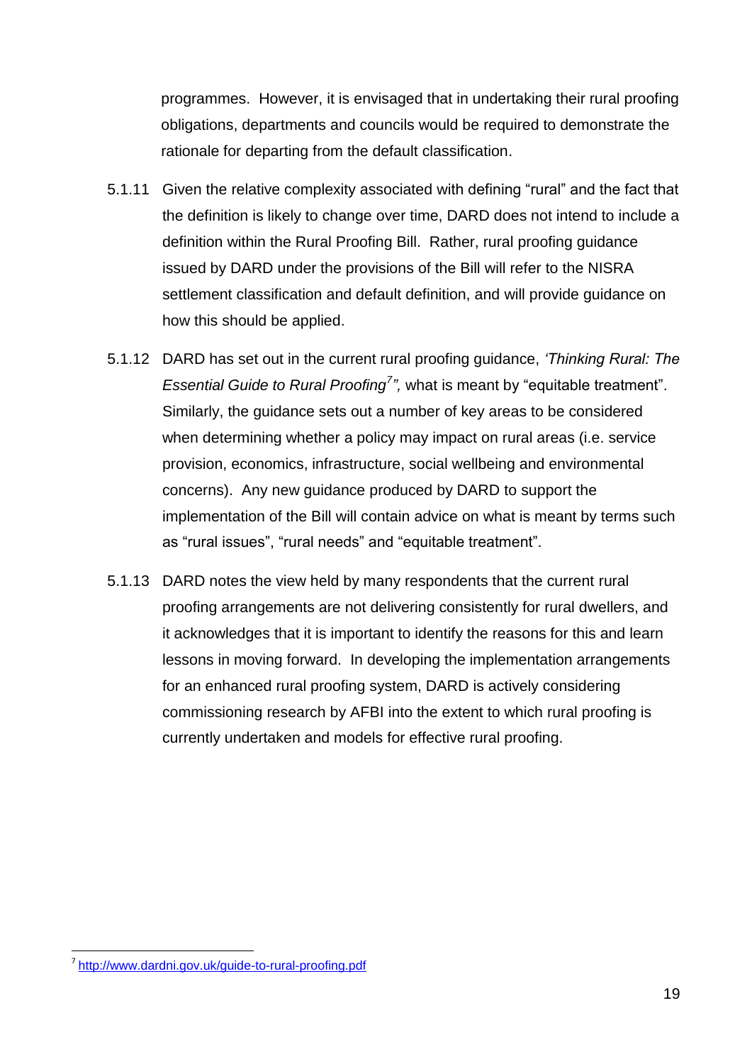programmes. However, it is envisaged that in undertaking their rural proofing obligations, departments and councils would be required to demonstrate the rationale for departing from the default classification.

5.1.11 Given the relative complexity associated with defining "rural" and the fact that the definition is likely to change over time, DARD does not intend to include a definition within the Rural Proofing Bill. Rather, rural proofing guidance issued by DARD under the provisions of the Bill will refer to the NISRA settlement classification and default definition, and will provide guidance on how this should be applied.

5.1.12 DARD has set out in the current rural proofing guidance, *'Thinking Rural: The Essential Guide to Rural Proofing*[7]*",* what is meant by "equitable treatment". Similarly, the guidance sets out a number of key areas to be considered when determining whether a policy may impact on rural areas (i.e. service provision, economics, infrastructure, social wellbeing and environmental concerns). Any new guidance produced by DARD to support the implementation of the Bill will contain advice on what is meant by terms such as "rural issues", "rural needs" and "equitable treatment".

5.1.13 DARD notes the view held by many respondents that the current rural proofing arrangements are not delivering consistently for rural dwellers, and it acknowledges that it is important to identify the reasons for this and learn lessons in moving forward. In developing the implementation arrangements for an enhanced rural proofing system, DARD is actively considering commissioning research by AFBI into the extent to which rural proofing is currently undertaken and models for effective rural proofing.

---

[7] http://www.dardni.gov.uk/guide-to-rural-proofing.pdf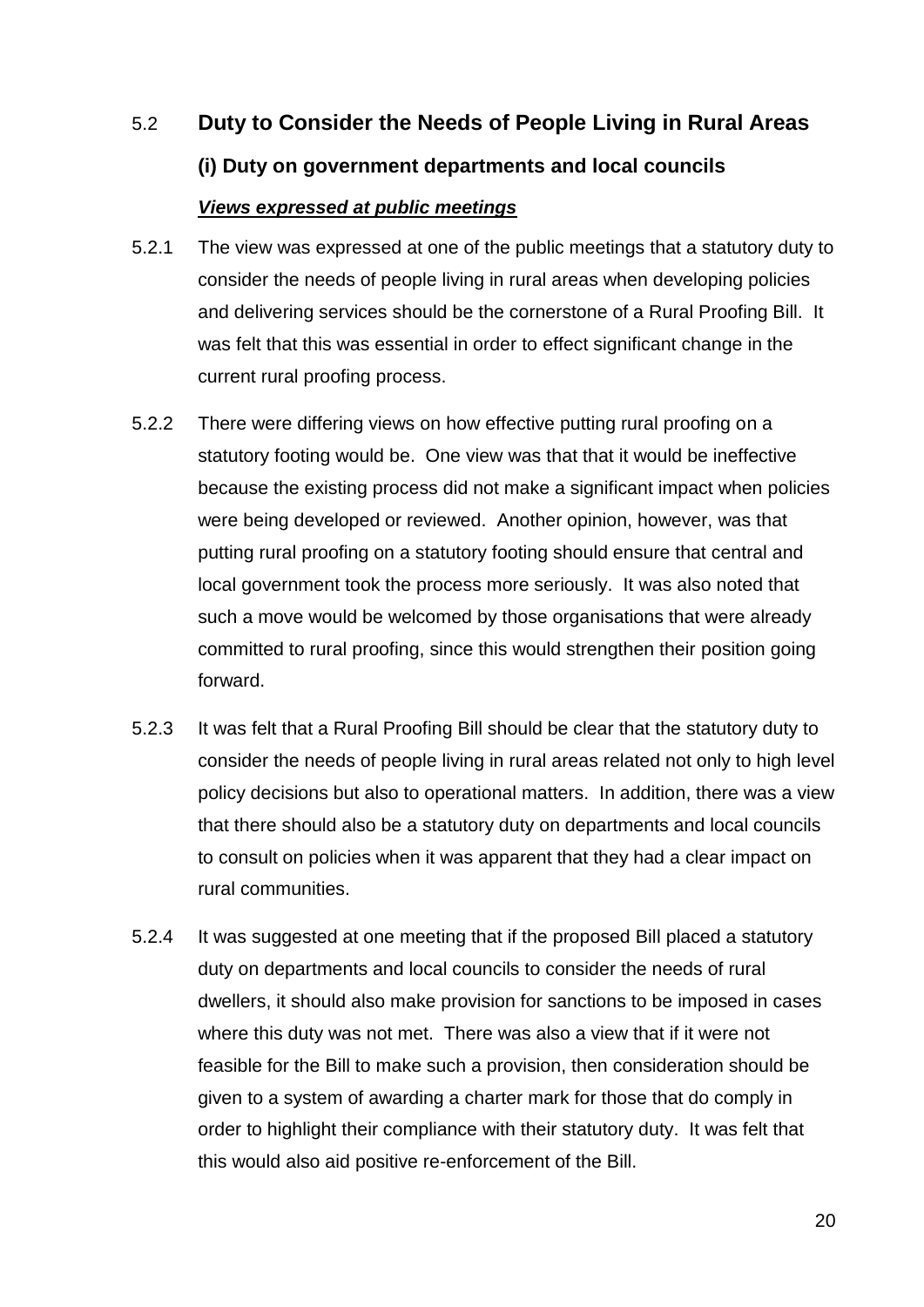## 5.2 Duty to Consider the Needs of People Living in Rural Areas

### (i) Duty on government departments and local councils

***Views expressed at public meetings***

5.2.1 The view was expressed at one of the public meetings that a statutory duty to consider the needs of people living in rural areas when developing policies and delivering services should be the cornerstone of a Rural Proofing Bill. It was felt that this was essential in order to effect significant change in the current rural proofing process.

5.2.2 There were differing views on how effective putting rural proofing on a statutory footing would be. One view was that that it would be ineffective because the existing process did not make a significant impact when policies were being developed or reviewed. Another opinion, however, was that putting rural proofing on a statutory footing should ensure that central and local government took the process more seriously. It was also noted that such a move would be welcomed by those organisations that were already committed to rural proofing, since this would strengthen their position going forward.

5.2.3 It was felt that a Rural Proofing Bill should be clear that the statutory duty to consider the needs of people living in rural areas related not only to high level policy decisions but also to operational matters. In addition, there was a view that there should also be a statutory duty on departments and local councils to consult on policies when it was apparent that they had a clear impact on rural communities.

5.2.4 It was suggested at one meeting that if the proposed Bill placed a statutory duty on departments and local councils to consider the needs of rural dwellers, it should also make provision for sanctions to be imposed in cases where this duty was not met. There was also a view that if it were not feasible for the Bill to make such a provision, then consideration should be given to a system of awarding a charter mark for those that do comply in order to highlight their compliance with their statutory duty. It was felt that this would also aid positive re-enforcement of the Bill.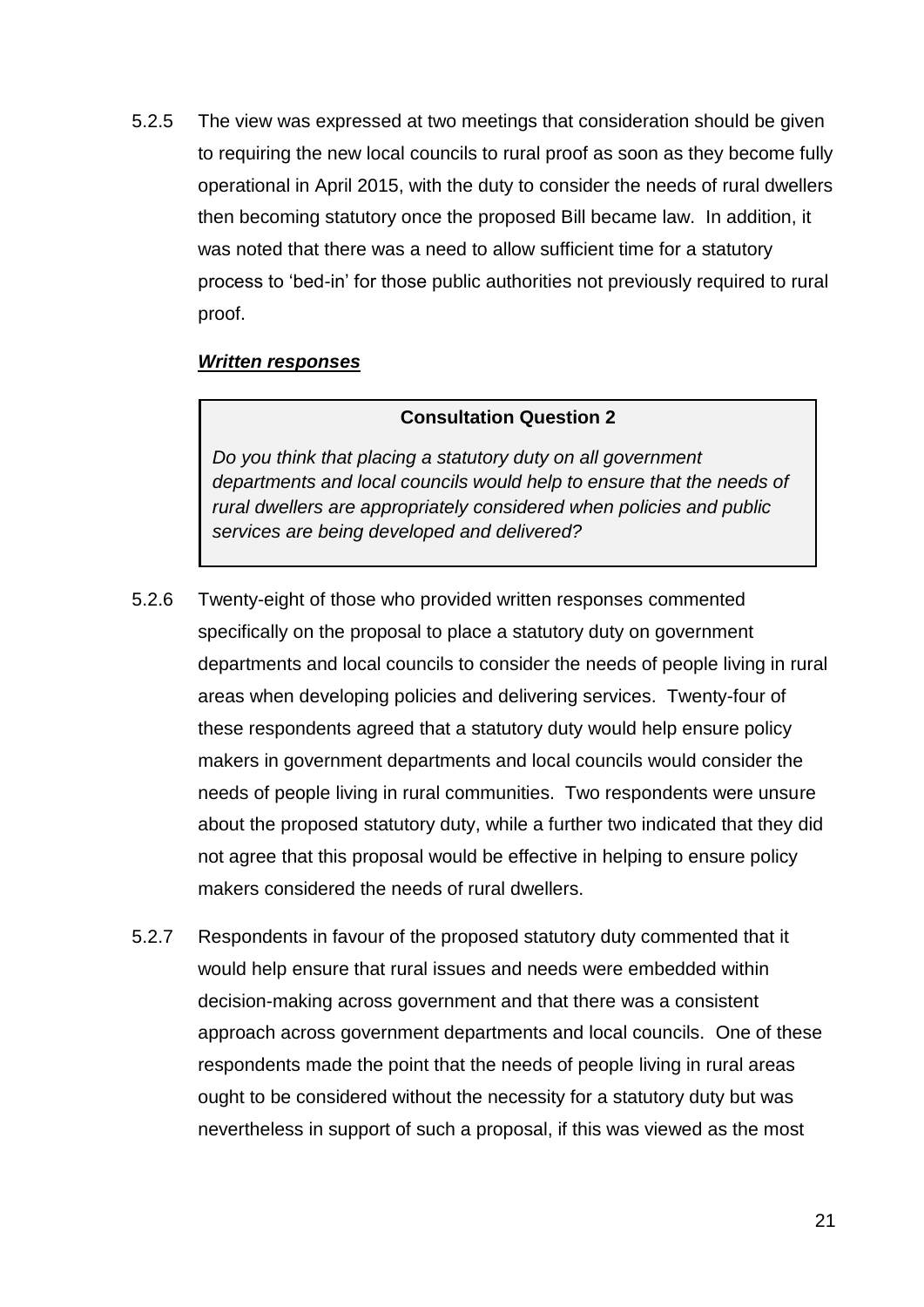5.2.5 The view was expressed at two meetings that consideration should be given to requiring the new local councils to rural proof as soon as they become fully operational in April 2015, with the duty to consider the needs of rural dwellers then becoming statutory once the proposed Bill became law. In addition, it was noted that there was a need to allow sufficient time for a statutory process to 'bed-in' for those public authorities not previously required to rural proof.

***Written responses***

> **Consultation Question 2**
>
> *Do you think that placing a statutory duty on all government departments and local councils would help to ensure that the needs of rural dwellers are appropriately considered when policies and public services are being developed and delivered?*

5.2.6 Twenty-eight of those who provided written responses commented specifically on the proposal to place a statutory duty on government departments and local councils to consider the needs of people living in rural areas when developing policies and delivering services. Twenty-four of these respondents agreed that a statutory duty would help ensure policy makers in government departments and local councils would consider the needs of people living in rural communities. Two respondents were unsure about the proposed statutory duty, while a further two indicated that they did not agree that this proposal would be effective in helping to ensure policy makers considered the needs of rural dwellers.

5.2.7 Respondents in favour of the proposed statutory duty commented that it would help ensure that rural issues and needs were embedded within decision-making across government and that there was a consistent approach across government departments and local councils. One of these respondents made the point that the needs of people living in rural areas ought to be considered without the necessity for a statutory duty but was nevertheless in support of such a proposal, if this was viewed as the most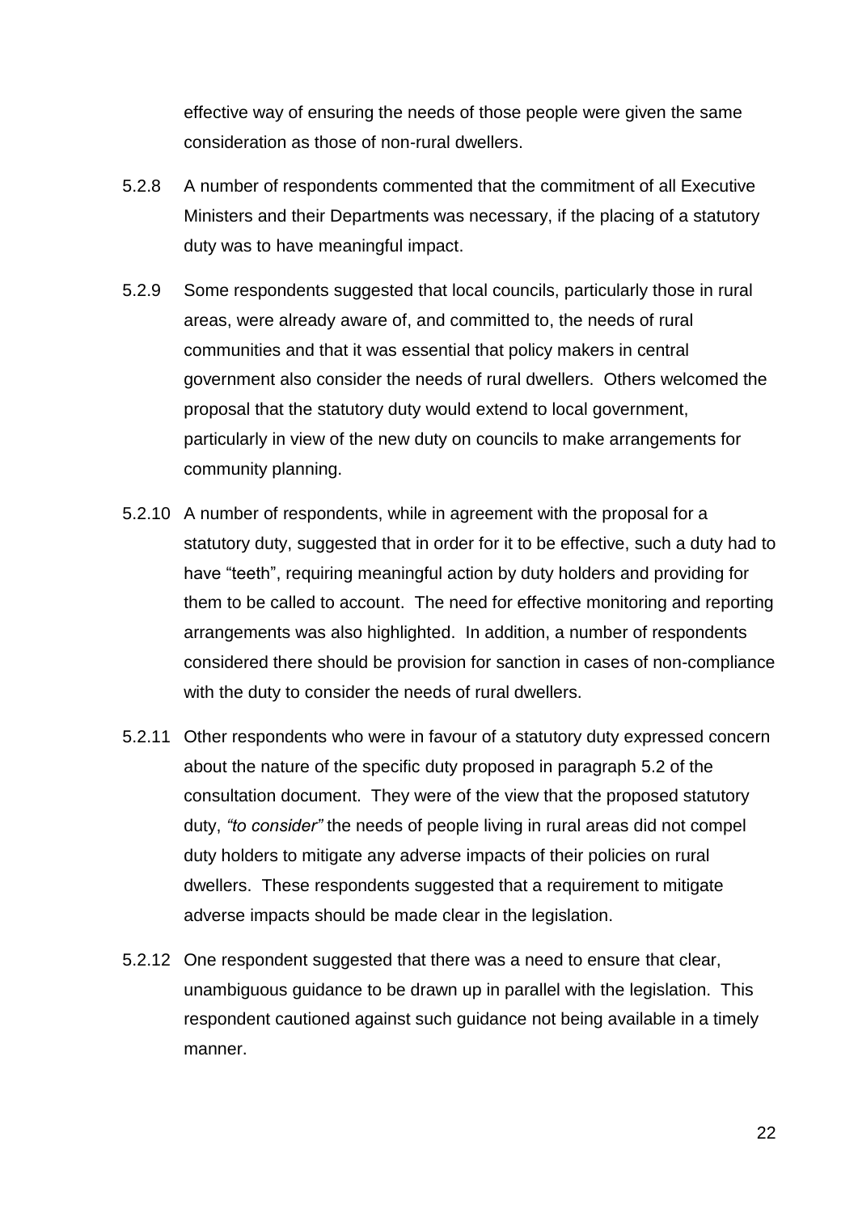effective way of ensuring the needs of those people were given the same consideration as those of non-rural dwellers.

5.2.8 A number of respondents commented that the commitment of all Executive Ministers and their Departments was necessary, if the placing of a statutory duty was to have meaningful impact.

5.2.9 Some respondents suggested that local councils, particularly those in rural areas, were already aware of, and committed to, the needs of rural communities and that it was essential that policy makers in central government also consider the needs of rural dwellers. Others welcomed the proposal that the statutory duty would extend to local government, particularly in view of the new duty on councils to make arrangements for community planning.

5.2.10 A number of respondents, while in agreement with the proposal for a statutory duty, suggested that in order for it to be effective, such a duty had to have "teeth", requiring meaningful action by duty holders and providing for them to be called to account. The need for effective monitoring and reporting arrangements was also highlighted. In addition, a number of respondents considered there should be provision for sanction in cases of non-compliance with the duty to consider the needs of rural dwellers.

5.2.11 Other respondents who were in favour of a statutory duty expressed concern about the nature of the specific duty proposed in paragraph 5.2 of the consultation document. They were of the view that the proposed statutory duty, *"to consider"* the needs of people living in rural areas did not compel duty holders to mitigate any adverse impacts of their policies on rural dwellers. These respondents suggested that a requirement to mitigate adverse impacts should be made clear in the legislation.

5.2.12 One respondent suggested that there was a need to ensure that clear, unambiguous guidance to be drawn up in parallel with the legislation. This respondent cautioned against such guidance not being available in a timely manner.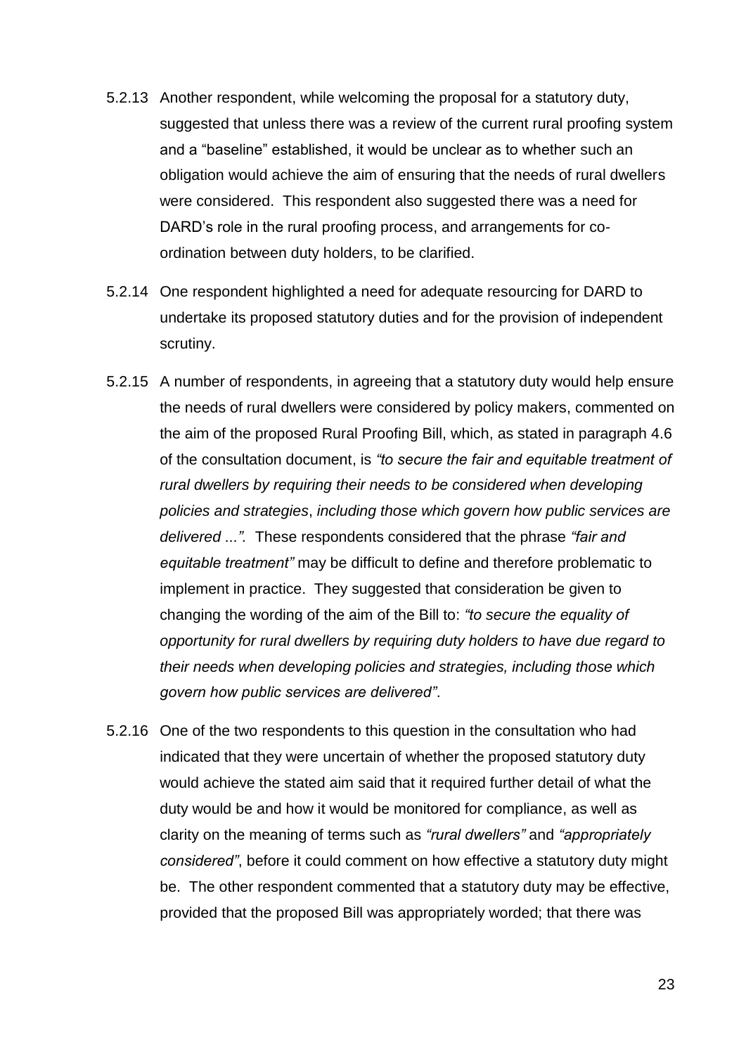5.2.13 Another respondent, while welcoming the proposal for a statutory duty, suggested that unless there was a review of the current rural proofing system and a "baseline" established, it would be unclear as to whether such an obligation would achieve the aim of ensuring that the needs of rural dwellers were considered. This respondent also suggested there was a need for DARD's role in the rural proofing process, and arrangements for co-ordination between duty holders, to be clarified.

5.2.14 One respondent highlighted a need for adequate resourcing for DARD to undertake its proposed statutory duties and for the provision of independent scrutiny.

5.2.15 A number of respondents, in agreeing that a statutory duty would help ensure the needs of rural dwellers were considered by policy makers, commented on the aim of the proposed Rural Proofing Bill, which, as stated in paragraph 4.6 of the consultation document, is *"to secure the fair and equitable treatment of rural dwellers by requiring their needs to be considered when developing policies and strategies*, *including those which govern how public services are delivered ...".* These respondents considered that the phrase *"fair and equitable treatment"* may be difficult to define and therefore problematic to implement in practice. They suggested that consideration be given to changing the wording of the aim of the Bill to: *"to secure the equality of opportunity for rural dwellers by requiring duty holders to have due regard to their needs when developing policies and strategies, including those which govern how public services are delivered"*.

5.2.16 One of the two respondents to this question in the consultation who had indicated that they were uncertain of whether the proposed statutory duty would achieve the stated aim said that it required further detail of what the duty would be and how it would be monitored for compliance, as well as clarity on the meaning of terms such as *"rural dwellers"* and *"appropriately considered"*, before it could comment on how effective a statutory duty might be. The other respondent commented that a statutory duty may be effective, provided that the proposed Bill was appropriately worded; that there was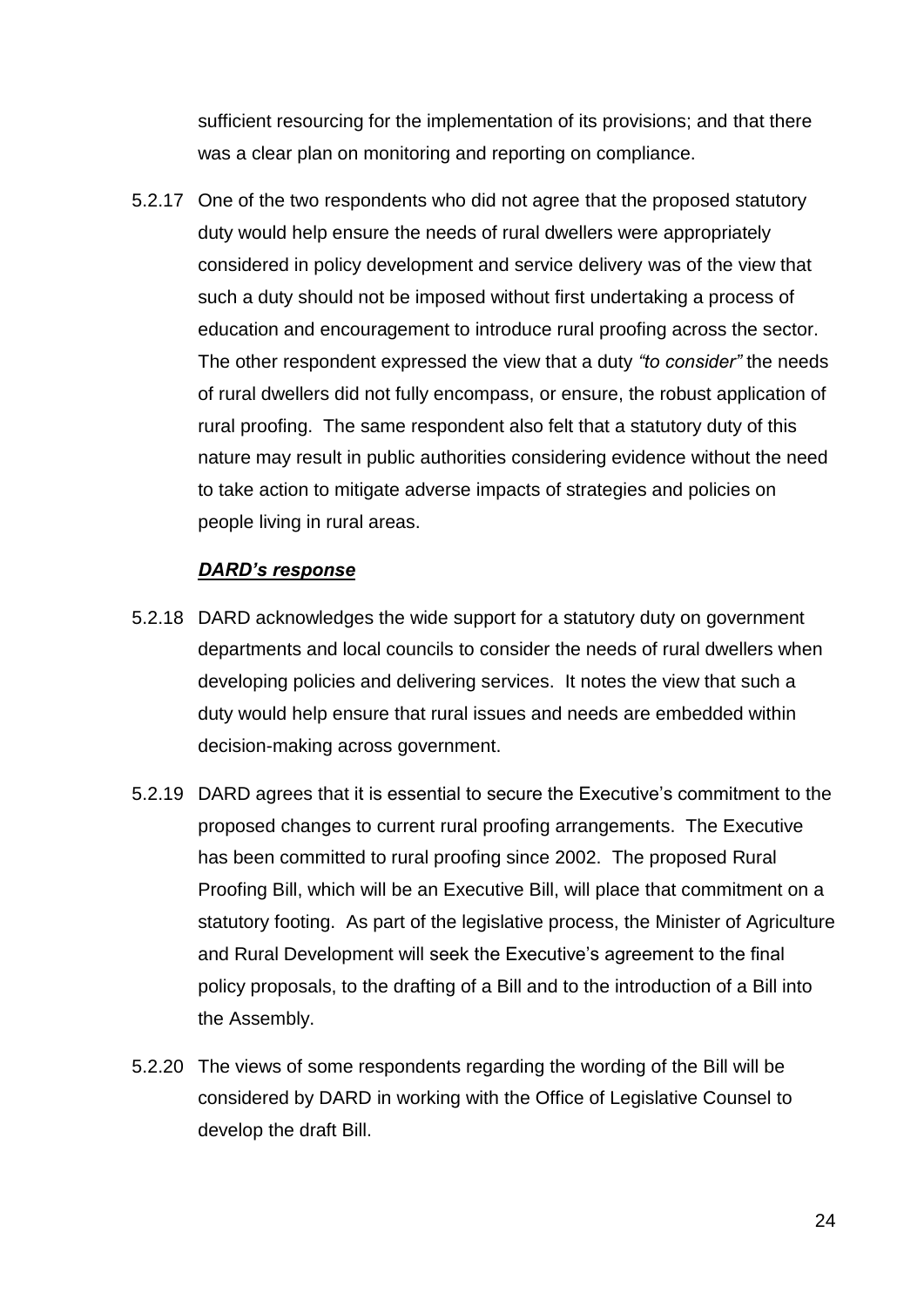sufficient resourcing for the implementation of its provisions; and that there was a clear plan on monitoring and reporting on compliance.

5.2.17 One of the two respondents who did not agree that the proposed statutory duty would help ensure the needs of rural dwellers were appropriately considered in policy development and service delivery was of the view that such a duty should not be imposed without first undertaking a process of education and encouragement to introduce rural proofing across the sector. The other respondent expressed the view that a duty *"to consider"* the needs of rural dwellers did not fully encompass, or ensure, the robust application of rural proofing. The same respondent also felt that a statutory duty of this nature may result in public authorities considering evidence without the need to take action to mitigate adverse impacts of strategies and policies on people living in rural areas.

***DARD's response***

5.2.18 DARD acknowledges the wide support for a statutory duty on government departments and local councils to consider the needs of rural dwellers when developing policies and delivering services. It notes the view that such a duty would help ensure that rural issues and needs are embedded within decision-making across government.

5.2.19 DARD agrees that it is essential to secure the Executive's commitment to the proposed changes to current rural proofing arrangements. The Executive has been committed to rural proofing since 2002. The proposed Rural Proofing Bill, which will be an Executive Bill, will place that commitment on a statutory footing. As part of the legislative process, the Minister of Agriculture and Rural Development will seek the Executive's agreement to the final policy proposals, to the drafting of a Bill and to the introduction of a Bill into the Assembly.

5.2.20 The views of some respondents regarding the wording of the Bill will be considered by DARD in working with the Office of Legislative Counsel to develop the draft Bill.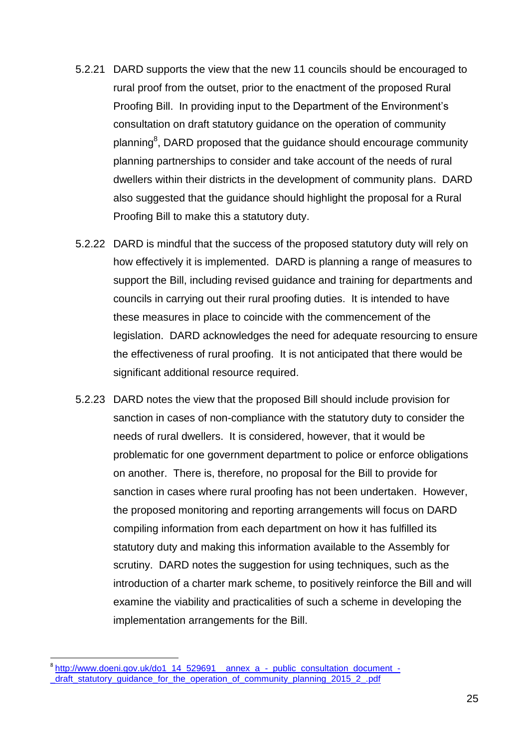5.2.21 DARD supports the view that the new 11 councils should be encouraged to rural proof from the outset, prior to the enactment of the proposed Rural Proofing Bill. In providing input to the Department of the Environment's consultation on draft statutory guidance on the operation of community planning[8], DARD proposed that the guidance should encourage community planning partnerships to consider and take account of the needs of rural dwellers within their districts in the development of community plans. DARD also suggested that the guidance should highlight the proposal for a Rural Proofing Bill to make this a statutory duty.

5.2.22 DARD is mindful that the success of the proposed statutory duty will rely on how effectively it is implemented. DARD is planning a range of measures to support the Bill, including revised guidance and training for departments and councils in carrying out their rural proofing duties. It is intended to have these measures in place to coincide with the commencement of the legislation. DARD acknowledges the need for adequate resourcing to ensure the effectiveness of rural proofing. It is not anticipated that there would be significant additional resource required.

5.2.23 DARD notes the view that the proposed Bill should include provision for sanction in cases of non-compliance with the statutory duty to consider the needs of rural dwellers. It is considered, however, that it would be problematic for one government department to police or enforce obligations on another. There is, therefore, no proposal for the Bill to provide for sanction in cases where rural proofing has not been undertaken. However, the proposed monitoring and reporting arrangements will focus on DARD compiling information from each department on how it has fulfilled its statutory duty and making this information available to the Assembly for scrutiny. DARD notes the suggestion for using techniques, such as the introduction of a charter mark scheme, to positively reinforce the Bill and will examine the viability and practicalities of such a scheme in developing the implementation arrangements for the Bill.

[8] http://www.doeni.gov.uk/do1_14_529691__annex_a_-_public_consultation_document_-_draft_statutory_guidance_for_the_operation_of_community_planning_2015_2_.pdf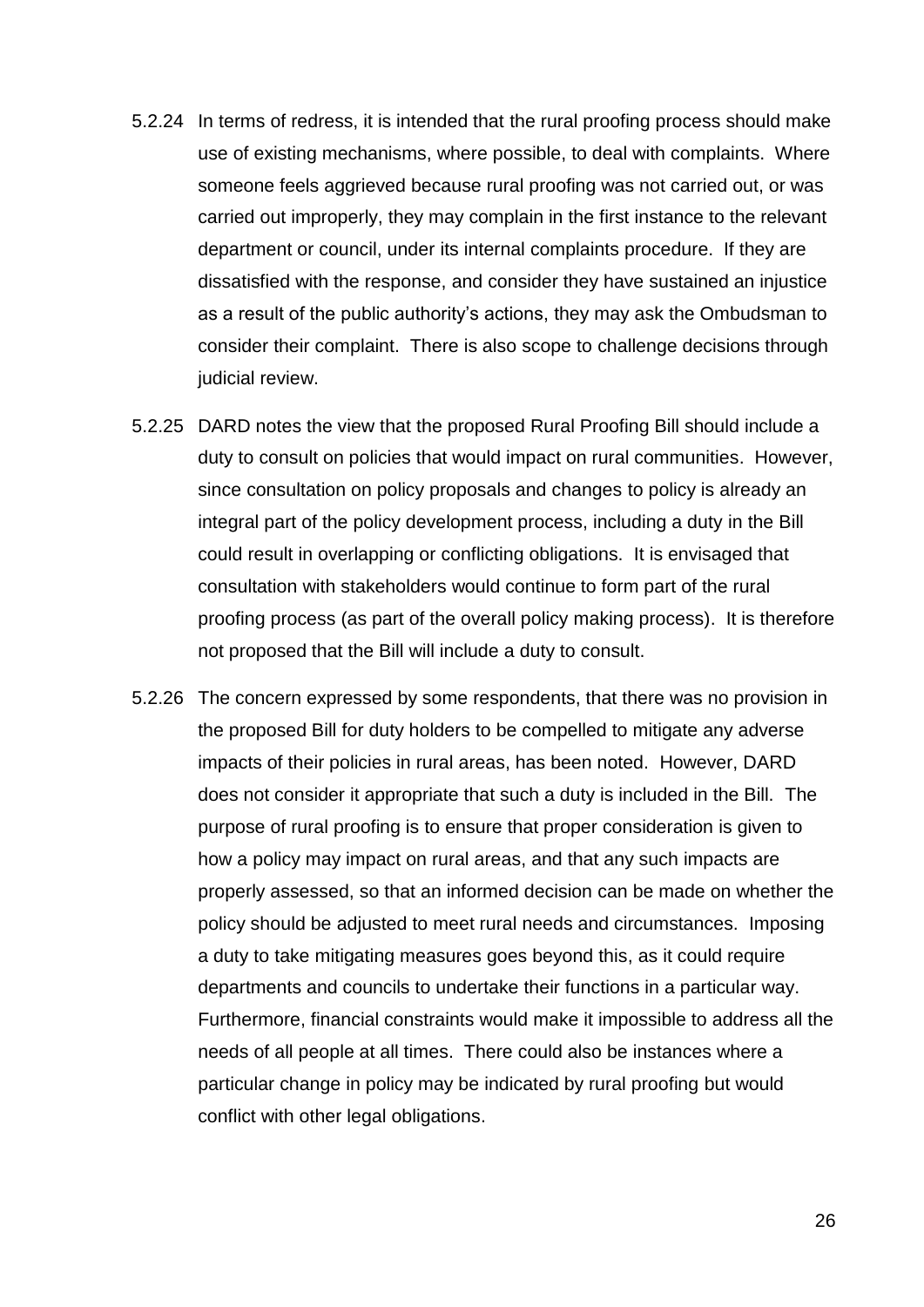5.2.24 In terms of redress, it is intended that the rural proofing process should make use of existing mechanisms, where possible, to deal with complaints. Where someone feels aggrieved because rural proofing was not carried out, or was carried out improperly, they may complain in the first instance to the relevant department or council, under its internal complaints procedure. If they are dissatisfied with the response, and consider they have sustained an injustice as a result of the public authority's actions, they may ask the Ombudsman to consider their complaint. There is also scope to challenge decisions through judicial review.

5.2.25 DARD notes the view that the proposed Rural Proofing Bill should include a duty to consult on policies that would impact on rural communities. However, since consultation on policy proposals and changes to policy is already an integral part of the policy development process, including a duty in the Bill could result in overlapping or conflicting obligations. It is envisaged that consultation with stakeholders would continue to form part of the rural proofing process (as part of the overall policy making process). It is therefore not proposed that the Bill will include a duty to consult.

5.2.26 The concern expressed by some respondents, that there was no provision in the proposed Bill for duty holders to be compelled to mitigate any adverse impacts of their policies in rural areas, has been noted. However, DARD does not consider it appropriate that such a duty is included in the Bill. The purpose of rural proofing is to ensure that proper consideration is given to how a policy may impact on rural areas, and that any such impacts are properly assessed, so that an informed decision can be made on whether the policy should be adjusted to meet rural needs and circumstances. Imposing a duty to take mitigating measures goes beyond this, as it could require departments and councils to undertake their functions in a particular way. Furthermore, financial constraints would make it impossible to address all the needs of all people at all times. There could also be instances where a particular change in policy may be indicated by rural proofing but would conflict with other legal obligations.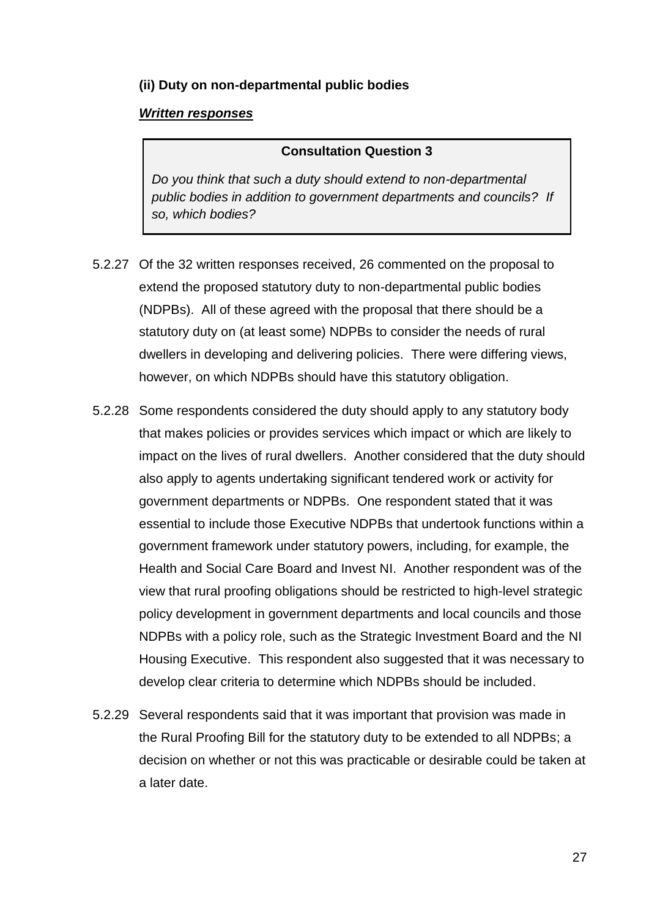**(ii) Duty on non-departmental public bodies**

***Written responses***

> **Consultation Question 3**
>
> *Do you think that such a duty should extend to non-departmental public bodies in addition to government departments and councils? If so, which bodies?*

5.2.27 Of the 32 written responses received, 26 commented on the proposal to extend the proposed statutory duty to non-departmental public bodies (NDPBs). All of these agreed with the proposal that there should be a statutory duty on (at least some) NDPBs to consider the needs of rural dwellers in developing and delivering policies. There were differing views, however, on which NDPBs should have this statutory obligation.

5.2.28 Some respondents considered the duty should apply to any statutory body that makes policies or provides services which impact or which are likely to impact on the lives of rural dwellers. Another considered that the duty should also apply to agents undertaking significant tendered work or activity for government departments or NDPBs. One respondent stated that it was essential to include those Executive NDPBs that undertook functions within a government framework under statutory powers, including, for example, the Health and Social Care Board and Invest NI. Another respondent was of the view that rural proofing obligations should be restricted to high-level strategic policy development in government departments and local councils and those NDPBs with a policy role, such as the Strategic Investment Board and the NI Housing Executive. This respondent also suggested that it was necessary to develop clear criteria to determine which NDPBs should be included.

5.2.29 Several respondents said that it was important that provision was made in the Rural Proofing Bill for the statutory duty to be extended to all NDPBs; a decision on whether or not this was practicable or desirable could be taken at a later date.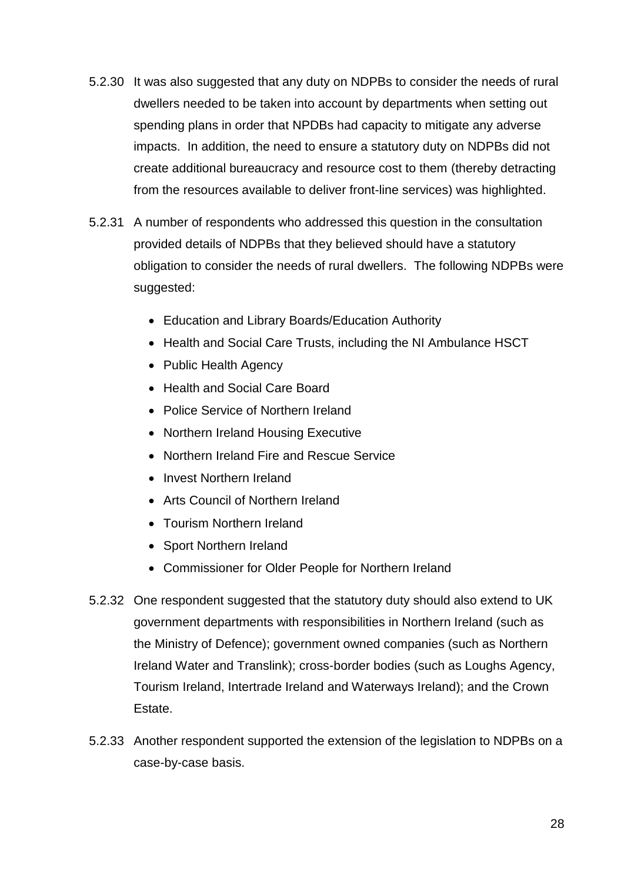5.2.30 It was also suggested that any duty on NDPBs to consider the needs of rural dwellers needed to be taken into account by departments when setting out spending plans in order that NPDBs had capacity to mitigate any adverse impacts. In addition, the need to ensure a statutory duty on NDPBs did not create additional bureaucracy and resource cost to them (thereby detracting from the resources available to deliver front-line services) was highlighted.

5.2.31 A number of respondents who addressed this question in the consultation provided details of NDPBs that they believed should have a statutory obligation to consider the needs of rural dwellers. The following NDPBs were suggested:

- Education and Library Boards/Education Authority
- Health and Social Care Trusts, including the NI Ambulance HSCT
- Public Health Agency
- Health and Social Care Board
- Police Service of Northern Ireland
- Northern Ireland Housing Executive
- Northern Ireland Fire and Rescue Service
- Invest Northern Ireland
- Arts Council of Northern Ireland
- Tourism Northern Ireland
- Sport Northern Ireland
- Commissioner for Older People for Northern Ireland

5.2.32 One respondent suggested that the statutory duty should also extend to UK government departments with responsibilities in Northern Ireland (such as the Ministry of Defence); government owned companies (such as Northern Ireland Water and Translink); cross-border bodies (such as Loughs Agency, Tourism Ireland, Intertrade Ireland and Waterways Ireland); and the Crown Estate.

5.2.33 Another respondent supported the extension of the legislation to NDPBs on a case-by-case basis.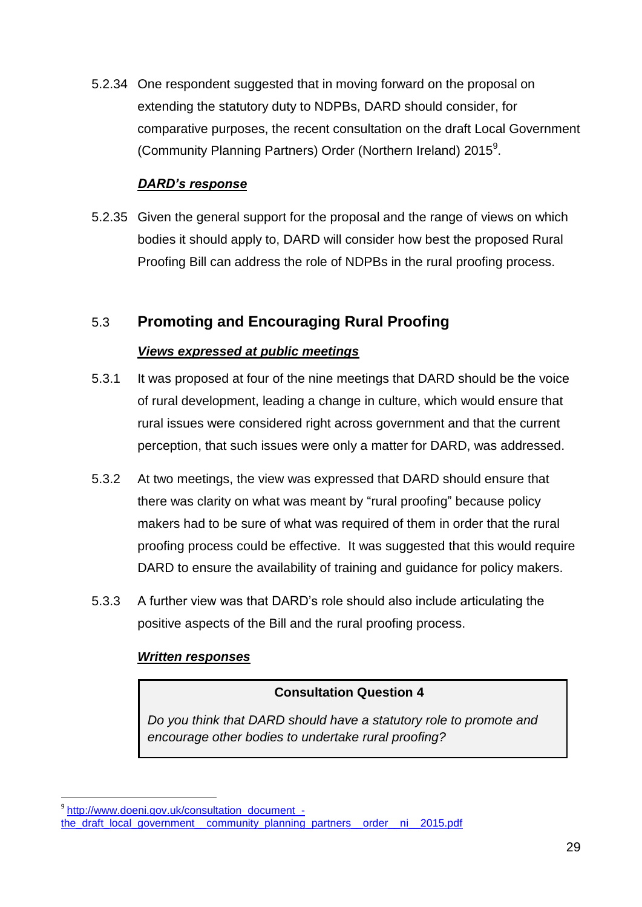5.2.34 One respondent suggested that in moving forward on the proposal on extending the statutory duty to NDPBs, DARD should consider, for comparative purposes, the recent consultation on the draft Local Government (Community Planning Partners) Order (Northern Ireland) 2015[9].

***DARD's response***

5.2.35 Given the general support for the proposal and the range of views on which bodies it should apply to, DARD will consider how best the proposed Rural Proofing Bill can address the role of NDPBs in the rural proofing process.

## 5.3 Promoting and Encouraging Rural Proofing

***Views expressed at public meetings***

5.3.1 It was proposed at four of the nine meetings that DARD should be the voice of rural development, leading a change in culture, which would ensure that rural issues were considered right across government and that the current perception, that such issues were only a matter for DARD, was addressed.

5.3.2 At two meetings, the view was expressed that DARD should ensure that there was clarity on what was meant by "rural proofing" because policy makers had to be sure of what was required of them in order that the rural proofing process could be effective. It was suggested that this would require DARD to ensure the availability of training and guidance for policy makers.

5.3.3 A further view was that DARD's role should also include articulating the positive aspects of the Bill and the rural proofing process.

***Written responses***

> **Consultation Question 4**
>
> *Do you think that DARD should have a statutory role to promote and encourage other bodies to undertake rural proofing?*

---

[9] http://www.doeni.gov.uk/consultation_document_-the_draft_local_government__community_planning_partners__order__ni__2015.pdf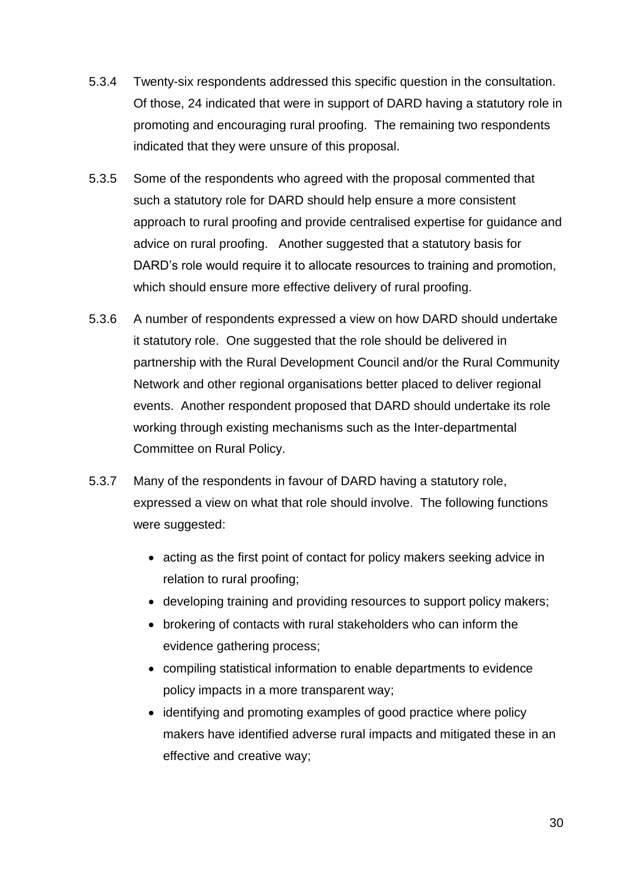5.3.4 Twenty-six respondents addressed this specific question in the consultation. Of those, 24 indicated that were in support of DARD having a statutory role in promoting and encouraging rural proofing. The remaining two respondents indicated that they were unsure of this proposal.

5.3.5 Some of the respondents who agreed with the proposal commented that such a statutory role for DARD should help ensure a more consistent approach to rural proofing and provide centralised expertise for guidance and advice on rural proofing. Another suggested that a statutory basis for DARD's role would require it to allocate resources to training and promotion, which should ensure more effective delivery of rural proofing.

5.3.6 A number of respondents expressed a view on how DARD should undertake it statutory role. One suggested that the role should be delivered in partnership with the Rural Development Council and/or the Rural Community Network and other regional organisations better placed to deliver regional events. Another respondent proposed that DARD should undertake its role working through existing mechanisms such as the Inter-departmental Committee on Rural Policy.

5.3.7 Many of the respondents in favour of DARD having a statutory role, expressed a view on what that role should involve. The following functions were suggested:

- acting as the first point of contact for policy makers seeking advice in relation to rural proofing;
- developing training and providing resources to support policy makers;
- brokering of contacts with rural stakeholders who can inform the evidence gathering process;
- compiling statistical information to enable departments to evidence policy impacts in a more transparent way;
- identifying and promoting examples of good practice where policy makers have identified adverse rural impacts and mitigated these in an effective and creative way;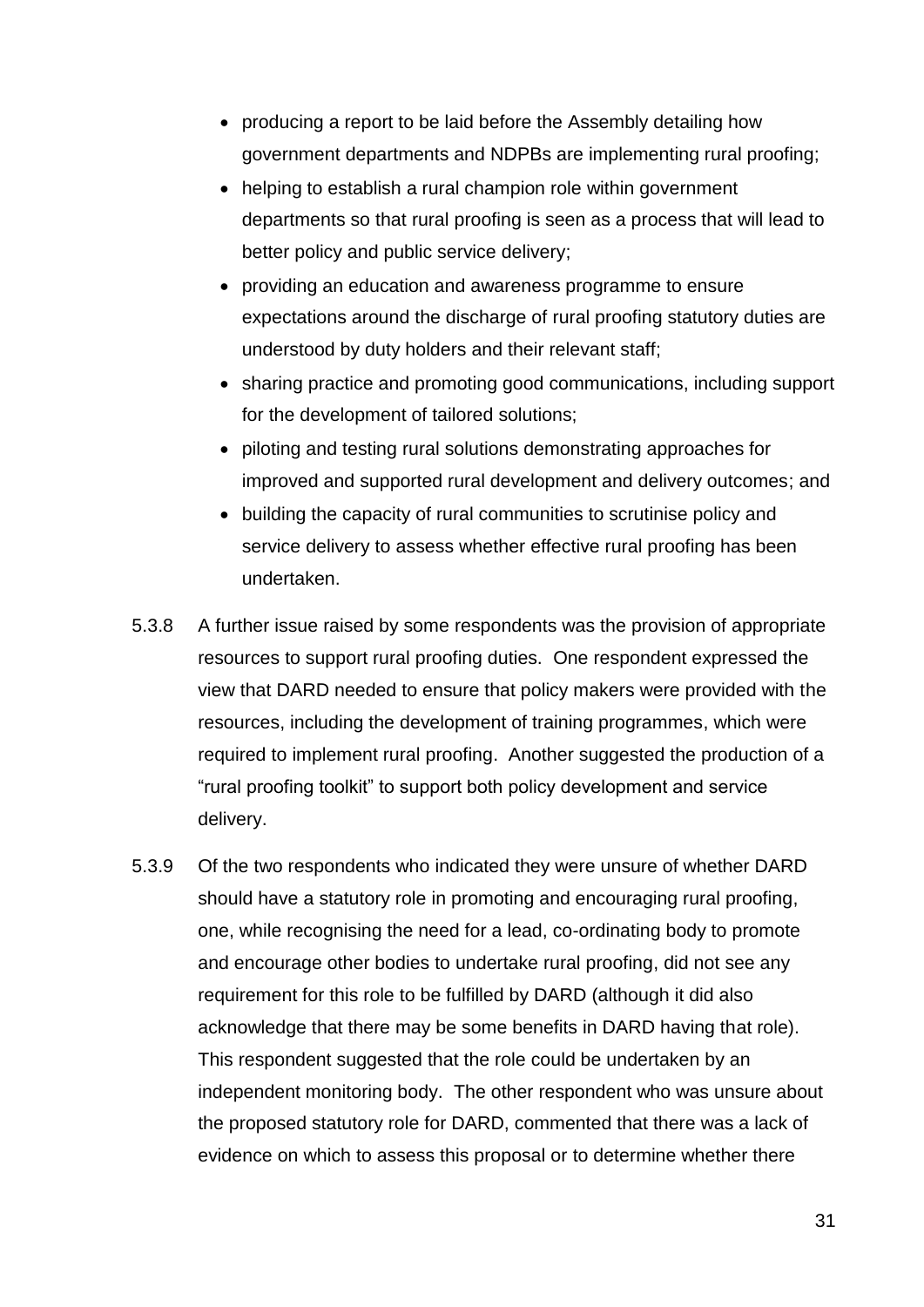- producing a report to be laid before the Assembly detailing how government departments and NDPBs are implementing rural proofing;
- helping to establish a rural champion role within government departments so that rural proofing is seen as a process that will lead to better policy and public service delivery;
- providing an education and awareness programme to ensure expectations around the discharge of rural proofing statutory duties are understood by duty holders and their relevant staff;
- sharing practice and promoting good communications, including support for the development of tailored solutions;
- piloting and testing rural solutions demonstrating approaches for improved and supported rural development and delivery outcomes; and
- building the capacity of rural communities to scrutinise policy and service delivery to assess whether effective rural proofing has been undertaken.

5.3.8 A further issue raised by some respondents was the provision of appropriate resources to support rural proofing duties. One respondent expressed the view that DARD needed to ensure that policy makers were provided with the resources, including the development of training programmes, which were required to implement rural proofing. Another suggested the production of a "rural proofing toolkit" to support both policy development and service delivery.

5.3.9 Of the two respondents who indicated they were unsure of whether DARD should have a statutory role in promoting and encouraging rural proofing, one, while recognising the need for a lead, co-ordinating body to promote and encourage other bodies to undertake rural proofing, did not see any requirement for this role to be fulfilled by DARD (although it did also acknowledge that there may be some benefits in DARD having that role). This respondent suggested that the role could be undertaken by an independent monitoring body. The other respondent who was unsure about the proposed statutory role for DARD, commented that there was a lack of evidence on which to assess this proposal or to determine whether there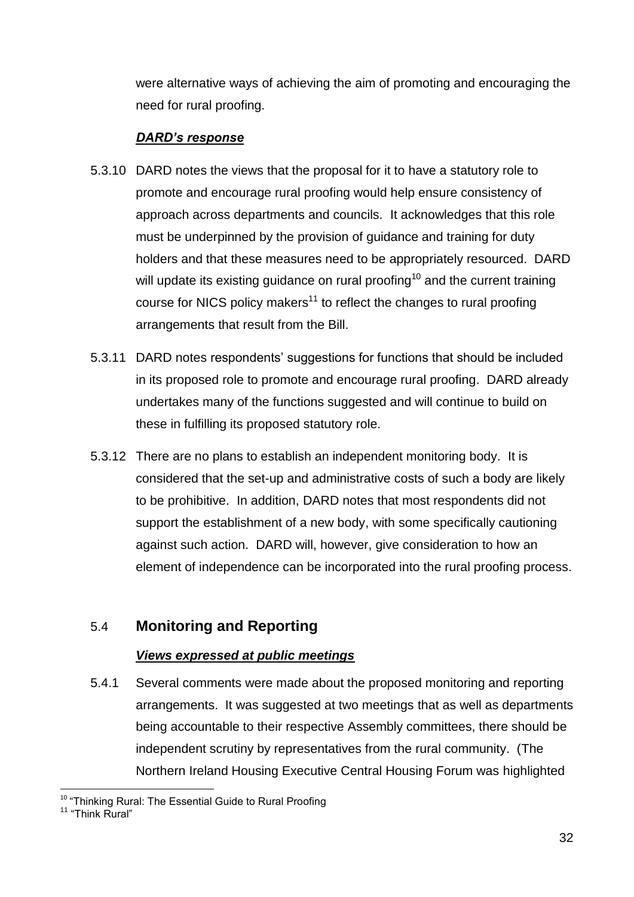were alternative ways of achieving the aim of promoting and encouraging the need for rural proofing.

***DARD's response***

5.3.10 DARD notes the views that the proposal for it to have a statutory role to promote and encourage rural proofing would help ensure consistency of approach across departments and councils. It acknowledges that this role must be underpinned by the provision of guidance and training for duty holders and that these measures need to be appropriately resourced. DARD will update its existing guidance on rural proofing[10] and the current training course for NICS policy makers[11] to reflect the changes to rural proofing arrangements that result from the Bill.

5.3.11 DARD notes respondents' suggestions for functions that should be included in its proposed role to promote and encourage rural proofing. DARD already undertakes many of the functions suggested and will continue to build on these in fulfilling its proposed statutory role.

5.3.12 There are no plans to establish an independent monitoring body. It is considered that the set-up and administrative costs of such a body are likely to be prohibitive. In addition, DARD notes that most respondents did not support the establishment of a new body, with some specifically cautioning against such action. DARD will, however, give consideration to how an element of independence can be incorporated into the rural proofing process.

## 5.4 Monitoring and Reporting

***Views expressed at public meetings***

5.4.1 Several comments were made about the proposed monitoring and reporting arrangements. It was suggested at two meetings that as well as departments being accountable to their respective Assembly committees, there should be independent scrutiny by representatives from the rural community. (The Northern Ireland Housing Executive Central Housing Forum was highlighted

[10] "Thinking Rural: The Essential Guide to Rural Proofing

[11] "Think Rural"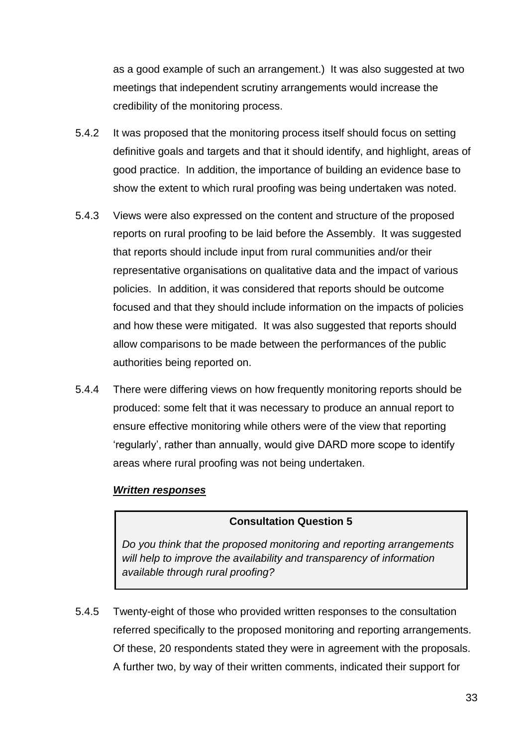as a good example of such an arrangement.) It was also suggested at two meetings that independent scrutiny arrangements would increase the credibility of the monitoring process.

5.4.2 It was proposed that the monitoring process itself should focus on setting definitive goals and targets and that it should identify, and highlight, areas of good practice. In addition, the importance of building an evidence base to show the extent to which rural proofing was being undertaken was noted.

5.4.3 Views were also expressed on the content and structure of the proposed reports on rural proofing to be laid before the Assembly. It was suggested that reports should include input from rural communities and/or their representative organisations on qualitative data and the impact of various policies. In addition, it was considered that reports should be outcome focused and that they should include information on the impacts of policies and how these were mitigated. It was also suggested that reports should allow comparisons to be made between the performances of the public authorities being reported on.

5.4.4 There were differing views on how frequently monitoring reports should be produced: some felt that it was necessary to produce an annual report to ensure effective monitoring while others were of the view that reporting 'regularly', rather than annually, would give DARD more scope to identify areas where rural proofing was not being undertaken.

***Written responses***

> **Consultation Question 5**
>
> *Do you think that the proposed monitoring and reporting arrangements will help to improve the availability and transparency of information available through rural proofing?*

5.4.5 Twenty-eight of those who provided written responses to the consultation referred specifically to the proposed monitoring and reporting arrangements. Of these, 20 respondents stated they were in agreement with the proposals. A further two, by way of their written comments, indicated their support for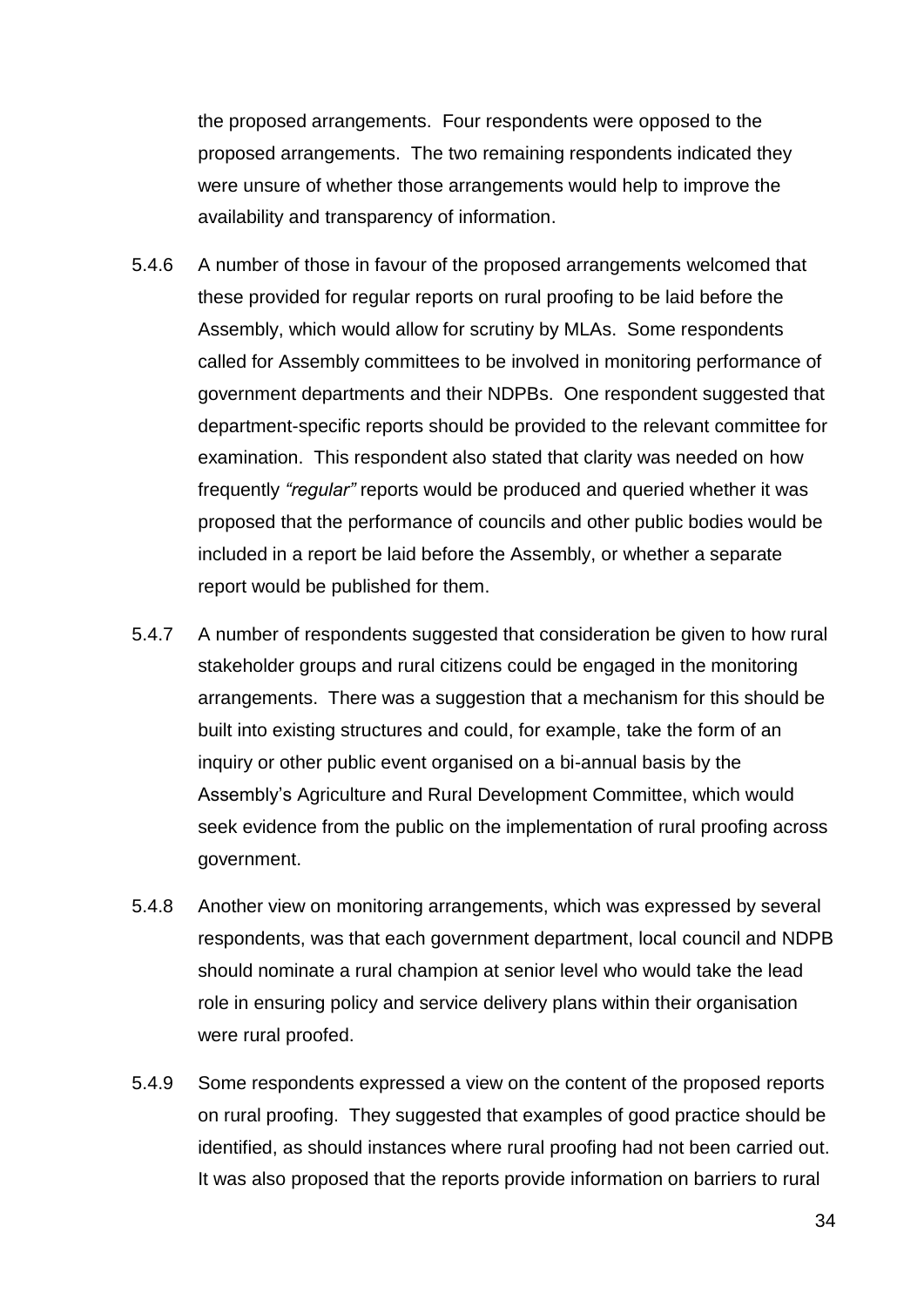the proposed arrangements. Four respondents were opposed to the proposed arrangements. The two remaining respondents indicated they were unsure of whether those arrangements would help to improve the availability and transparency of information.

5.4.6 A number of those in favour of the proposed arrangements welcomed that these provided for regular reports on rural proofing to be laid before the Assembly, which would allow for scrutiny by MLAs. Some respondents called for Assembly committees to be involved in monitoring performance of government departments and their NDPBs. One respondent suggested that department-specific reports should be provided to the relevant committee for examination. This respondent also stated that clarity was needed on how frequently *"regular"* reports would be produced and queried whether it was proposed that the performance of councils and other public bodies would be included in a report be laid before the Assembly, or whether a separate report would be published for them.

5.4.7 A number of respondents suggested that consideration be given to how rural stakeholder groups and rural citizens could be engaged in the monitoring arrangements. There was a suggestion that a mechanism for this should be built into existing structures and could, for example, take the form of an inquiry or other public event organised on a bi-annual basis by the Assembly's Agriculture and Rural Development Committee, which would seek evidence from the public on the implementation of rural proofing across government.

5.4.8 Another view on monitoring arrangements, which was expressed by several respondents, was that each government department, local council and NDPB should nominate a rural champion at senior level who would take the lead role in ensuring policy and service delivery plans within their organisation were rural proofed.

5.4.9 Some respondents expressed a view on the content of the proposed reports on rural proofing. They suggested that examples of good practice should be identified, as should instances where rural proofing had not been carried out. It was also proposed that the reports provide information on barriers to rural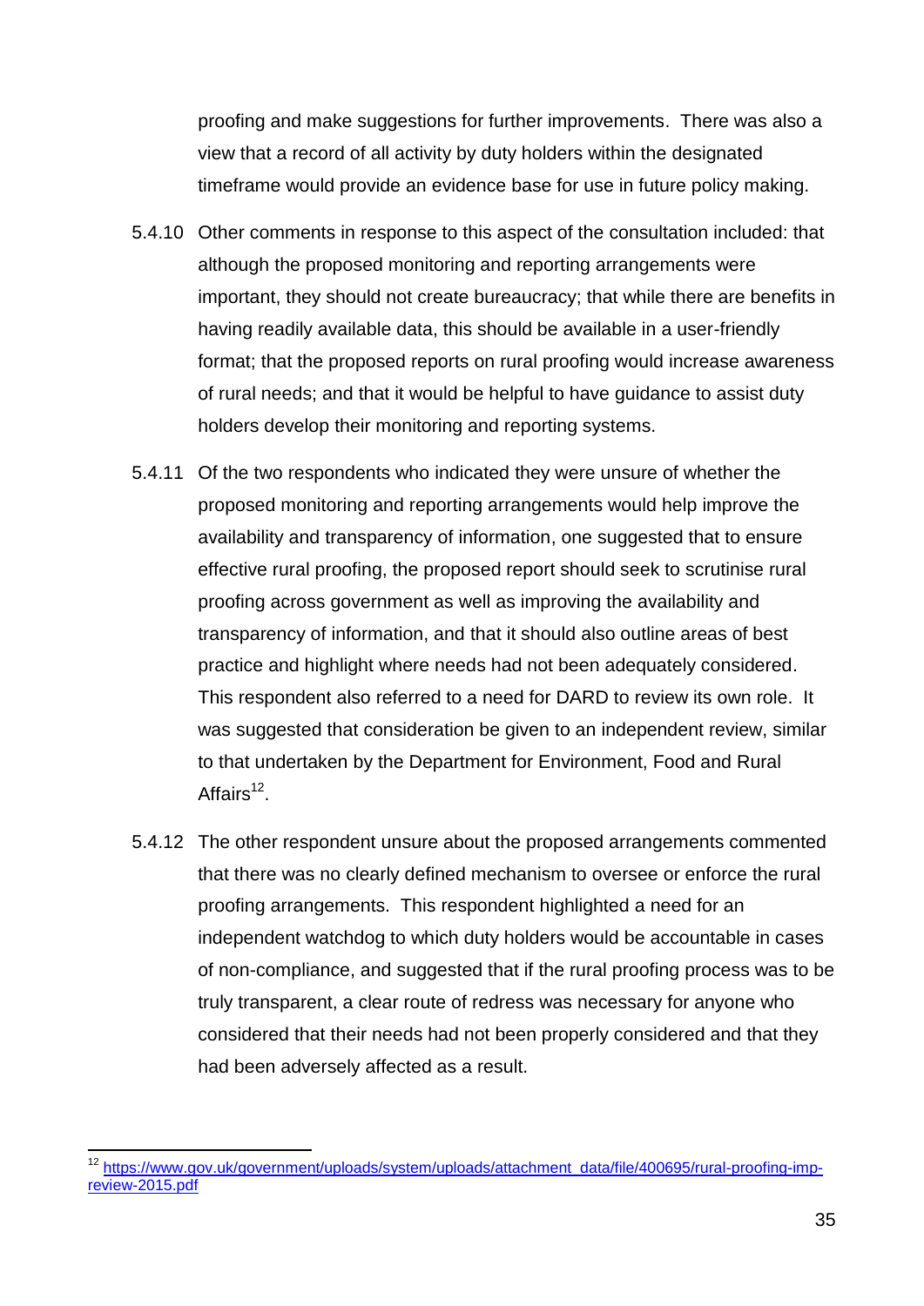proofing and make suggestions for further improvements. There was also a view that a record of all activity by duty holders within the designated timeframe would provide an evidence base for use in future policy making.

5.4.10 Other comments in response to this aspect of the consultation included: that although the proposed monitoring and reporting arrangements were important, they should not create bureaucracy; that while there are benefits in having readily available data, this should be available in a user-friendly format; that the proposed reports on rural proofing would increase awareness of rural needs; and that it would be helpful to have guidance to assist duty holders develop their monitoring and reporting systems.

5.4.11 Of the two respondents who indicated they were unsure of whether the proposed monitoring and reporting arrangements would help improve the availability and transparency of information, one suggested that to ensure effective rural proofing, the proposed report should seek to scrutinise rural proofing across government as well as improving the availability and transparency of information, and that it should also outline areas of best practice and highlight where needs had not been adequately considered. This respondent also referred to a need for DARD to review its own role. It was suggested that consideration be given to an independent review, similar to that undertaken by the Department for Environment, Food and Rural Affairs[12].

5.4.12 The other respondent unsure about the proposed arrangements commented that there was no clearly defined mechanism to oversee or enforce the rural proofing arrangements. This respondent highlighted a need for an independent watchdog to which duty holders would be accountable in cases of non-compliance, and suggested that if the rural proofing process was to be truly transparent, a clear route of redress was necessary for anyone who considered that their needs had not been properly considered and that they had been adversely affected as a result.

---

[12] https://www.gov.uk/government/uploads/system/uploads/attachment_data/file/400695/rural-proofing-imp-review-2015.pdf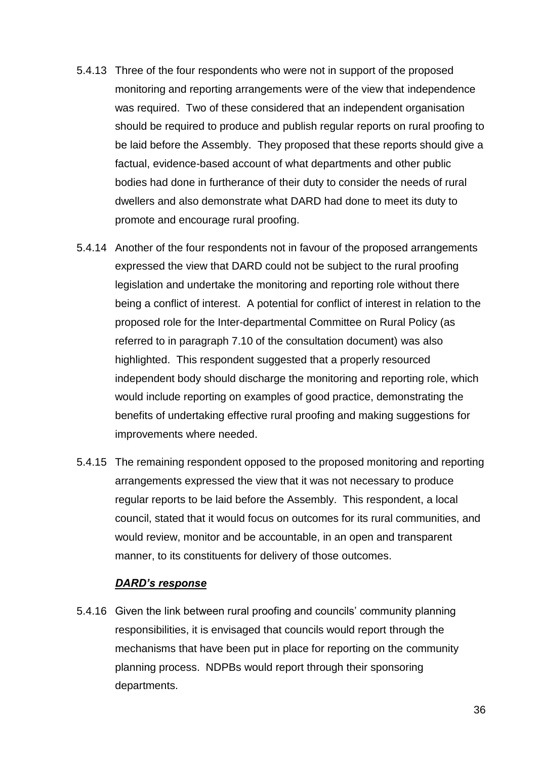5.4.13 Three of the four respondents who were not in support of the proposed monitoring and reporting arrangements were of the view that independence was required. Two of these considered that an independent organisation should be required to produce and publish regular reports on rural proofing to be laid before the Assembly. They proposed that these reports should give a factual, evidence-based account of what departments and other public bodies had done in furtherance of their duty to consider the needs of rural dwellers and also demonstrate what DARD had done to meet its duty to promote and encourage rural proofing.

5.4.14 Another of the four respondents not in favour of the proposed arrangements expressed the view that DARD could not be subject to the rural proofing legislation and undertake the monitoring and reporting role without there being a conflict of interest. A potential for conflict of interest in relation to the proposed role for the Inter-departmental Committee on Rural Policy (as referred to in paragraph 7.10 of the consultation document) was also highlighted. This respondent suggested that a properly resourced independent body should discharge the monitoring and reporting role, which would include reporting on examples of good practice, demonstrating the benefits of undertaking effective rural proofing and making suggestions for improvements where needed.

5.4.15 The remaining respondent opposed to the proposed monitoring and reporting arrangements expressed the view that it was not necessary to produce regular reports to be laid before the Assembly. This respondent, a local council, stated that it would focus on outcomes for its rural communities, and would review, monitor and be accountable, in an open and transparent manner, to its constituents for delivery of those outcomes.

***DARD's response***

5.4.16 Given the link between rural proofing and councils' community planning responsibilities, it is envisaged that councils would report through the mechanisms that have been put in place for reporting on the community planning process. NDPBs would report through their sponsoring departments.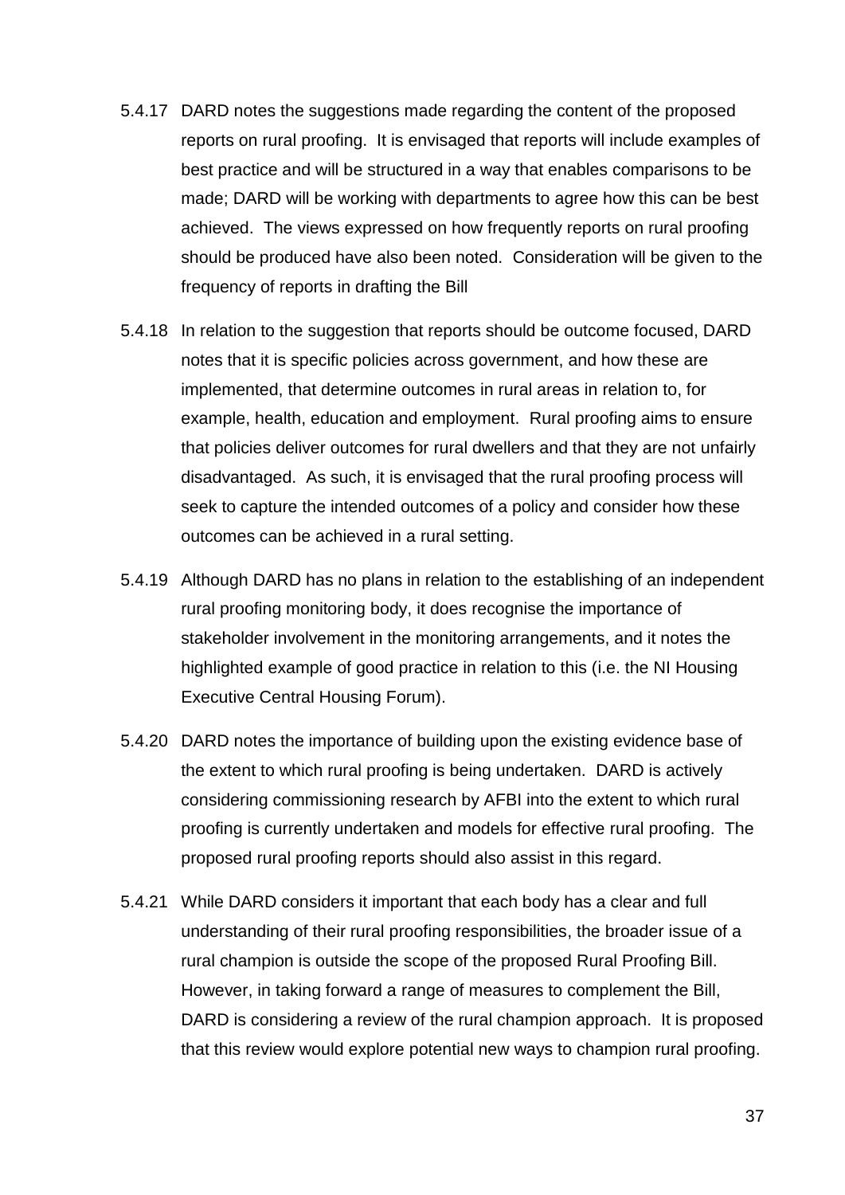5.4.17 DARD notes the suggestions made regarding the content of the proposed reports on rural proofing. It is envisaged that reports will include examples of best practice and will be structured in a way that enables comparisons to be made; DARD will be working with departments to agree how this can be best achieved. The views expressed on how frequently reports on rural proofing should be produced have also been noted. Consideration will be given to the frequency of reports in drafting the Bill

5.4.18 In relation to the suggestion that reports should be outcome focused, DARD notes that it is specific policies across government, and how these are implemented, that determine outcomes in rural areas in relation to, for example, health, education and employment. Rural proofing aims to ensure that policies deliver outcomes for rural dwellers and that they are not unfairly disadvantaged. As such, it is envisaged that the rural proofing process will seek to capture the intended outcomes of a policy and consider how these outcomes can be achieved in a rural setting.

5.4.19 Although DARD has no plans in relation to the establishing of an independent rural proofing monitoring body, it does recognise the importance of stakeholder involvement in the monitoring arrangements, and it notes the highlighted example of good practice in relation to this (i.e. the NI Housing Executive Central Housing Forum).

5.4.20 DARD notes the importance of building upon the existing evidence base of the extent to which rural proofing is being undertaken. DARD is actively considering commissioning research by AFBI into the extent to which rural proofing is currently undertaken and models for effective rural proofing. The proposed rural proofing reports should also assist in this regard.

5.4.21 While DARD considers it important that each body has a clear and full understanding of their rural proofing responsibilities, the broader issue of a rural champion is outside the scope of the proposed Rural Proofing Bill. However, in taking forward a range of measures to complement the Bill, DARD is considering a review of the rural champion approach. It is proposed that this review would explore potential new ways to champion rural proofing.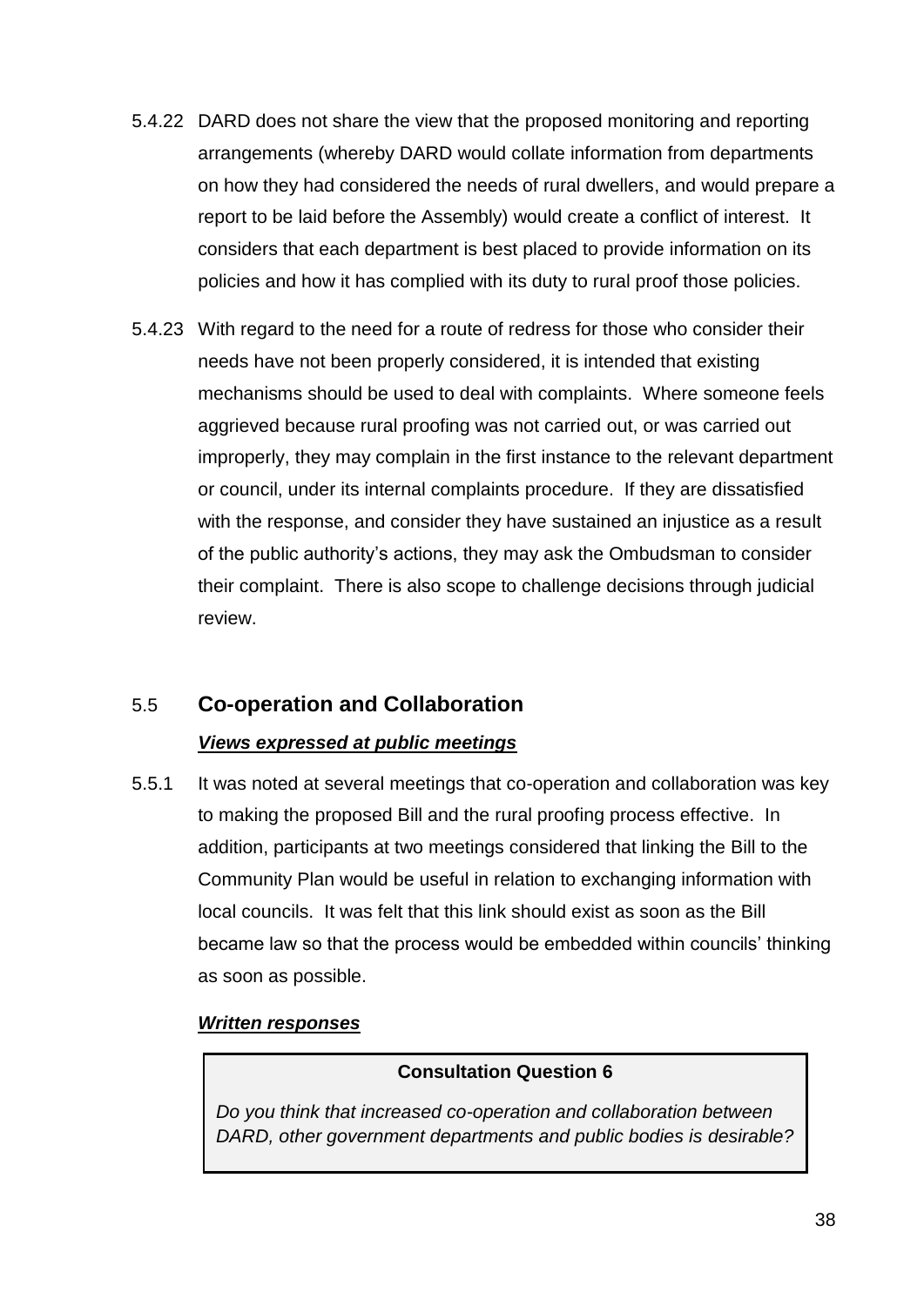5.4.22 DARD does not share the view that the proposed monitoring and reporting arrangements (whereby DARD would collate information from departments on how they had considered the needs of rural dwellers, and would prepare a report to be laid before the Assembly) would create a conflict of interest. It considers that each department is best placed to provide information on its policies and how it has complied with its duty to rural proof those policies.

5.4.23 With regard to the need for a route of redress for those who consider their needs have not been properly considered, it is intended that existing mechanisms should be used to deal with complaints. Where someone feels aggrieved because rural proofing was not carried out, or was carried out improperly, they may complain in the first instance to the relevant department or council, under its internal complaints procedure. If they are dissatisfied with the response, and consider they have sustained an injustice as a result of the public authority's actions, they may ask the Ombudsman to consider their complaint. There is also scope to challenge decisions through judicial review.

## 5.5 Co-operation and Collaboration

***Views expressed at public meetings***

5.5.1 It was noted at several meetings that co-operation and collaboration was key to making the proposed Bill and the rural proofing process effective. In addition, participants at two meetings considered that linking the Bill to the Community Plan would be useful in relation to exchanging information with local councils. It was felt that this link should exist as soon as the Bill became law so that the process would be embedded within councils' thinking as soon as possible.

***Written responses***

> **Consultation Question 6**
>
> *Do you think that increased co-operation and collaboration between DARD, other government departments and public bodies is desirable?*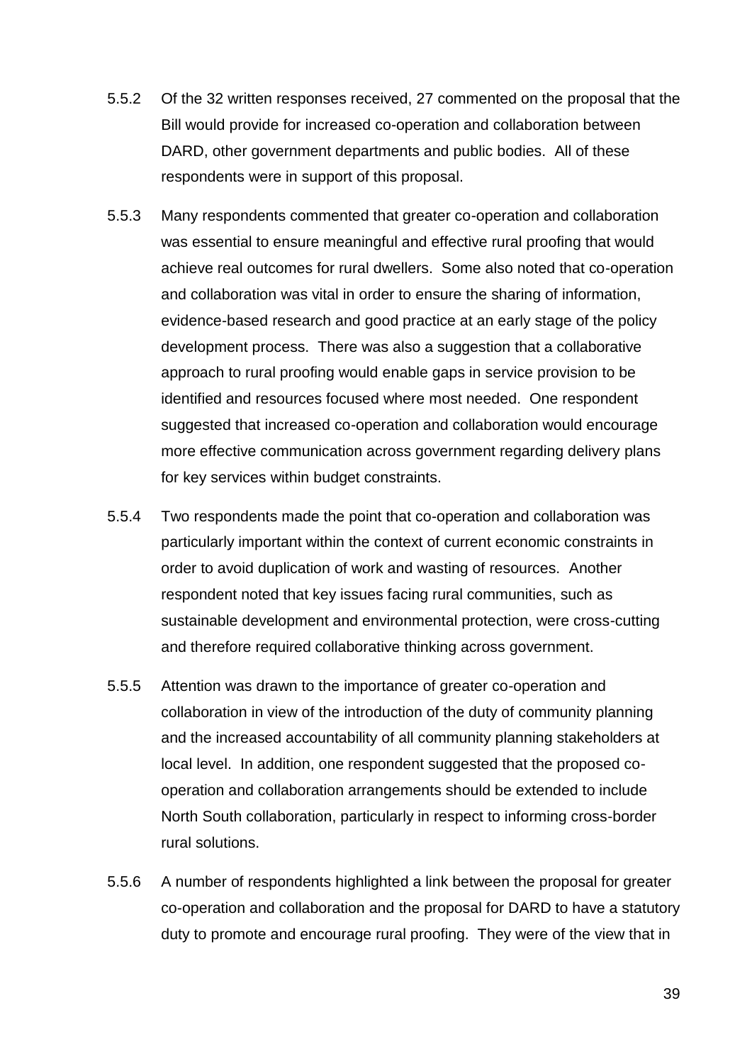5.5.2 Of the 32 written responses received, 27 commented on the proposal that the Bill would provide for increased co-operation and collaboration between DARD, other government departments and public bodies. All of these respondents were in support of this proposal.

5.5.3 Many respondents commented that greater co-operation and collaboration was essential to ensure meaningful and effective rural proofing that would achieve real outcomes for rural dwellers. Some also noted that co-operation and collaboration was vital in order to ensure the sharing of information, evidence-based research and good practice at an early stage of the policy development process. There was also a suggestion that a collaborative approach to rural proofing would enable gaps in service provision to be identified and resources focused where most needed. One respondent suggested that increased co-operation and collaboration would encourage more effective communication across government regarding delivery plans for key services within budget constraints.

5.5.4 Two respondents made the point that co-operation and collaboration was particularly important within the context of current economic constraints in order to avoid duplication of work and wasting of resources. Another respondent noted that key issues facing rural communities, such as sustainable development and environmental protection, were cross-cutting and therefore required collaborative thinking across government.

5.5.5 Attention was drawn to the importance of greater co-operation and collaboration in view of the introduction of the duty of community planning and the increased accountability of all community planning stakeholders at local level. In addition, one respondent suggested that the proposed co-operation and collaboration arrangements should be extended to include North South collaboration, particularly in respect to informing cross-border rural solutions.

5.5.6 A number of respondents highlighted a link between the proposal for greater co-operation and collaboration and the proposal for DARD to have a statutory duty to promote and encourage rural proofing. They were of the view that in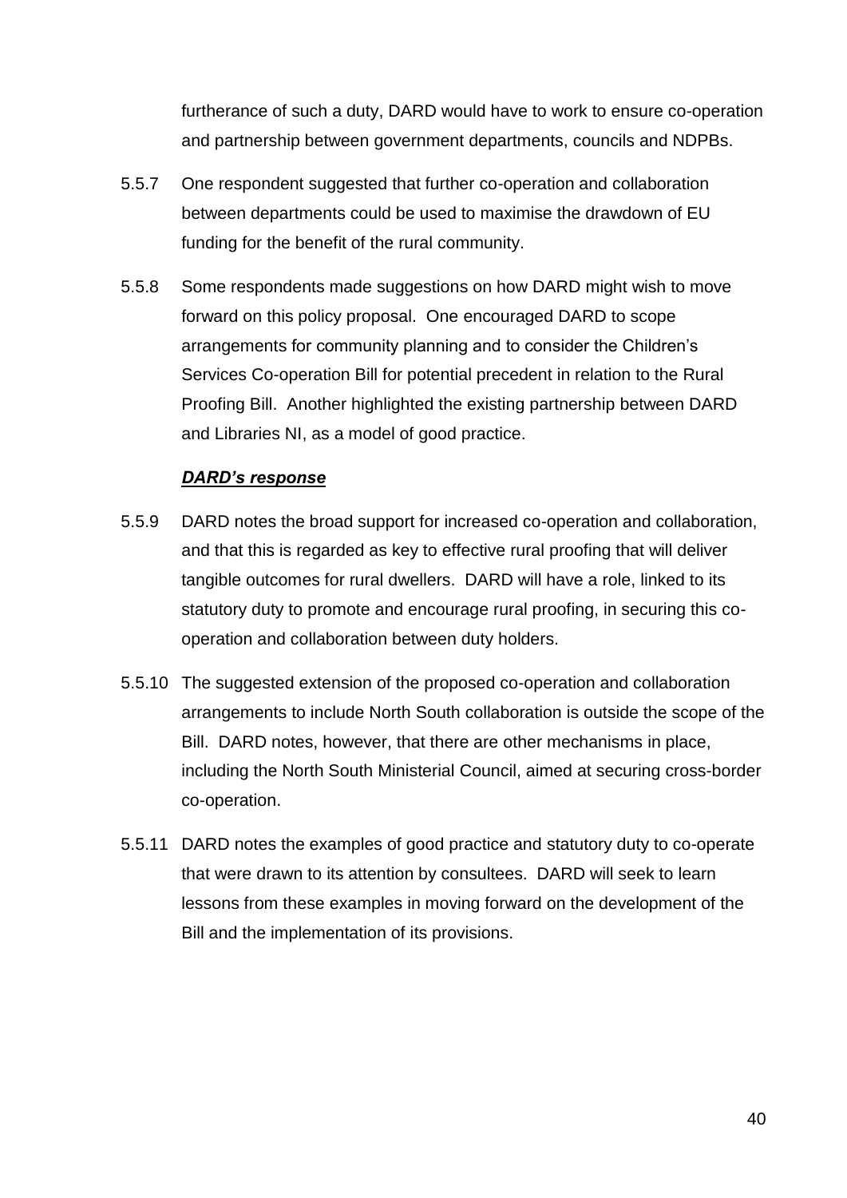furtherance of such a duty, DARD would have to work to ensure co-operation and partnership between government departments, councils and NDPBs.

5.5.7 One respondent suggested that further co-operation and collaboration between departments could be used to maximise the drawdown of EU funding for the benefit of the rural community.

5.5.8 Some respondents made suggestions on how DARD might wish to move forward on this policy proposal. One encouraged DARD to scope arrangements for community planning and to consider the Children's Services Co-operation Bill for potential precedent in relation to the Rural Proofing Bill. Another highlighted the existing partnership between DARD and Libraries NI, as a model of good practice.

***DARD's response***

5.5.9 DARD notes the broad support for increased co-operation and collaboration, and that this is regarded as key to effective rural proofing that will deliver tangible outcomes for rural dwellers. DARD will have a role, linked to its statutory duty to promote and encourage rural proofing, in securing this co-operation and collaboration between duty holders.

5.5.10 The suggested extension of the proposed co-operation and collaboration arrangements to include North South collaboration is outside the scope of the Bill. DARD notes, however, that there are other mechanisms in place, including the North South Ministerial Council, aimed at securing cross-border co-operation.

5.5.11 DARD notes the examples of good practice and statutory duty to co-operate that were drawn to its attention by consultees. DARD will seek to learn lessons from these examples in moving forward on the development of the Bill and the implementation of its provisions.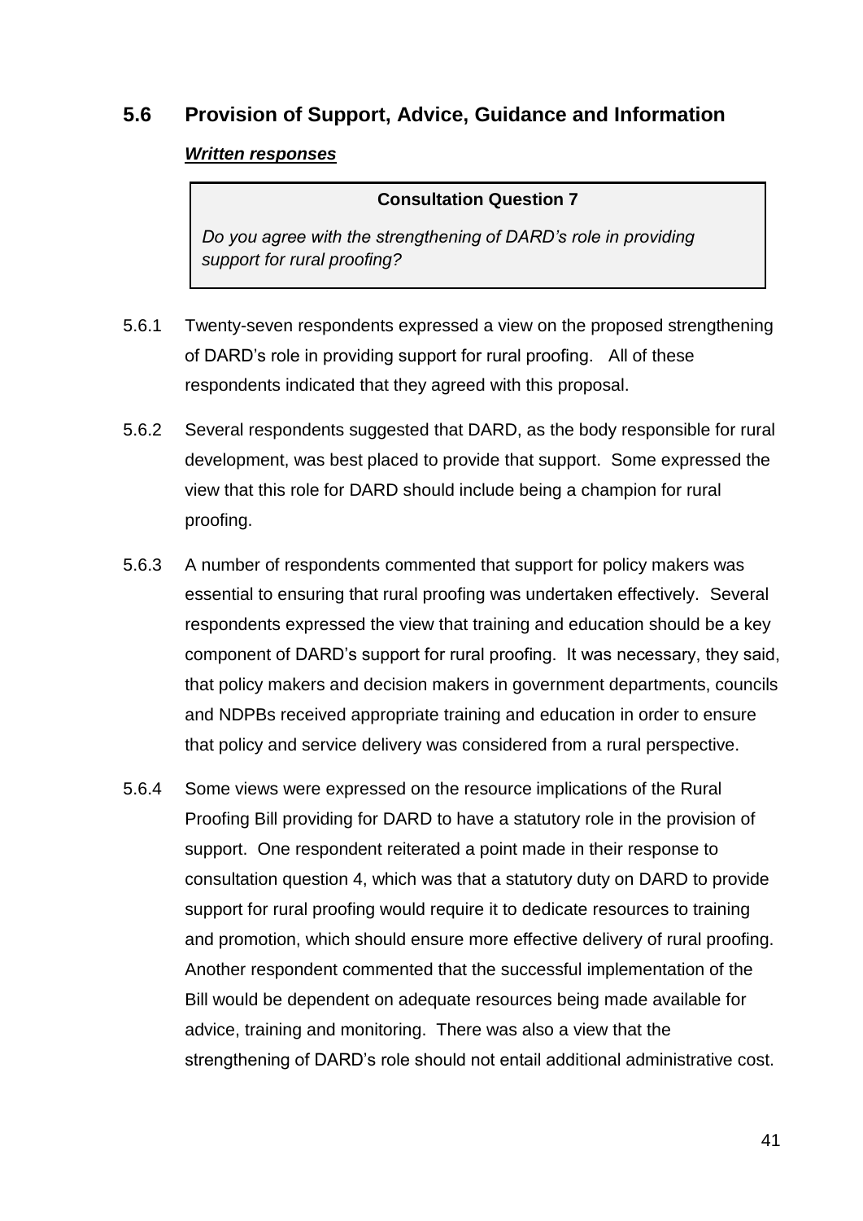## 5.6 Provision of Support, Advice, Guidance and Information

***Written responses***

> **Consultation Question 7**
>
> *Do you agree with the strengthening of DARD's role in providing support for rural proofing?*

5.6.1 Twenty-seven respondents expressed a view on the proposed strengthening of DARD's role in providing support for rural proofing. All of these respondents indicated that they agreed with this proposal.

5.6.2 Several respondents suggested that DARD, as the body responsible for rural development, was best placed to provide that support. Some expressed the view that this role for DARD should include being a champion for rural proofing.

5.6.3 A number of respondents commented that support for policy makers was essential to ensuring that rural proofing was undertaken effectively. Several respondents expressed the view that training and education should be a key component of DARD's support for rural proofing. It was necessary, they said, that policy makers and decision makers in government departments, councils and NDPBs received appropriate training and education in order to ensure that policy and service delivery was considered from a rural perspective.

5.6.4 Some views were expressed on the resource implications of the Rural Proofing Bill providing for DARD to have a statutory role in the provision of support. One respondent reiterated a point made in their response to consultation question 4, which was that a statutory duty on DARD to provide support for rural proofing would require it to dedicate resources to training and promotion, which should ensure more effective delivery of rural proofing. Another respondent commented that the successful implementation of the Bill would be dependent on adequate resources being made available for advice, training and monitoring. There was also a view that the strengthening of DARD's role should not entail additional administrative cost.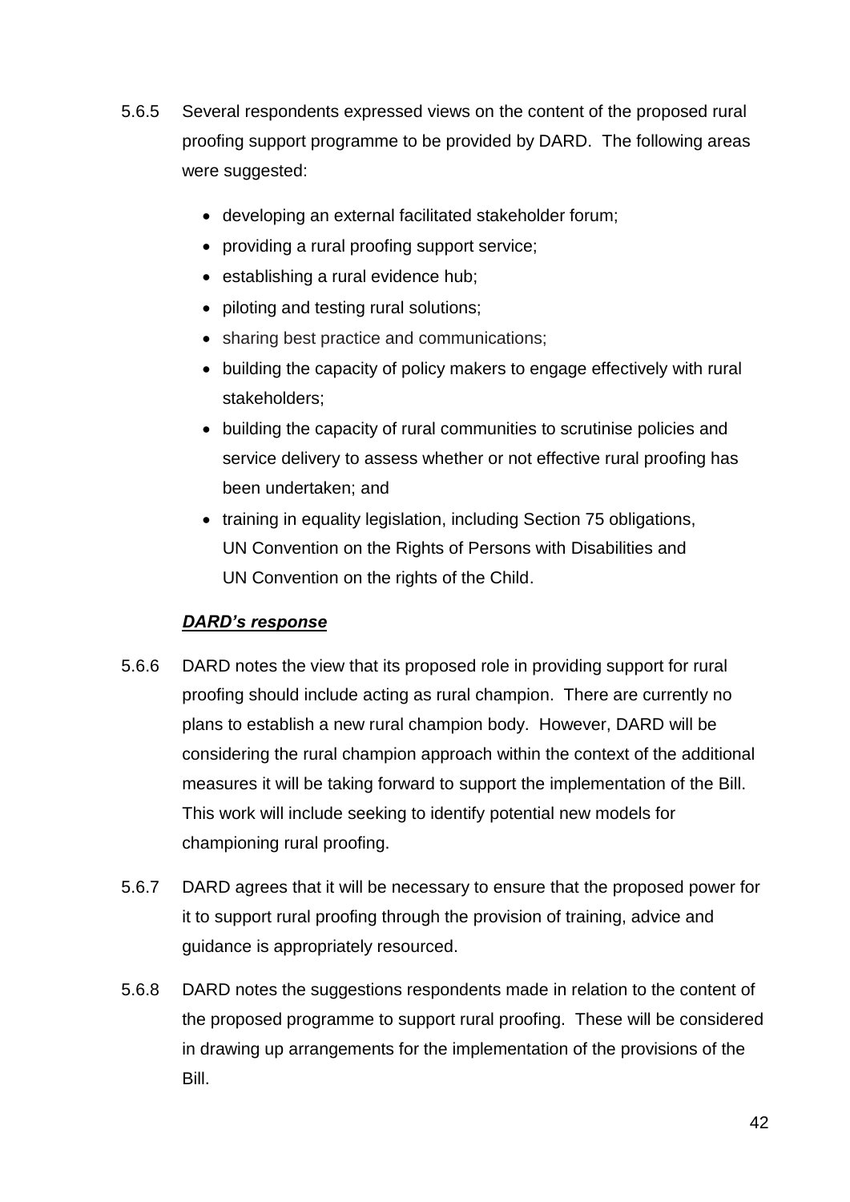5.6.5 Several respondents expressed views on the content of the proposed rural proofing support programme to be provided by DARD. The following areas were suggested:

- developing an external facilitated stakeholder forum;
- providing a rural proofing support service;
- establishing a rural evidence hub;
- piloting and testing rural solutions;
- sharing best practice and communications;
- building the capacity of policy makers to engage effectively with rural stakeholders;
- building the capacity of rural communities to scrutinise policies and service delivery to assess whether or not effective rural proofing has been undertaken; and
- training in equality legislation, including Section 75 obligations, UN Convention on the Rights of Persons with Disabilities and UN Convention on the rights of the Child.

***DARD's response***

5.6.6 DARD notes the view that its proposed role in providing support for rural proofing should include acting as rural champion. There are currently no plans to establish a new rural champion body. However, DARD will be considering the rural champion approach within the context of the additional measures it will be taking forward to support the implementation of the Bill. This work will include seeking to identify potential new models for championing rural proofing.

5.6.7 DARD agrees that it will be necessary to ensure that the proposed power for it to support rural proofing through the provision of training, advice and guidance is appropriately resourced.

5.6.8 DARD notes the suggestions respondents made in relation to the content of the proposed programme to support rural proofing. These will be considered in drawing up arrangements for the implementation of the provisions of the Bill.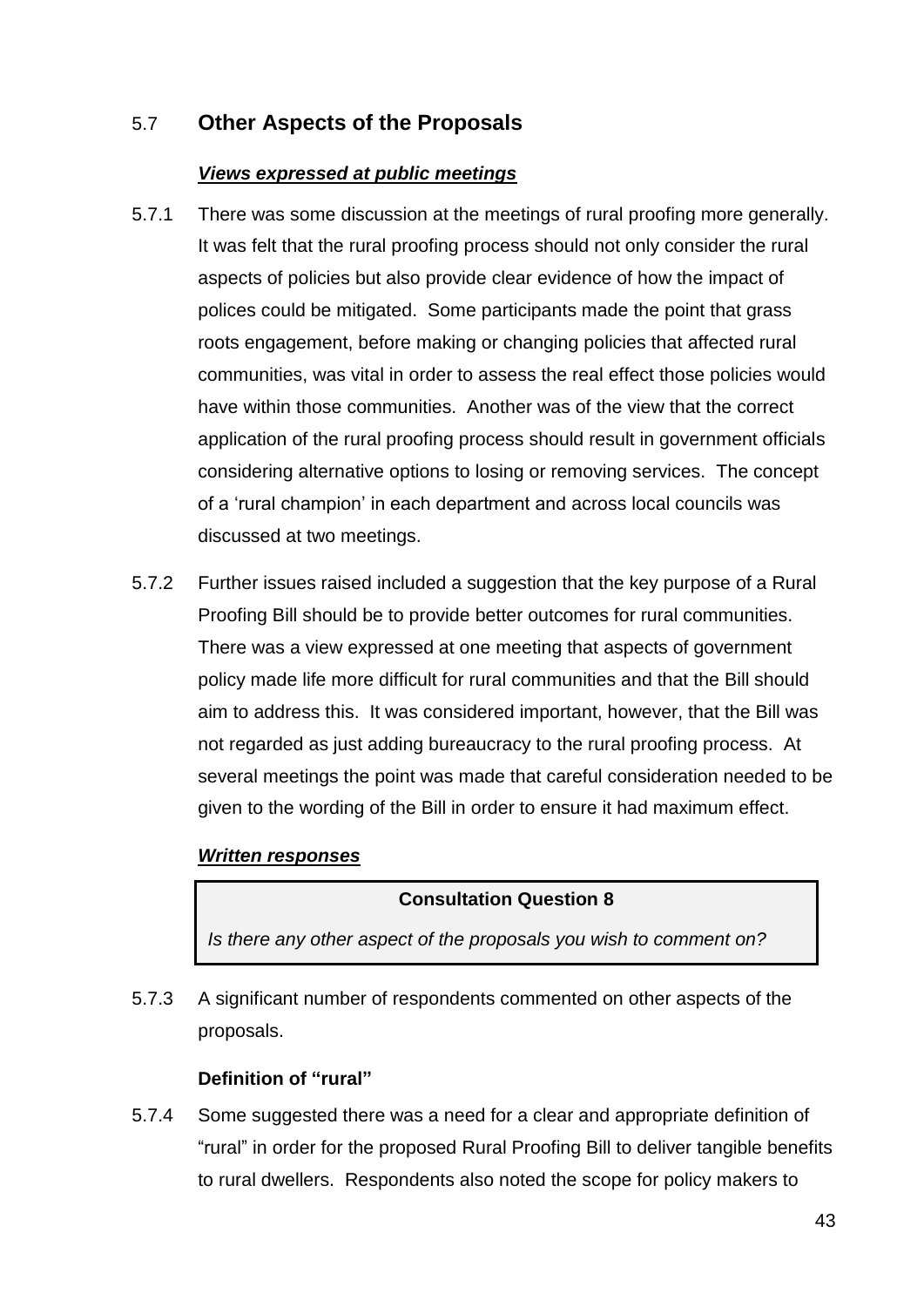## 5.7 Other Aspects of the Proposals

***Views expressed at public meetings***

5.7.1 There was some discussion at the meetings of rural proofing more generally. It was felt that the rural proofing process should not only consider the rural aspects of policies but also provide clear evidence of how the impact of polices could be mitigated. Some participants made the point that grass roots engagement, before making or changing policies that affected rural communities, was vital in order to assess the real effect those policies would have within those communities. Another was of the view that the correct application of the rural proofing process should result in government officials considering alternative options to losing or removing services. The concept of a 'rural champion' in each department and across local councils was discussed at two meetings.

5.7.2 Further issues raised included a suggestion that the key purpose of a Rural Proofing Bill should be to provide better outcomes for rural communities. There was a view expressed at one meeting that aspects of government policy made life more difficult for rural communities and that the Bill should aim to address this. It was considered important, however, that the Bill was not regarded as just adding bureaucracy to the rural proofing process. At several meetings the point was made that careful consideration needed to be given to the wording of the Bill in order to ensure it had maximum effect.

***Written responses***

| **Consultation Question 8** |
| --- |
| *Is there any other aspect of the proposals you wish to comment on?* |

5.7.3 A significant number of respondents commented on other aspects of the proposals.

**Definition of "rural"**

5.7.4 Some suggested there was a need for a clear and appropriate definition of "rural" in order for the proposed Rural Proofing Bill to deliver tangible benefits to rural dwellers. Respondents also noted the scope for policy makers to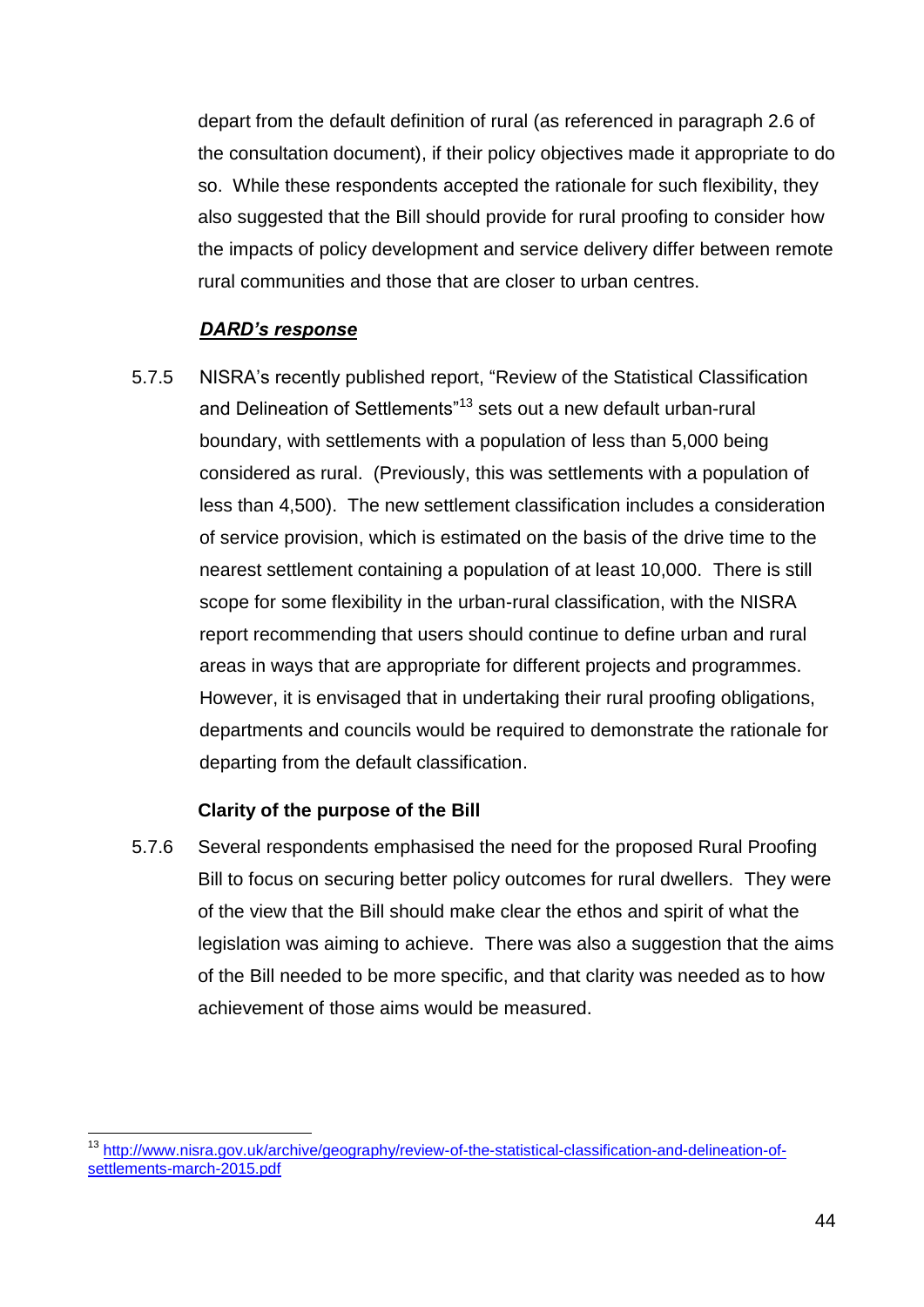depart from the default definition of rural (as referenced in paragraph 2.6 of the consultation document), if their policy objectives made it appropriate to do so. While these respondents accepted the rationale for such flexibility, they also suggested that the Bill should provide for rural proofing to consider how the impacts of policy development and service delivery differ between remote rural communities and those that are closer to urban centres.

***DARD's response***

5.7.5 NISRA's recently published report, "Review of the Statistical Classification and Delineation of Settlements"[13] sets out a new default urban-rural boundary, with settlements with a population of less than 5,000 being considered as rural. (Previously, this was settlements with a population of less than 4,500). The new settlement classification includes a consideration of service provision, which is estimated on the basis of the drive time to the nearest settlement containing a population of at least 10,000. There is still scope for some flexibility in the urban-rural classification, with the NISRA report recommending that users should continue to define urban and rural areas in ways that are appropriate for different projects and programmes. However, it is envisaged that in undertaking their rural proofing obligations, departments and councils would be required to demonstrate the rationale for departing from the default classification.

**Clarity of the purpose of the Bill**

5.7.6 Several respondents emphasised the need for the proposed Rural Proofing Bill to focus on securing better policy outcomes for rural dwellers. They were of the view that the Bill should make clear the ethos and spirit of what the legislation was aiming to achieve. There was also a suggestion that the aims of the Bill needed to be more specific, and that clarity was needed as to how achievement of those aims would be measured.

---

[13] http://www.nisra.gov.uk/archive/geography/review-of-the-statistical-classification-and-delineation-of-settlements-march-2015.pdf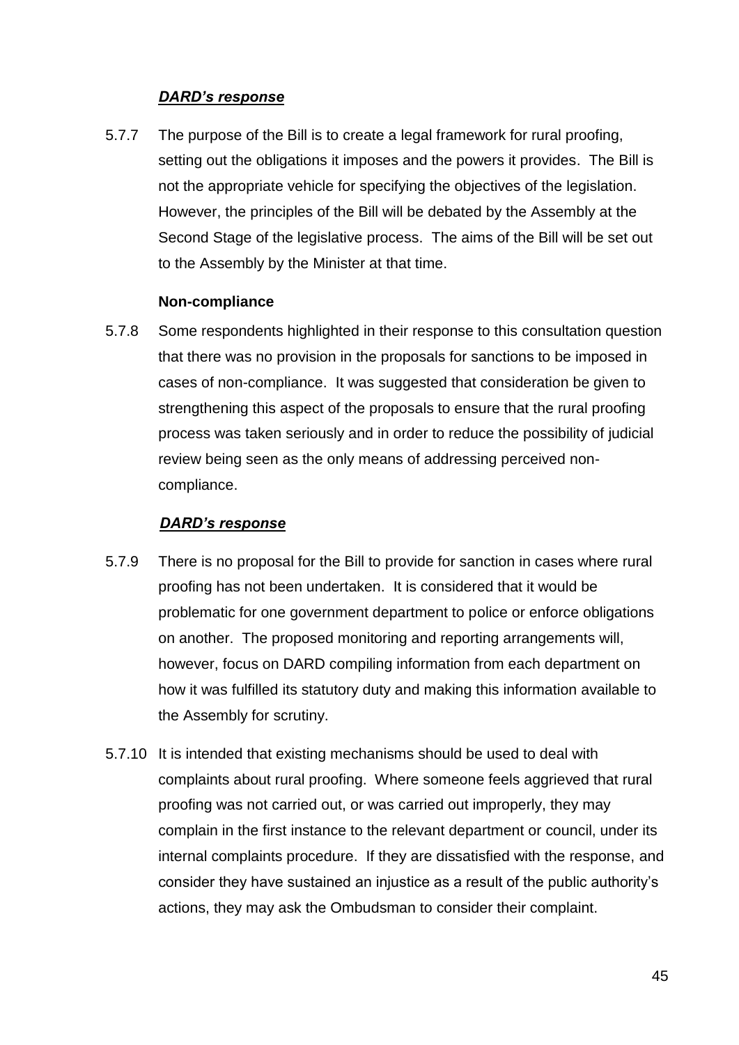***DARD's response***

5.7.7 The purpose of the Bill is to create a legal framework for rural proofing, setting out the obligations it imposes and the powers it provides. The Bill is not the appropriate vehicle for specifying the objectives of the legislation. However, the principles of the Bill will be debated by the Assembly at the Second Stage of the legislative process. The aims of the Bill will be set out to the Assembly by the Minister at that time.

**Non-compliance**

5.7.8 Some respondents highlighted in their response to this consultation question that there was no provision in the proposals for sanctions to be imposed in cases of non-compliance. It was suggested that consideration be given to strengthening this aspect of the proposals to ensure that the rural proofing process was taken seriously and in order to reduce the possibility of judicial review being seen as the only means of addressing perceived non-compliance.

***DARD's response***

5.7.9 There is no proposal for the Bill to provide for sanction in cases where rural proofing has not been undertaken. It is considered that it would be problematic for one government department to police or enforce obligations on another. The proposed monitoring and reporting arrangements will, however, focus on DARD compiling information from each department on how it was fulfilled its statutory duty and making this information available to the Assembly for scrutiny.

5.7.10 It is intended that existing mechanisms should be used to deal with complaints about rural proofing. Where someone feels aggrieved that rural proofing was not carried out, or was carried out improperly, they may complain in the first instance to the relevant department or council, under its internal complaints procedure. If they are dissatisfied with the response, and consider they have sustained an injustice as a result of the public authority's actions, they may ask the Ombudsman to consider their complaint.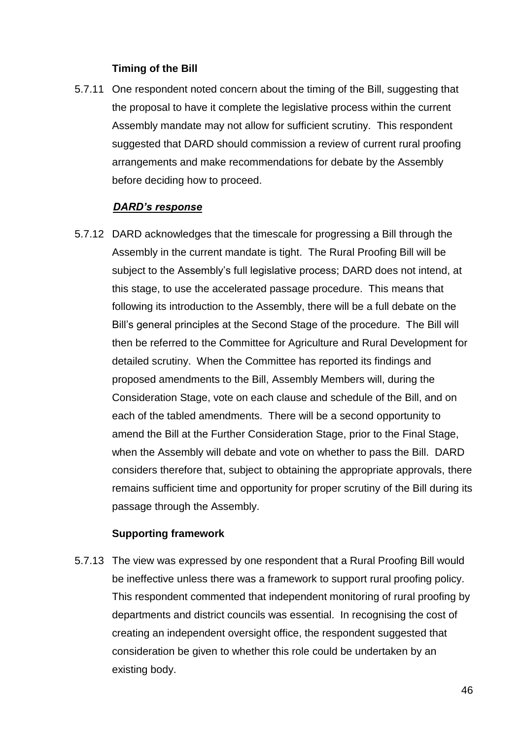**Timing of the Bill**

5.7.11 One respondent noted concern about the timing of the Bill, suggesting that the proposal to have it complete the legislative process within the current Assembly mandate may not allow for sufficient scrutiny. This respondent suggested that DARD should commission a review of current rural proofing arrangements and make recommendations for debate by the Assembly before deciding how to proceed.

***DARD's response***

5.7.12 DARD acknowledges that the timescale for progressing a Bill through the Assembly in the current mandate is tight. The Rural Proofing Bill will be subject to the Assembly's full legislative process; DARD does not intend, at this stage, to use the accelerated passage procedure. This means that following its introduction to the Assembly, there will be a full debate on the Bill's general principles at the Second Stage of the procedure. The Bill will then be referred to the Committee for Agriculture and Rural Development for detailed scrutiny. When the Committee has reported its findings and proposed amendments to the Bill, Assembly Members will, during the Consideration Stage, vote on each clause and schedule of the Bill, and on each of the tabled amendments. There will be a second opportunity to amend the Bill at the Further Consideration Stage, prior to the Final Stage, when the Assembly will debate and vote on whether to pass the Bill. DARD considers therefore that, subject to obtaining the appropriate approvals, there remains sufficient time and opportunity for proper scrutiny of the Bill during its passage through the Assembly.

**Supporting framework**

5.7.13 The view was expressed by one respondent that a Rural Proofing Bill would be ineffective unless there was a framework to support rural proofing policy. This respondent commented that independent monitoring of rural proofing by departments and district councils was essential. In recognising the cost of creating an independent oversight office, the respondent suggested that consideration be given to whether this role could be undertaken by an existing body.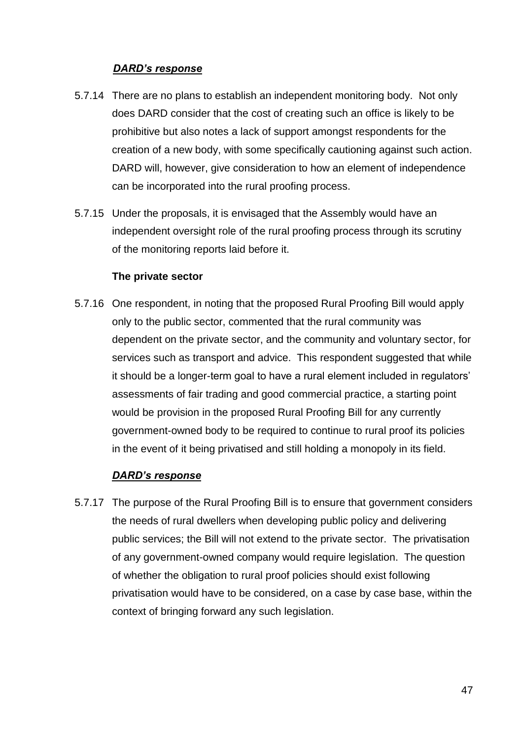***DARD's response***

5.7.14 There are no plans to establish an independent monitoring body. Not only does DARD consider that the cost of creating such an office is likely to be prohibitive but also notes a lack of support amongst respondents for the creation of a new body, with some specifically cautioning against such action. DARD will, however, give consideration to how an element of independence can be incorporated into the rural proofing process.

5.7.15 Under the proposals, it is envisaged that the Assembly would have an independent oversight role of the rural proofing process through its scrutiny of the monitoring reports laid before it.

**The private sector**

5.7.16 One respondent, in noting that the proposed Rural Proofing Bill would apply only to the public sector, commented that the rural community was dependent on the private sector, and the community and voluntary sector, for services such as transport and advice. This respondent suggested that while it should be a longer-term goal to have a rural element included in regulators' assessments of fair trading and good commercial practice, a starting point would be provision in the proposed Rural Proofing Bill for any currently government-owned body to be required to continue to rural proof its policies in the event of it being privatised and still holding a monopoly in its field.

***DARD's response***

5.7.17 The purpose of the Rural Proofing Bill is to ensure that government considers the needs of rural dwellers when developing public policy and delivering public services; the Bill will not extend to the private sector. The privatisation of any government-owned company would require legislation. The question of whether the obligation to rural proof policies should exist following privatisation would have to be considered, on a case by case base, within the context of bringing forward any such legislation.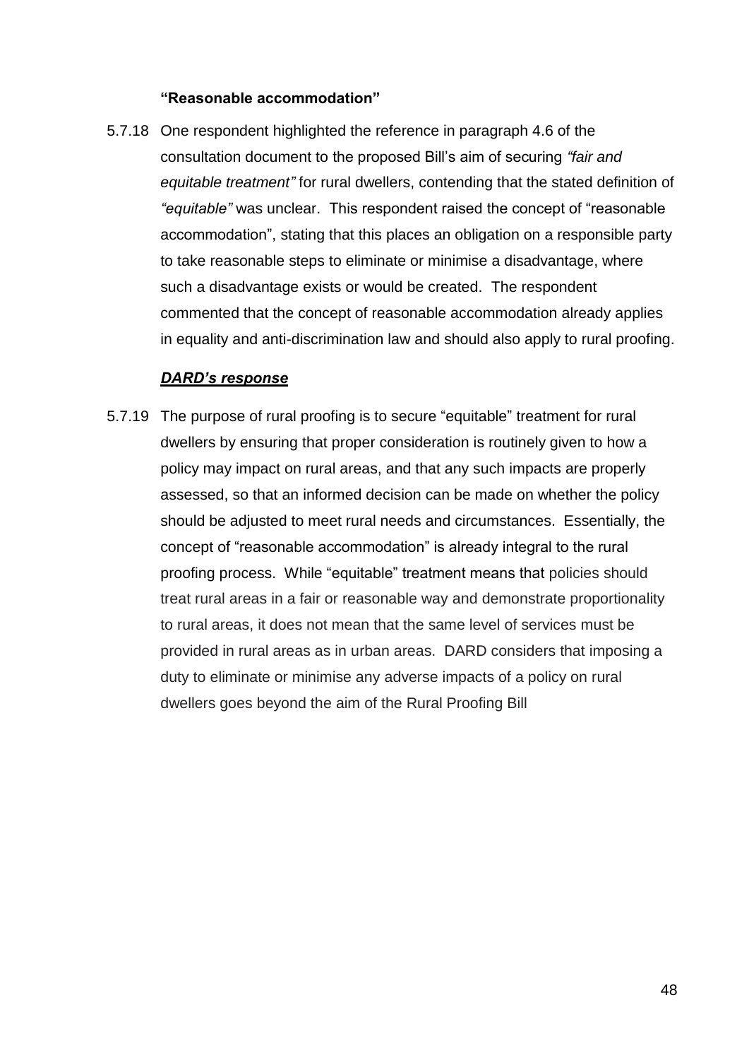**"Reasonable accommodation"**

5.7.18 One respondent highlighted the reference in paragraph 4.6 of the consultation document to the proposed Bill's aim of securing *"fair and equitable treatment"* for rural dwellers, contending that the stated definition of *"equitable"* was unclear. This respondent raised the concept of "reasonable accommodation", stating that this places an obligation on a responsible party to take reasonable steps to eliminate or minimise a disadvantage, where such a disadvantage exists or would be created. The respondent commented that the concept of reasonable accommodation already applies in equality and anti-discrimination law and should also apply to rural proofing.

***DARD's response***

5.7.19 The purpose of rural proofing is to secure "equitable" treatment for rural dwellers by ensuring that proper consideration is routinely given to how a policy may impact on rural areas, and that any such impacts are properly assessed, so that an informed decision can be made on whether the policy should be adjusted to meet rural needs and circumstances. Essentially, the concept of "reasonable accommodation" is already integral to the rural proofing process. While "equitable" treatment means that policies should treat rural areas in a fair or reasonable way and demonstrate proportionality to rural areas, it does not mean that the same level of services must be provided in rural areas as in urban areas. DARD considers that imposing a duty to eliminate or minimise any adverse impacts of a policy on rural dwellers goes beyond the aim of the Rural Proofing Bill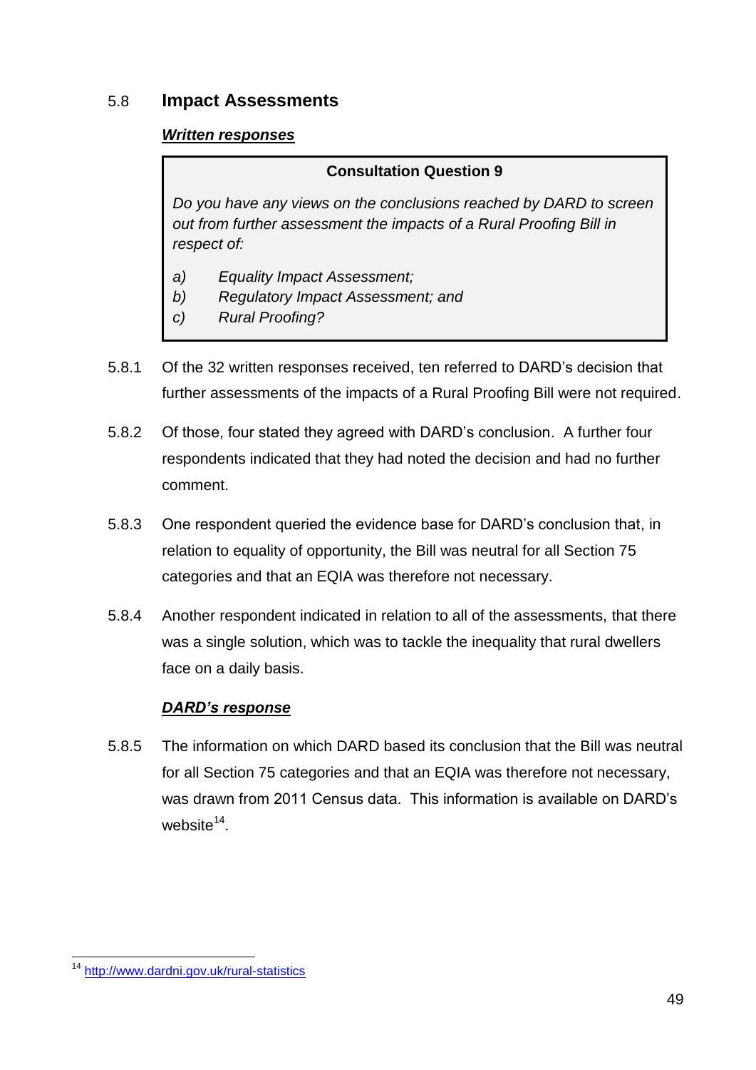## 5.8 Impact Assessments

***Written responses***

> **Consultation Question 9**
>
> *Do you have any views on the conclusions reached by DARD to screen out from further assessment the impacts of a Rural Proofing Bill in respect of:*
>
> *a) Equality Impact Assessment;*
> *b) Regulatory Impact Assessment; and*
> *c) Rural Proofing?*

5.8.1 Of the 32 written responses received, ten referred to DARD's decision that further assessments of the impacts of a Rural Proofing Bill were not required.

5.8.2 Of those, four stated they agreed with DARD's conclusion. A further four respondents indicated that they had noted the decision and had no further comment.

5.8.3 One respondent queried the evidence base for DARD's conclusion that, in relation to equality of opportunity, the Bill was neutral for all Section 75 categories and that an EQIA was therefore not necessary.

5.8.4 Another respondent indicated in relation to all of the assessments, that there was a single solution, which was to tackle the inequality that rural dwellers face on a daily basis.

***DARD's response***

5.8.5 The information on which DARD based its conclusion that the Bill was neutral for all Section 75 categories and that an EQIA was therefore not necessary, was drawn from 2011 Census data. This information is available on DARD's website[14].

---

[14] http://www.dardni.gov.uk/rural-statistics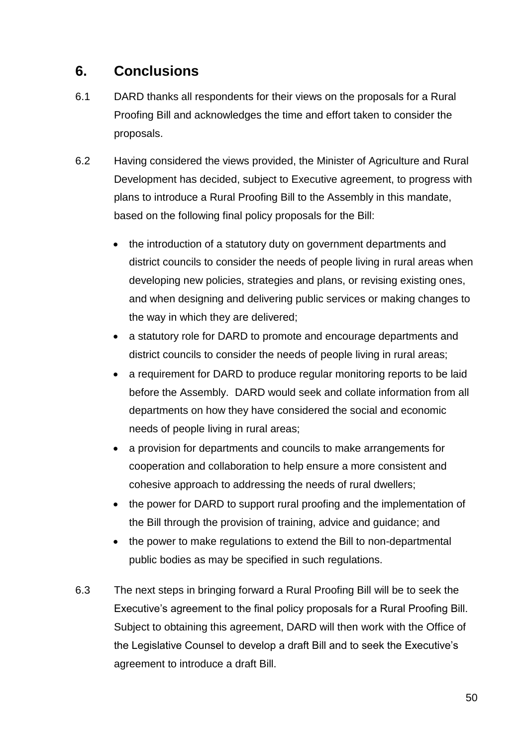## 6. Conclusions

6.1 DARD thanks all respondents for their views on the proposals for a Rural Proofing Bill and acknowledges the time and effort taken to consider the proposals.

6.2 Having considered the views provided, the Minister of Agriculture and Rural Development has decided, subject to Executive agreement, to progress with plans to introduce a Rural Proofing Bill to the Assembly in this mandate, based on the following final policy proposals for the Bill:

- the introduction of a statutory duty on government departments and district councils to consider the needs of people living in rural areas when developing new policies, strategies and plans, or revising existing ones, and when designing and delivering public services or making changes to the way in which they are delivered;
- a statutory role for DARD to promote and encourage departments and district councils to consider the needs of people living in rural areas;
- a requirement for DARD to produce regular monitoring reports to be laid before the Assembly. DARD would seek and collate information from all departments on how they have considered the social and economic needs of people living in rural areas;
- a provision for departments and councils to make arrangements for cooperation and collaboration to help ensure a more consistent and cohesive approach to addressing the needs of rural dwellers;
- the power for DARD to support rural proofing and the implementation of the Bill through the provision of training, advice and guidance; and
- the power to make regulations to extend the Bill to non-departmental public bodies as may be specified in such regulations.

6.3 The next steps in bringing forward a Rural Proofing Bill will be to seek the Executive's agreement to the final policy proposals for a Rural Proofing Bill. Subject to obtaining this agreement, DARD will then work with the Office of the Legislative Counsel to develop a draft Bill and to seek the Executive's agreement to introduce a draft Bill.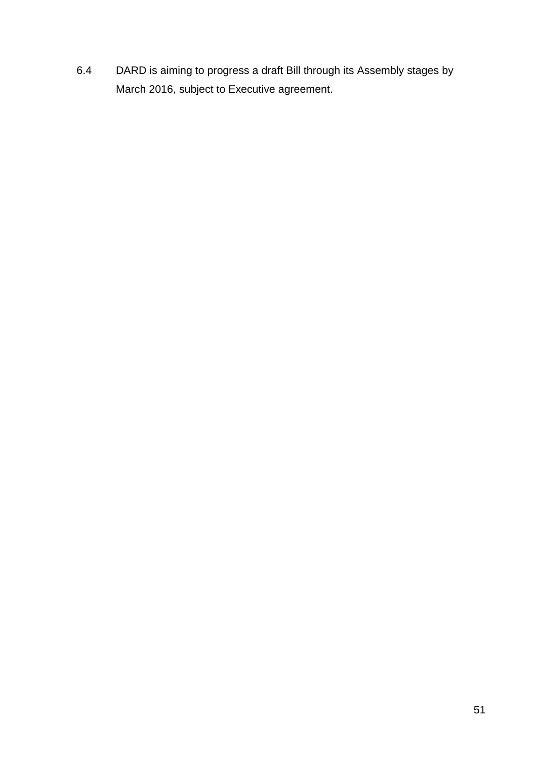6.4 DARD is aiming to progress a draft Bill through its Assembly stages by March 2016, subject to Executive agreement.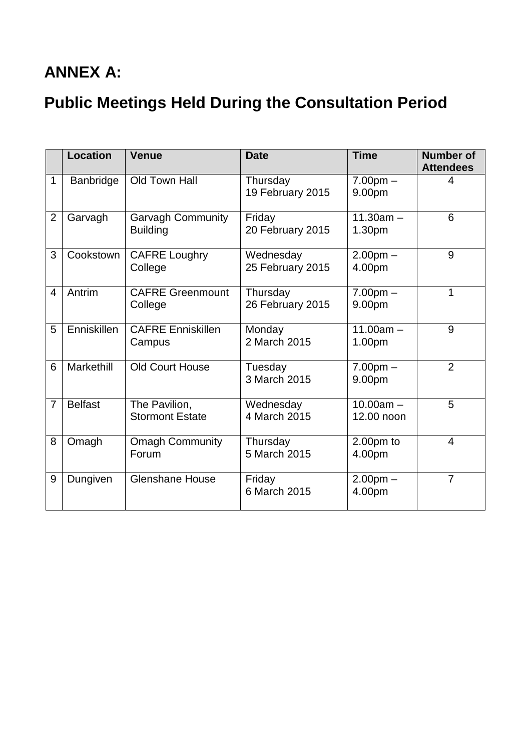# ANNEX A:

## Public Meetings Held During the Consultation Period

| | Location | Venue | Date | Time | Number of Attendees |
|---|---|---|---|---|---|
| 1 | Banbridge | Old Town Hall | Thursday 19 February 2015 | 7.00pm – 9.00pm | 4 |
| 2 | Garvagh | Garvagh Community Building | Friday 20 February 2015 | 11.30am – 1.30pm | 6 |
| 3 | Cookstown | CAFRE Loughry College | Wednesday 25 February 2015 | 2.00pm – 4.00pm | 9 |
| 4 | Antrim | CAFRE Greenmount College | Thursday 26 February 2015 | 7.00pm – 9.00pm | 1 |
| 5 | Enniskillen | CAFRE Enniskillen Campus | Monday 2 March 2015 | 11.00am – 1.00pm | 9 |
| 6 | Markethill | Old Court House | Tuesday 3 March 2015 | 7.00pm – 9.00pm | 2 |
| 7 | Belfast | The Pavilion, Stormont Estate | Wednesday 4 March 2015 | 10.00am – 12.00 noon | 5 |
| 8 | Omagh | Omagh Community Forum | Thursday 5 March 2015 | 2.00pm to 4.00pm | 4 |
| 9 | Dungiven | Glenshane House | Friday 6 March 2015 | 2.00pm – 4.00pm | 7 |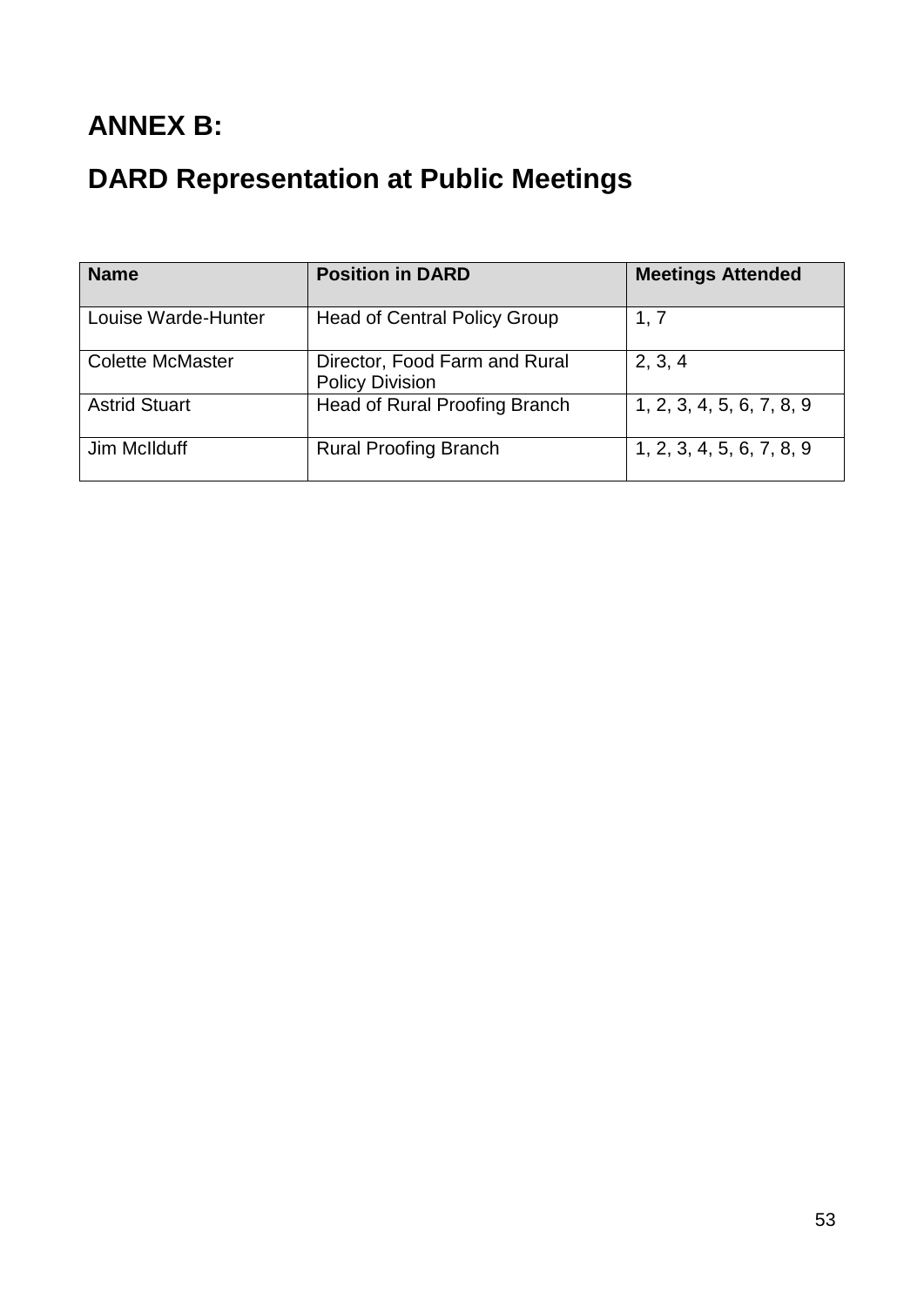# ANNEX B:

# DARD Representation at Public Meetings

| Name | Position in DARD | Meetings Attended |
|---|---|---|
| Louise Warde-Hunter | Head of Central Policy Group | 1, 7 |
| Colette McMaster | Director, Food Farm and Rural Policy Division | 2, 3, 4 |
| Astrid Stuart | Head of Rural Proofing Branch | 1, 2, 3, 4, 5, 6, 7, 8, 9 |
| Jim McIlduff | Rural Proofing Branch | 1, 2, 3, 4, 5, 6, 7, 8, 9 |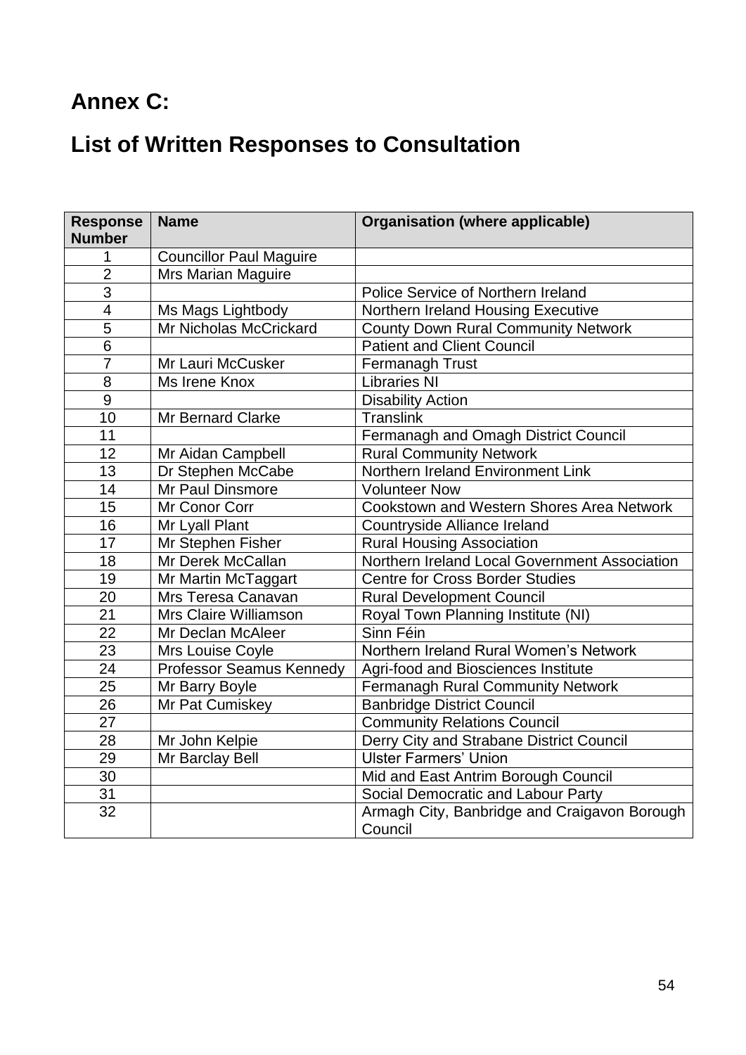# Annex C:

# List of Written Responses to Consultation

| Response Number | Name | Organisation (where applicable) |
|---|---|---|
| 1 | Councillor Paul Maguire | |
| 2 | Mrs Marian Maguire | |
| 3 | | Police Service of Northern Ireland |
| 4 | Ms Mags Lightbody | Northern Ireland Housing Executive |
| 5 | Mr Nicholas McCrickard | County Down Rural Community Network |
| 6 | | Patient and Client Council |
| 7 | Mr Lauri McCusker | Fermanagh Trust |
| 8 | Ms Irene Knox | Libraries NI |
| 9 | | Disability Action |
| 10 | Mr Bernard Clarke | Translink |
| 11 | | Fermanagh and Omagh District Council |
| 12 | Mr Aidan Campbell | Rural Community Network |
| 13 | Dr Stephen McCabe | Northern Ireland Environment Link |
| 14 | Mr Paul Dinsmore | Volunteer Now |
| 15 | Mr Conor Corr | Cookstown and Western Shores Area Network |
| 16 | Mr Lyall Plant | Countryside Alliance Ireland |
| 17 | Mr Stephen Fisher | Rural Housing Association |
| 18 | Mr Derek McCallan | Northern Ireland Local Government Association |
| 19 | Mr Martin McTaggart | Centre for Cross Border Studies |
| 20 | Mrs Teresa Canavan | Rural Development Council |
| 21 | Mrs Claire Williamson | Royal Town Planning Institute (NI) |
| 22 | Mr Declan McAleer | Sinn Féin |
| 23 | Mrs Louise Coyle | Northern Ireland Rural Women's Network |
| 24 | Professor Seamus Kennedy | Agri-food and Biosciences Institute |
| 25 | Mr Barry Boyle | Fermanagh Rural Community Network |
| 26 | Mr Pat Cumiskey | Banbridge District Council |
| 27 | | Community Relations Council |
| 28 | Mr John Kelpie | Derry City and Strabane District Council |
| 29 | Mr Barclay Bell | Ulster Farmers' Union |
| 30 | | Mid and East Antrim Borough Council |
| 31 | | Social Democratic and Labour Party |
| 32 | | Armagh City, Banbridge and Craigavon Borough Council |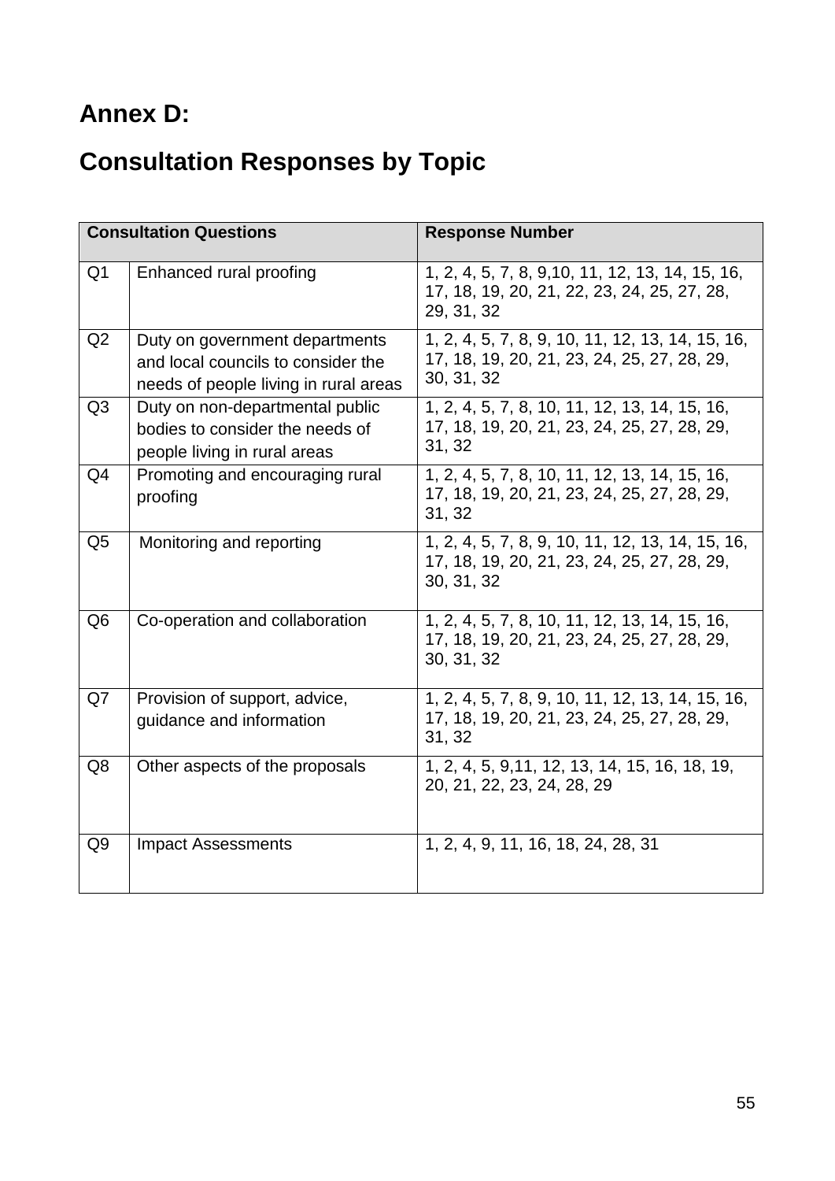# Annex D:

# Consultation Responses by Topic

| Consultation Questions | | Response Number |
|---|---|---|
| Q1 | Enhanced rural proofing | 1, 2, 4, 5, 7, 8, 9,10, 11, 12, 13, 14, 15, 16, 17, 18, 19, 20, 21, 22, 23, 24, 25, 27, 28, 29, 31, 32 |
| Q2 | Duty on government departments and local councils to consider the needs of people living in rural areas | 1, 2, 4, 5, 7, 8, 9, 10, 11, 12, 13, 14, 15, 16, 17, 18, 19, 20, 21, 23, 24, 25, 27, 28, 29, 30, 31, 32 |
| Q3 | Duty on non-departmental public bodies to consider the needs of people living in rural areas | 1, 2, 4, 5, 7, 8, 10, 11, 12, 13, 14, 15, 16, 17, 18, 19, 20, 21, 23, 24, 25, 27, 28, 29, 31, 32 |
| Q4 | Promoting and encouraging rural proofing | 1, 2, 4, 5, 7, 8, 10, 11, 12, 13, 14, 15, 16, 17, 18, 19, 20, 21, 23, 24, 25, 27, 28, 29, 31, 32 |
| Q5 | Monitoring and reporting | 1, 2, 4, 5, 7, 8, 9, 10, 11, 12, 13, 14, 15, 16, 17, 18, 19, 20, 21, 23, 24, 25, 27, 28, 29, 30, 31, 32 |
| Q6 | Co-operation and collaboration | 1, 2, 4, 5, 7, 8, 10, 11, 12, 13, 14, 15, 16, 17, 18, 19, 20, 21, 23, 24, 25, 27, 28, 29, 30, 31, 32 |
| Q7 | Provision of support, advice, guidance and information | 1, 2, 4, 5, 7, 8, 9, 10, 11, 12, 13, 14, 15, 16, 17, 18, 19, 20, 21, 23, 24, 25, 27, 28, 29, 31, 32 |
| Q8 | Other aspects of the proposals | 1, 2, 4, 5, 9,11, 12, 13, 14, 15, 16, 18, 19, 20, 21, 22, 23, 24, 28, 29 |
| Q9 | Impact Assessments | 1, 2, 4, 9, 11, 16, 18, 24, 28, 31 |